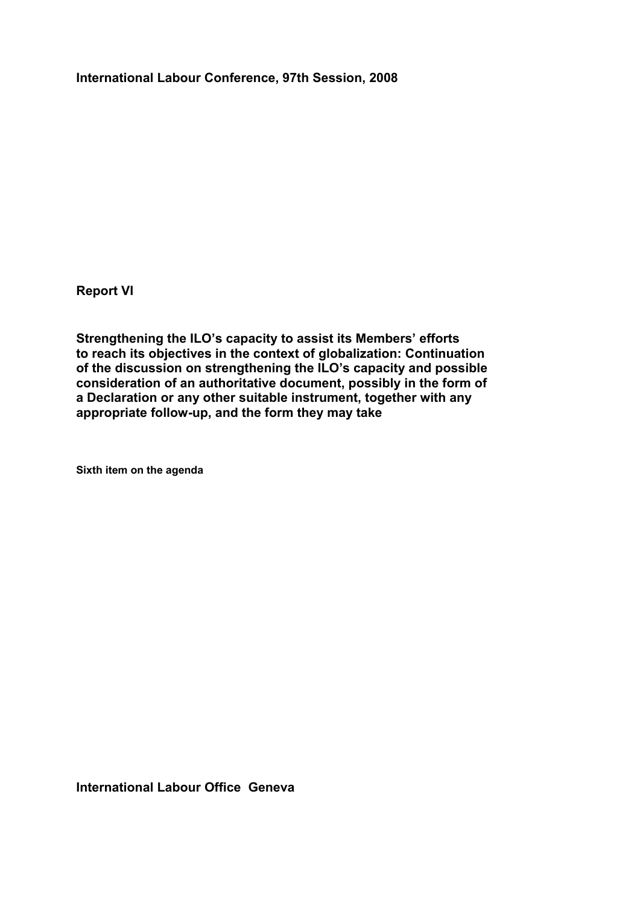**International Labour Conference, 97th Session, 2008**

# Report VI

## Strengthening the ILO's capacity to assist its Members' efforts to reach its objectives in the context of globalization: Continuation of the discussion on strengthening the ILO's capacity and possible consideration of an authoritative document, possibly in the form of a Declaration or any other suitable instrument, together with any appropriate follow-up, and the form they may take

**Sixth item on the agenda**

**International Labour Office Geneva**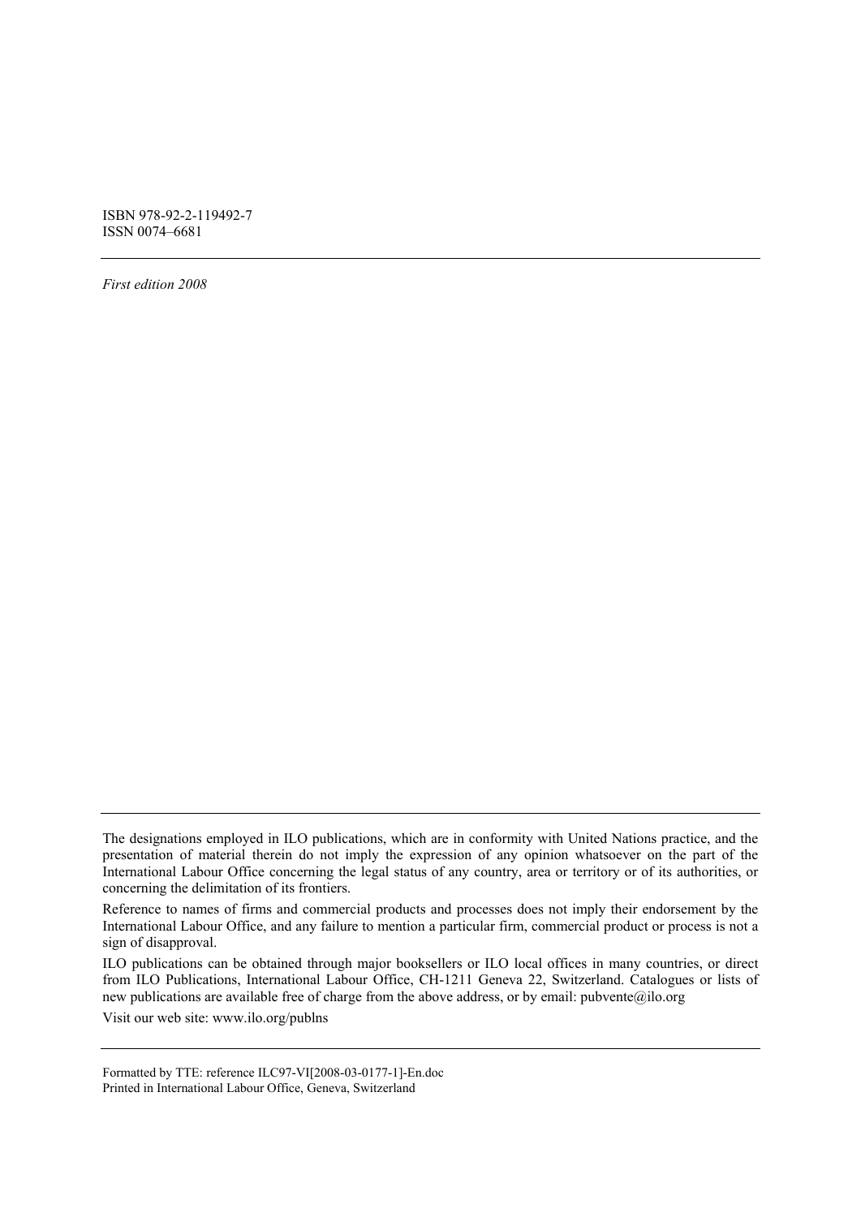ISBN 978-92-2-119492-7
ISSN 0074–6681

---

*First edition 2008*

---

The designations employed in ILO publications, which are in conformity with United Nations practice, and the presentation of material therein do not imply the expression of any opinion whatsoever on the part of the International Labour Office concerning the legal status of any country, area or territory or of its authorities, or concerning the delimitation of its frontiers.

Reference to names of firms and commercial products and processes does not imply their endorsement by the International Labour Office, and any failure to mention a particular firm, commercial product or process is not a sign of disapproval.

ILO publications can be obtained through major booksellers or ILO local offices in many countries, or direct from ILO Publications, International Labour Office, CH-1211 Geneva 22, Switzerland. Catalogues or lists of new publications are available free of charge from the above address, or by email: pubvente@ilo.org

Visit our web site: www.ilo.org/publns

---

Formatted by TTE: reference ILC97-VI[2008-03-0177-1]-En.doc
Printed in International Labour Office, Geneva, Switzerland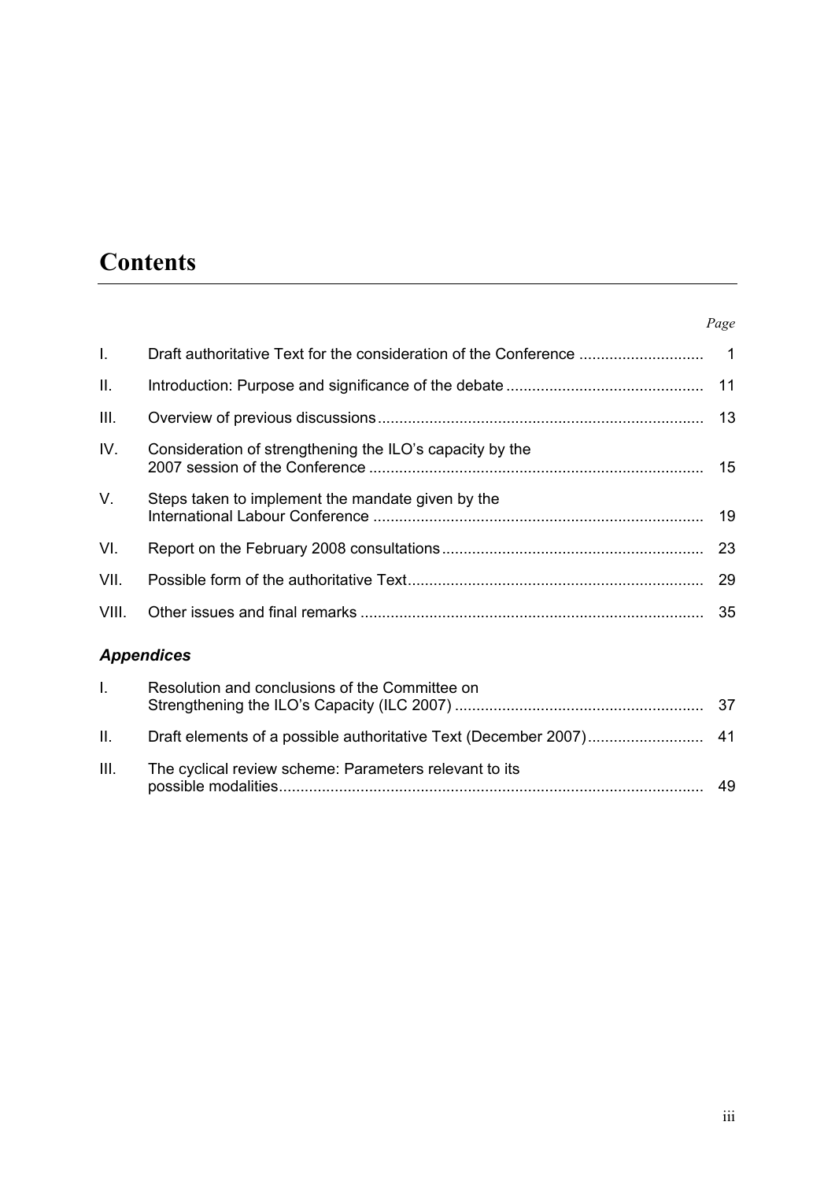# Contents

| | | Page |
|---|---|---|
| I. | Draft authoritative Text for the consideration of the Conference | 1 |
| II. | Introduction: Purpose and significance of the debate | 11 |
| III. | Overview of previous discussions | 13 |
| IV. | Consideration of strengthening the ILO's capacity by the 2007 session of the Conference | 15 |
| V. | Steps taken to implement the mandate given by the International Labour Conference | 19 |
| VI. | Report on the February 2008 consultations | 23 |
| VII. | Possible form of the authoritative Text | 29 |
| VIII. | Other issues and final remarks | 35 |

### *Appendices*

| | | |
|---|---|---|
| I. | Resolution and conclusions of the Committee on Strengthening the ILO's Capacity (ILC 2007) | 37 |
| II. | Draft elements of a possible authoritative Text (December 2007) | 41 |
| III. | The cyclical review scheme: Parameters relevant to its possible modalities | 49 |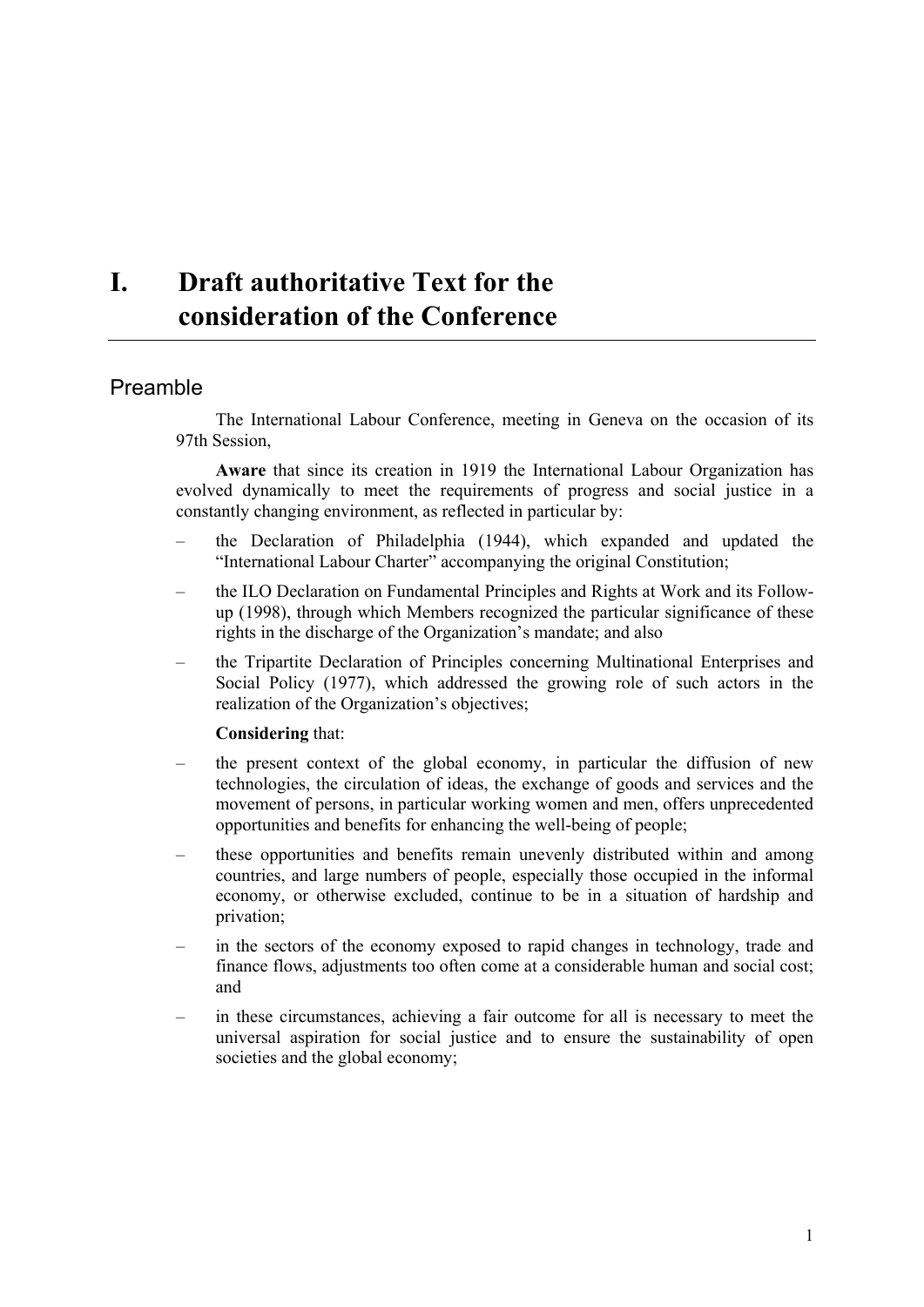# I. Draft authoritative Text for the consideration of the Conference

## Preamble

The International Labour Conference, meeting in Geneva on the occasion of its 97th Session,

**Aware** that since its creation in 1919 the International Labour Organization has evolved dynamically to meet the requirements of progress and social justice in a constantly changing environment, as reflected in particular by:

- the Declaration of Philadelphia (1944), which expanded and updated the "International Labour Charter" accompanying the original Constitution;
- the ILO Declaration on Fundamental Principles and Rights at Work and its Follow-up (1998), through which Members recognized the particular significance of these rights in the discharge of the Organization's mandate; and also
- the Tripartite Declaration of Principles concerning Multinational Enterprises and Social Policy (1977), which addressed the growing role of such actors in the realization of the Organization's objectives;

**Considering** that:

- the present context of the global economy, in particular the diffusion of new technologies, the circulation of ideas, the exchange of goods and services and the movement of persons, in particular working women and men, offers unprecedented opportunities and benefits for enhancing the well-being of people;
- these opportunities and benefits remain unevenly distributed within and among countries, and large numbers of people, especially those occupied in the informal economy, or otherwise excluded, continue to be in a situation of hardship and privation;
- in the sectors of the economy exposed to rapid changes in technology, trade and finance flows, adjustments too often come at a considerable human and social cost; and
- in these circumstances, achieving a fair outcome for all is necessary to meet the universal aspiration for social justice and to ensure the sustainability of open societies and the global economy;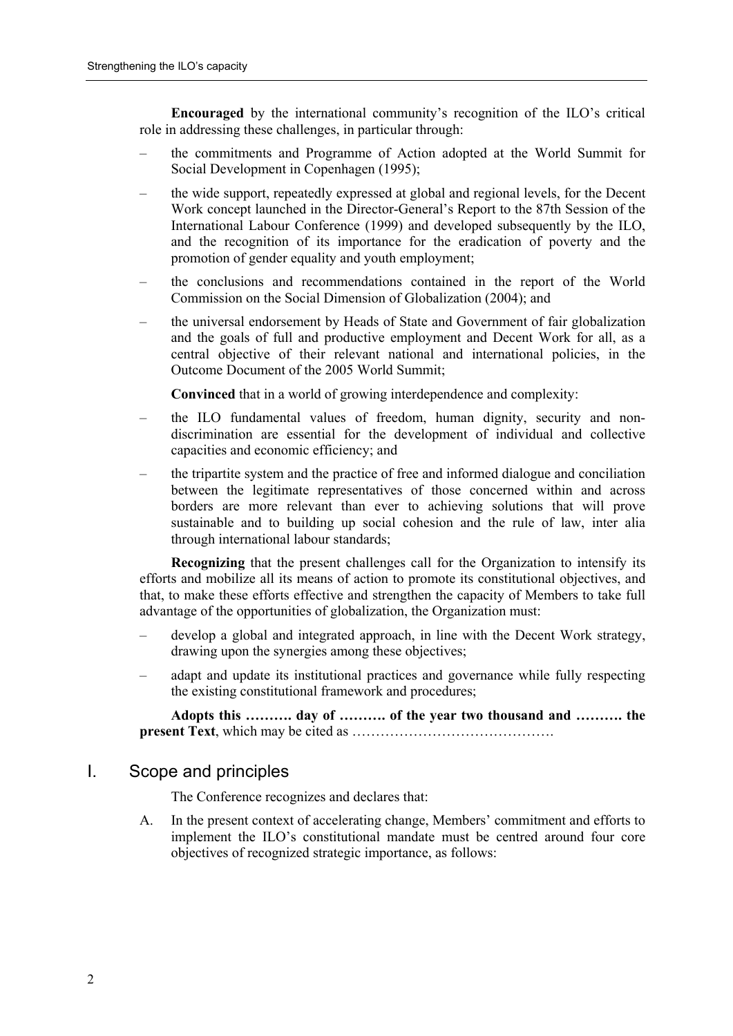**Encouraged** by the international community's recognition of the ILO's critical role in addressing these challenges, in particular through:

– the commitments and Programme of Action adopted at the World Summit for Social Development in Copenhagen (1995);

– the wide support, repeatedly expressed at global and regional levels, for the Decent Work concept launched in the Director-General's Report to the 87th Session of the International Labour Conference (1999) and developed subsequently by the ILO, and the recognition of its importance for the eradication of poverty and the promotion of gender equality and youth employment;

– the conclusions and recommendations contained in the report of the World Commission on the Social Dimension of Globalization (2004); and

– the universal endorsement by Heads of State and Government of fair globalization and the goals of full and productive employment and Decent Work for all, as a central objective of their relevant national and international policies, in the Outcome Document of the 2005 World Summit;

**Convinced** that in a world of growing interdependence and complexity:

– the ILO fundamental values of freedom, human dignity, security and non-discrimination are essential for the development of individual and collective capacities and economic efficiency; and

– the tripartite system and the practice of free and informed dialogue and conciliation between the legitimate representatives of those concerned within and across borders are more relevant than ever to achieving solutions that will prove sustainable and to building up social cohesion and the rule of law, inter alia through international labour standards;

**Recognizing** that the present challenges call for the Organization to intensify its efforts and mobilize all its means of action to promote its constitutional objectives, and that, to make these efforts effective and strengthen the capacity of Members to take full advantage of the opportunities of globalization, the Organization must:

– develop a global and integrated approach, in line with the Decent Work strategy, drawing upon the synergies among these objectives;

– adapt and update its institutional practices and governance while fully respecting the existing constitutional framework and procedures;

**Adopts this ………. day of ………. of the year two thousand and ………. the present Text**, which may be cited as …………………………………….

## I. Scope and principles

The Conference recognizes and declares that:

A. In the present context of accelerating change, Members' commitment and efforts to implement the ILO's constitutional mandate must be centred around four core objectives of recognized strategic importance, as follows: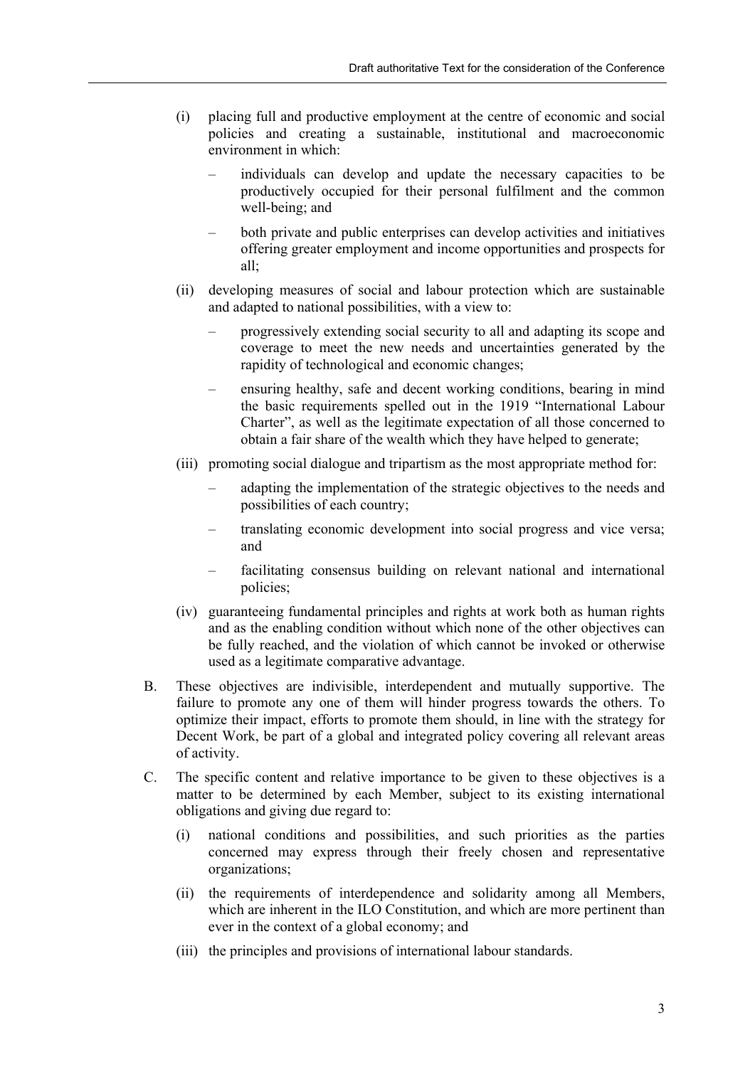(i) placing full and productive employment at the centre of economic and social policies and creating a sustainable, institutional and macroeconomic environment in which:

   – individuals can develop and update the necessary capacities to be productively occupied for their personal fulfilment and the common well-being; and

   – both private and public enterprises can develop activities and initiatives offering greater employment and income opportunities and prospects for all;

(ii) developing measures of social and labour protection which are sustainable and adapted to national possibilities, with a view to:

   – progressively extending social security to all and adapting its scope and coverage to meet the new needs and uncertainties generated by the rapidity of technological and economic changes;

   – ensuring healthy, safe and decent working conditions, bearing in mind the basic requirements spelled out in the 1919 "International Labour Charter", as well as the legitimate expectation of all those concerned to obtain a fair share of the wealth which they have helped to generate;

(iii) promoting social dialogue and tripartism as the most appropriate method for:

   – adapting the implementation of the strategic objectives to the needs and possibilities of each country;

   – translating economic development into social progress and vice versa; and

   – facilitating consensus building on relevant national and international policies;

(iv) guaranteeing fundamental principles and rights at work both as human rights and as the enabling condition without which none of the other objectives can be fully reached, and the violation of which cannot be invoked or otherwise used as a legitimate comparative advantage.

B. These objectives are indivisible, interdependent and mutually supportive. The failure to promote any one of them will hinder progress towards the others. To optimize their impact, efforts to promote them should, in line with the strategy for Decent Work, be part of a global and integrated policy covering all relevant areas of activity.

C. The specific content and relative importance to be given to these objectives is a matter to be determined by each Member, subject to its existing international obligations and giving due regard to:

(i) national conditions and possibilities, and such priorities as the parties concerned may express through their freely chosen and representative organizations;

(ii) the requirements of interdependence and solidarity among all Members, which are inherent in the ILO Constitution, and which are more pertinent than ever in the context of a global economy; and

(iii) the principles and provisions of international labour standards.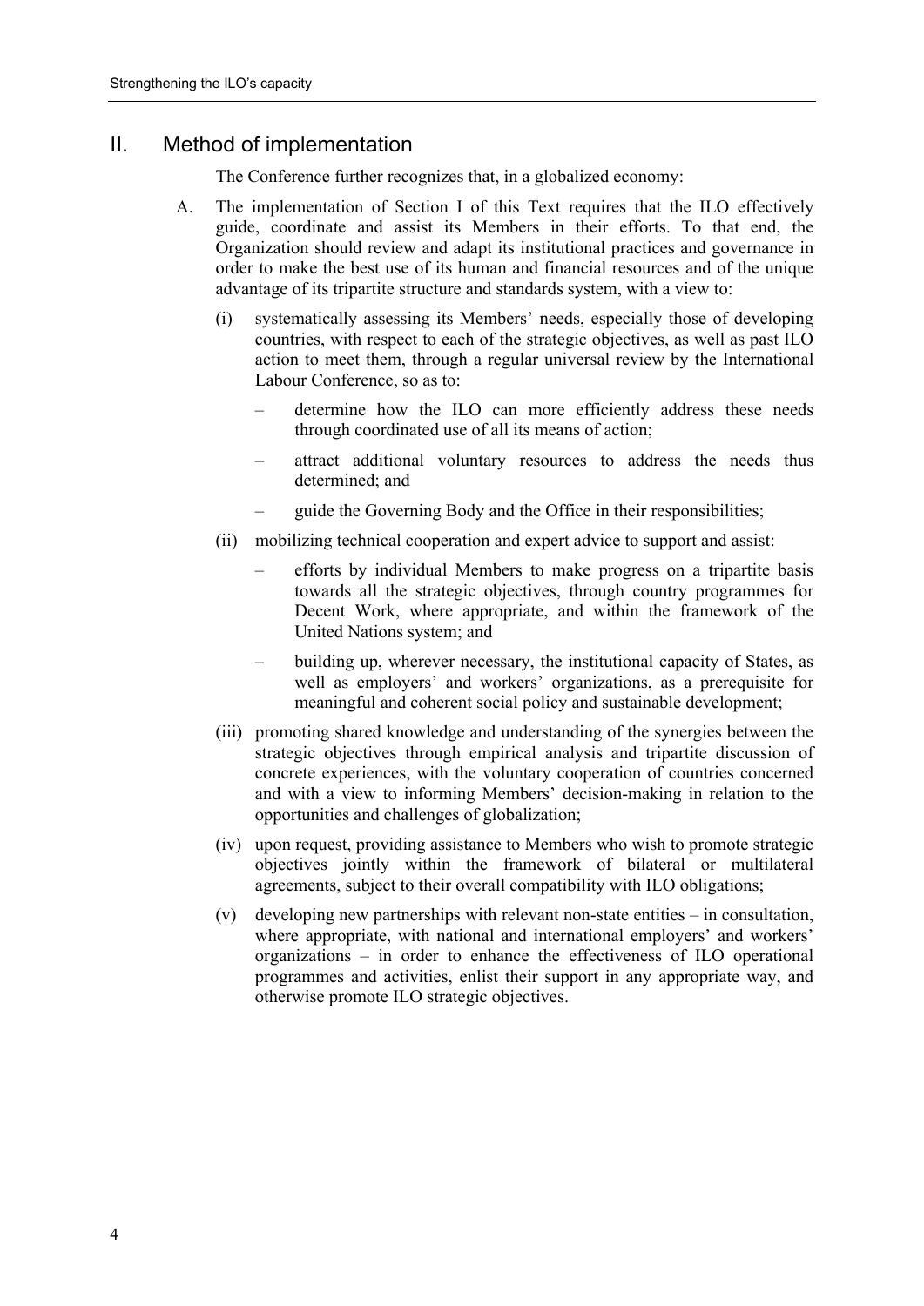## II. Method of implementation

The Conference further recognizes that, in a globalized economy:

A. The implementation of Section I of this Text requires that the ILO effectively guide, coordinate and assist its Members in their efforts. To that end, the Organization should review and adapt its institutional practices and governance in order to make the best use of its human and financial resources and of the unique advantage of its tripartite structure and standards system, with a view to:

   (i) systematically assessing its Members' needs, especially those of developing countries, with respect to each of the strategic objectives, as well as past ILO action to meet them, through a regular universal review by the International Labour Conference, so as to:

      – determine how the ILO can more efficiently address these needs through coordinated use of all its means of action;

      – attract additional voluntary resources to address the needs thus determined; and

      – guide the Governing Body and the Office in their responsibilities;

   (ii) mobilizing technical cooperation and expert advice to support and assist:

      – efforts by individual Members to make progress on a tripartite basis towards all the strategic objectives, through country programmes for Decent Work, where appropriate, and within the framework of the United Nations system; and

      – building up, wherever necessary, the institutional capacity of States, as well as employers' and workers' organizations, as a prerequisite for meaningful and coherent social policy and sustainable development;

   (iii) promoting shared knowledge and understanding of the synergies between the strategic objectives through empirical analysis and tripartite discussion of concrete experiences, with the voluntary cooperation of countries concerned and with a view to informing Members' decision-making in relation to the opportunities and challenges of globalization;

   (iv) upon request, providing assistance to Members who wish to promote strategic objectives jointly within the framework of bilateral or multilateral agreements, subject to their overall compatibility with ILO obligations;

   (v) developing new partnerships with relevant non-state entities – in consultation, where appropriate, with national and international employers' and workers' organizations – in order to enhance the effectiveness of ILO operational programmes and activities, enlist their support in any appropriate way, and otherwise promote ILO strategic objectives.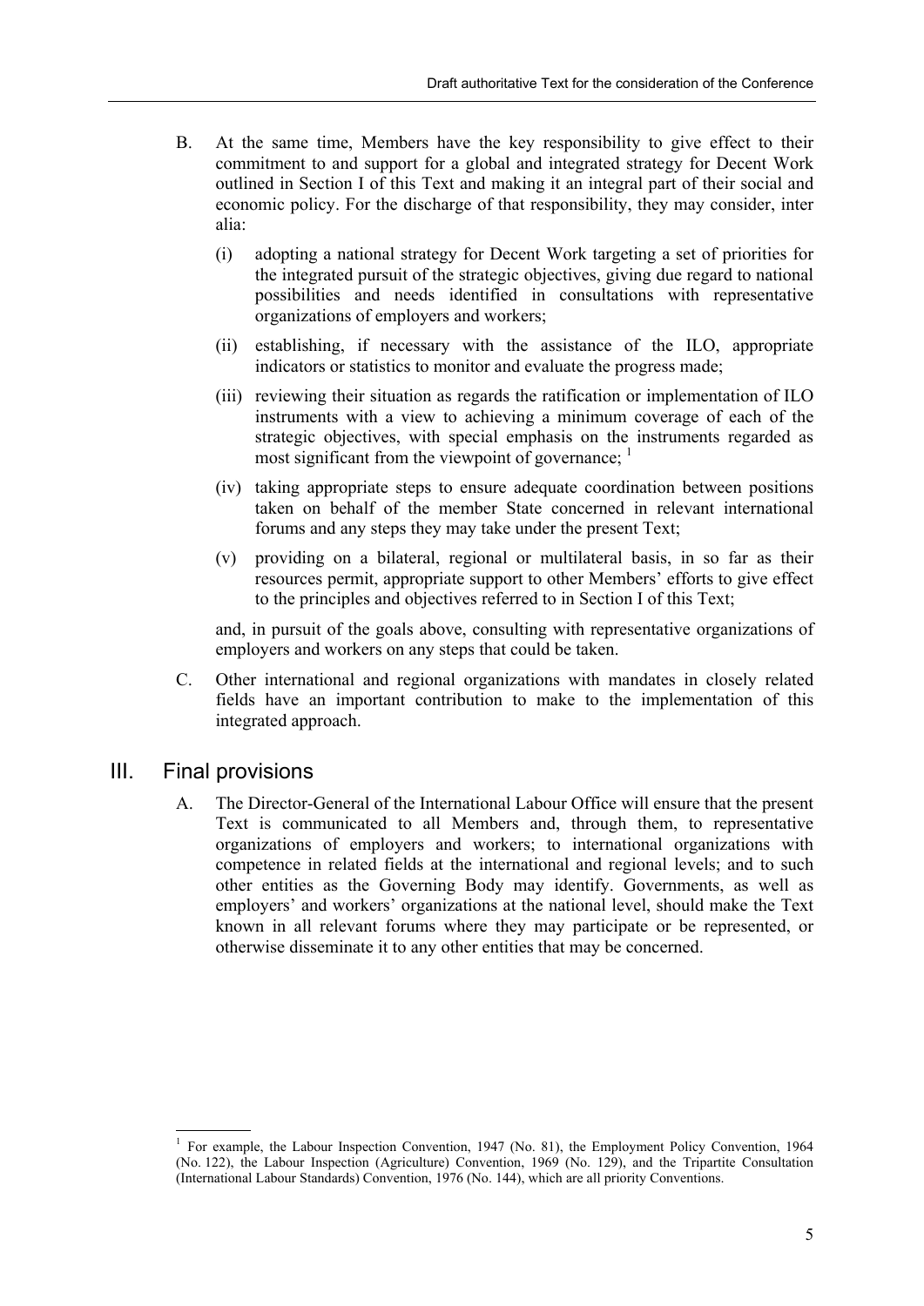B. At the same time, Members have the key responsibility to give effect to their commitment to and support for a global and integrated strategy for Decent Work outlined in Section I of this Text and making it an integral part of their social and economic policy. For the discharge of that responsibility, they may consider, inter alia:

   (i) adopting a national strategy for Decent Work targeting a set of priorities for the integrated pursuit of the strategic objectives, giving due regard to national possibilities and needs identified in consultations with representative organizations of employers and workers;

   (ii) establishing, if necessary with the assistance of the ILO, appropriate indicators or statistics to monitor and evaluate the progress made;

   (iii) reviewing their situation as regards the ratification or implementation of ILO instruments with a view to achieving a minimum coverage of each of the strategic objectives, with special emphasis on the instruments regarded as most significant from the viewpoint of governance; [1]

   (iv) taking appropriate steps to ensure adequate coordination between positions taken on behalf of the member State concerned in relevant international forums and any steps they may take under the present Text;

   (v) providing on a bilateral, regional or multilateral basis, in so far as their resources permit, appropriate support to other Members' efforts to give effect to the principles and objectives referred to in Section I of this Text;

   and, in pursuit of the goals above, consulting with representative organizations of employers and workers on any steps that could be taken.

C. Other international and regional organizations with mandates in closely related fields have an important contribution to make to the implementation of this integrated approach.

## III. Final provisions

A. The Director-General of the International Labour Office will ensure that the present Text is communicated to all Members and, through them, to representative organizations of employers and workers; to international organizations with competence in related fields at the international and regional levels; and to such other entities as the Governing Body may identify. Governments, as well as employers' and workers' organizations at the national level, should make the Text known in all relevant forums where they may participate or be represented, or otherwise disseminate it to any other entities that may be concerned.

---

[1] For example, the Labour Inspection Convention, 1947 (No. 81), the Employment Policy Convention, 1964 (No. 122), the Labour Inspection (Agriculture) Convention, 1969 (No. 129), and the Tripartite Consultation (International Labour Standards) Convention, 1976 (No. 144), which are all priority Conventions.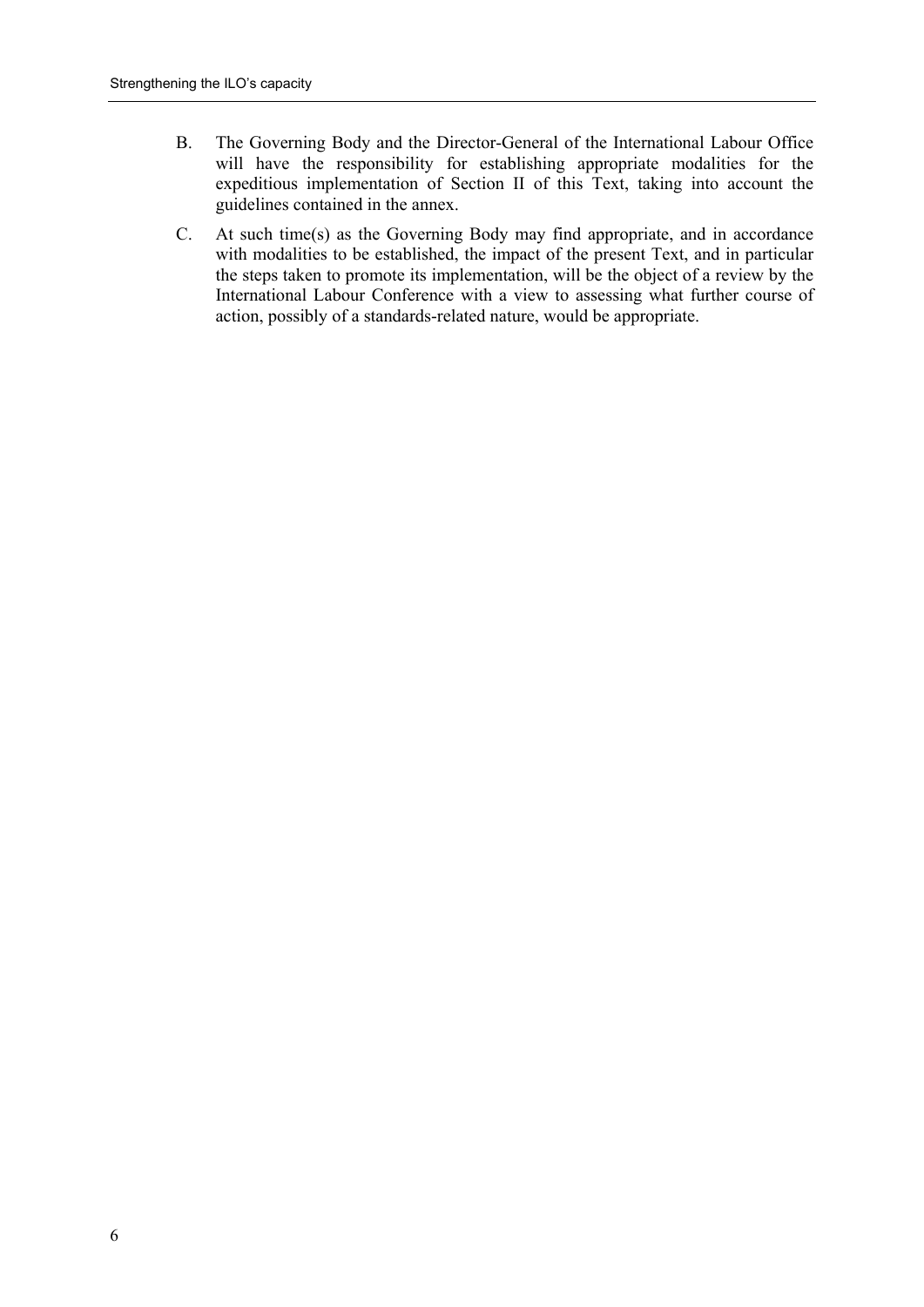B. The Governing Body and the Director-General of the International Labour Office will have the responsibility for establishing appropriate modalities for the expeditious implementation of Section II of this Text, taking into account the guidelines contained in the annex.

C. At such time(s) as the Governing Body may find appropriate, and in accordance with modalities to be established, the impact of the present Text, and in particular the steps taken to promote its implementation, will be the object of a review by the International Labour Conference with a view to assessing what further course of action, possibly of a standards-related nature, would be appropriate.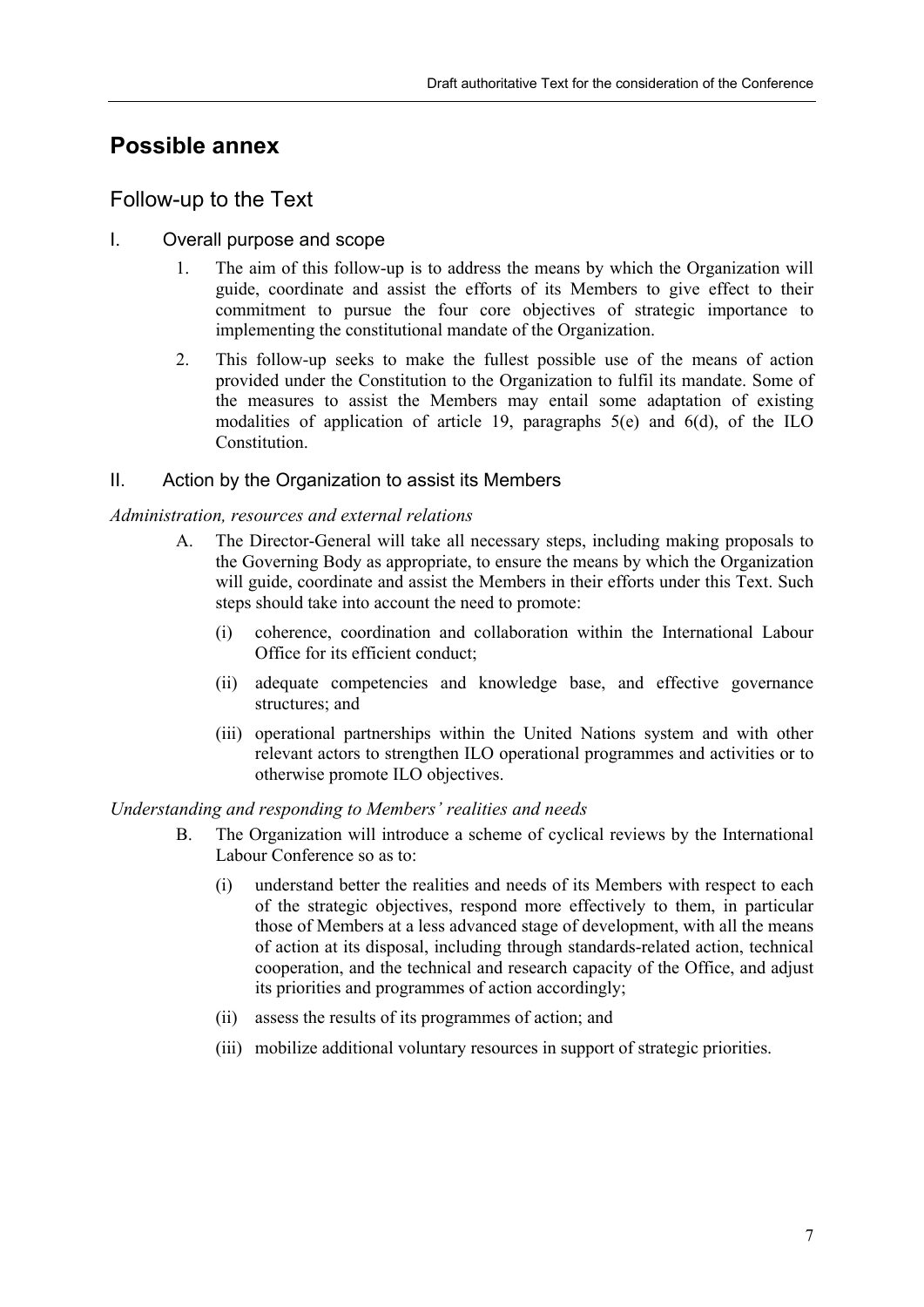## Possible annex

### Follow-up to the Text

I. Overall purpose and scope

1. The aim of this follow-up is to address the means by which the Organization will guide, coordinate and assist the efforts of its Members to give effect to their commitment to pursue the four core objectives of strategic importance to implementing the constitutional mandate of the Organization.

2. This follow-up seeks to make the fullest possible use of the means of action provided under the Constitution to the Organization to fulfil its mandate. Some of the measures to assist the Members may entail some adaptation of existing modalities of application of article 19, paragraphs 5(e) and 6(d), of the ILO Constitution.

II. Action by the Organization to assist its Members

*Administration, resources and external relations*

A. The Director-General will take all necessary steps, including making proposals to the Governing Body as appropriate, to ensure the means by which the Organization will guide, coordinate and assist the Members in their efforts under this Text. Such steps should take into account the need to promote:

(i) coherence, coordination and collaboration within the International Labour Office for its efficient conduct;

(ii) adequate competencies and knowledge base, and effective governance structures; and

(iii) operational partnerships within the United Nations system and with other relevant actors to strengthen ILO operational programmes and activities or to otherwise promote ILO objectives.

*Understanding and responding to Members' realities and needs*

B. The Organization will introduce a scheme of cyclical reviews by the International Labour Conference so as to:

(i) understand better the realities and needs of its Members with respect to each of the strategic objectives, respond more effectively to them, in particular those of Members at a less advanced stage of development, with all the means of action at its disposal, including through standards-related action, technical cooperation, and the technical and research capacity of the Office, and adjust its priorities and programmes of action accordingly;

(ii) assess the results of its programmes of action; and

(iii) mobilize additional voluntary resources in support of strategic priorities.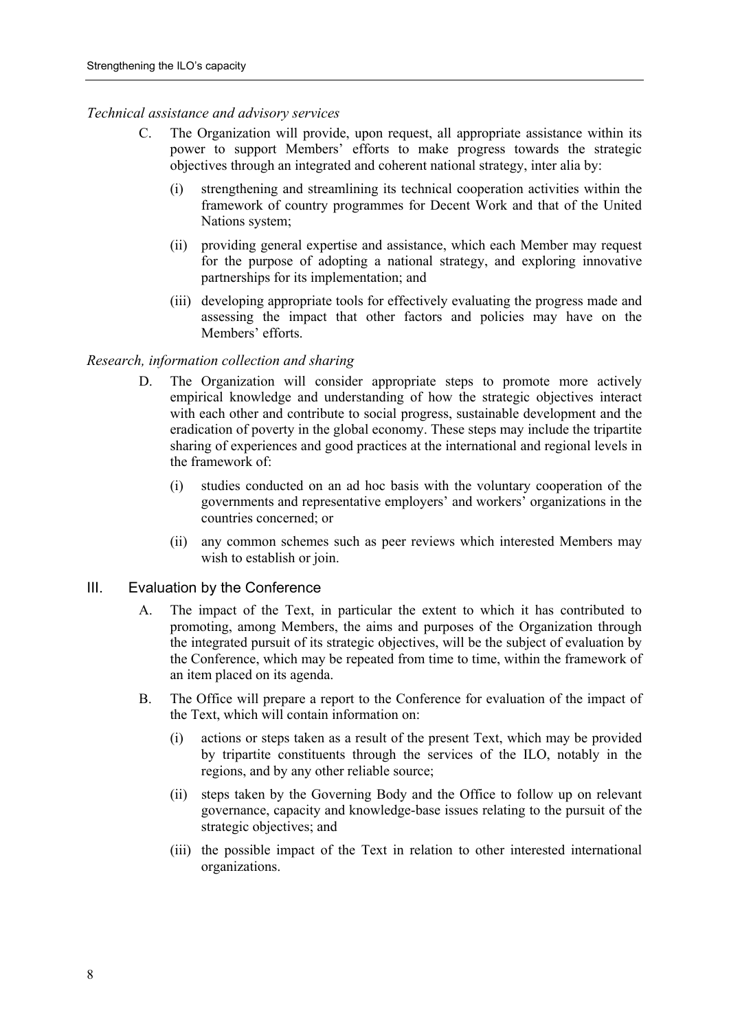*Technical assistance and advisory services*

C. The Organization will provide, upon request, all appropriate assistance within its power to support Members' efforts to make progress towards the strategic objectives through an integrated and coherent national strategy, inter alia by:

   (i) strengthening and streamlining its technical cooperation activities within the framework of country programmes for Decent Work and that of the United Nations system;

   (ii) providing general expertise and assistance, which each Member may request for the purpose of adopting a national strategy, and exploring innovative partnerships for its implementation; and

   (iii) developing appropriate tools for effectively evaluating the progress made and assessing the impact that other factors and policies may have on the Members' efforts.

*Research, information collection and sharing*

D. The Organization will consider appropriate steps to promote more actively empirical knowledge and understanding of how the strategic objectives interact with each other and contribute to social progress, sustainable development and the eradication of poverty in the global economy. These steps may include the tripartite sharing of experiences and good practices at the international and regional levels in the framework of:

   (i) studies conducted on an ad hoc basis with the voluntary cooperation of the governments and representative employers' and workers' organizations in the countries concerned; or

   (ii) any common schemes such as peer reviews which interested Members may wish to establish or join.

## III. Evaluation by the Conference

A. The impact of the Text, in particular the extent to which it has contributed to promoting, among Members, the aims and purposes of the Organization through the integrated pursuit of its strategic objectives, will be the subject of evaluation by the Conference, which may be repeated from time to time, within the framework of an item placed on its agenda.

B. The Office will prepare a report to the Conference for evaluation of the impact of the Text, which will contain information on:

   (i) actions or steps taken as a result of the present Text, which may be provided by tripartite constituents through the services of the ILO, notably in the regions, and by any other reliable source;

   (ii) steps taken by the Governing Body and the Office to follow up on relevant governance, capacity and knowledge-base issues relating to the pursuit of the strategic objectives; and

   (iii) the possible impact of the Text in relation to other interested international organizations.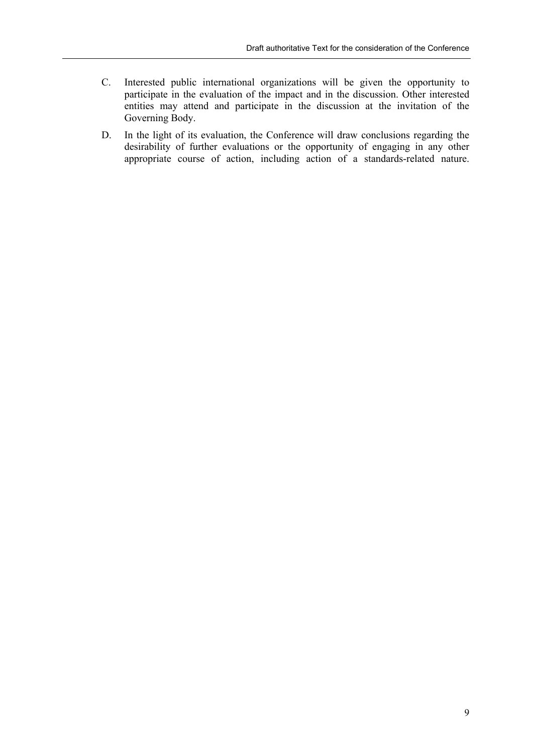C. Interested public international organizations will be given the opportunity to participate in the evaluation of the impact and in the discussion. Other interested entities may attend and participate in the discussion at the invitation of the Governing Body.

D. In the light of its evaluation, the Conference will draw conclusions regarding the desirability of further evaluations or the opportunity of engaging in any other appropriate course of action, including action of a standards-related nature.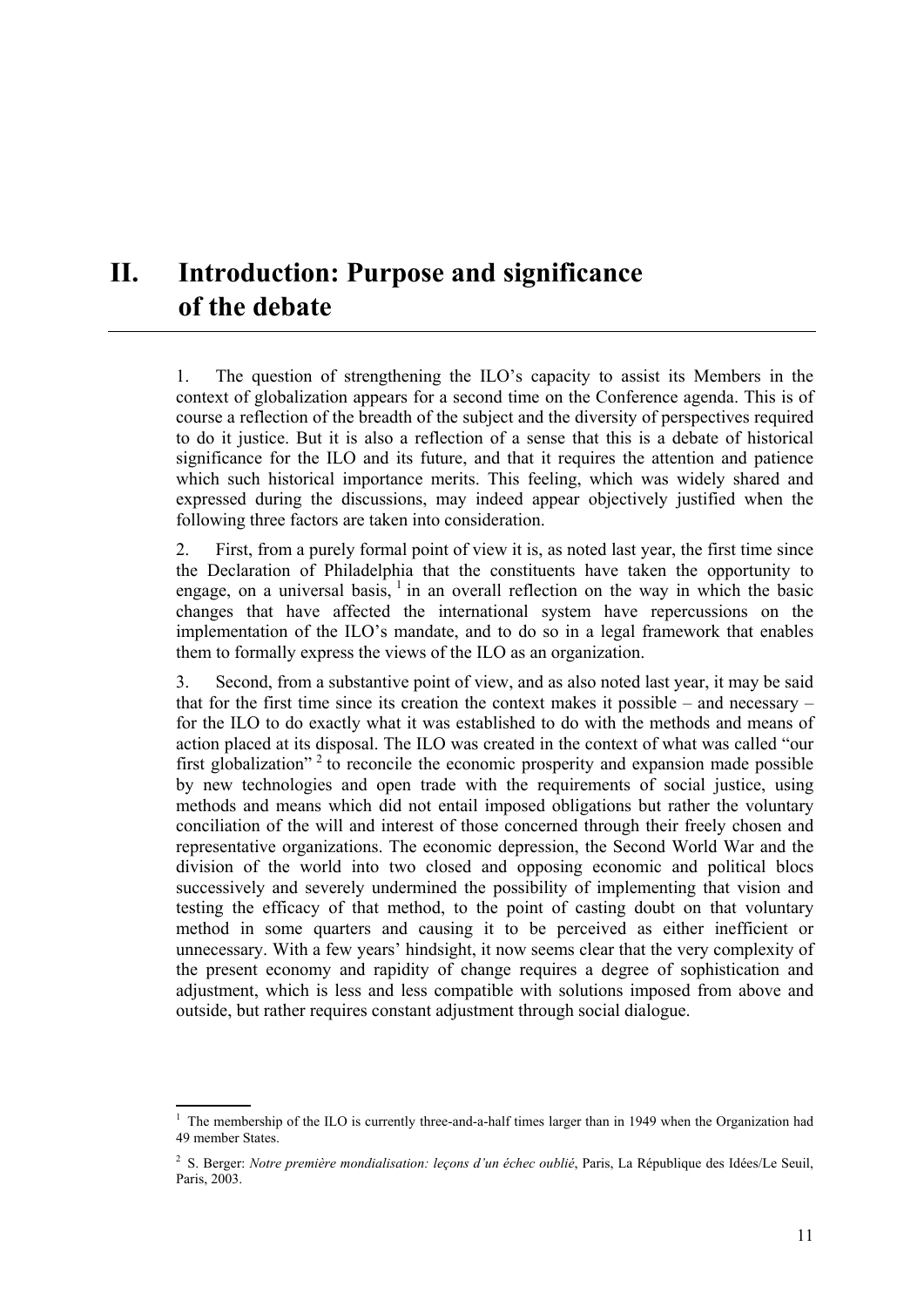# II. Introduction: Purpose and significance of the debate

1. The question of strengthening the ILO's capacity to assist its Members in the context of globalization appears for a second time on the Conference agenda. This is of course a reflection of the breadth of the subject and the diversity of perspectives required to do it justice. But it is also a reflection of a sense that this is a debate of historical significance for the ILO and its future, and that it requires the attention and patience which such historical importance merits. This feeling, which was widely shared and expressed during the discussions, may indeed appear objectively justified when the following three factors are taken into consideration.

2. First, from a purely formal point of view it is, as noted last year, the first time since the Declaration of Philadelphia that the constituents have taken the opportunity to engage, on a universal basis, [1] in an overall reflection on the way in which the basic changes that have affected the international system have repercussions on the implementation of the ILO's mandate, and to do so in a legal framework that enables them to formally express the views of the ILO as an organization.

3. Second, from a substantive point of view, and as also noted last year, it may be said that for the first time since its creation the context makes it possible – and necessary – for the ILO to do exactly what it was established to do with the methods and means of action placed at its disposal. The ILO was created in the context of what was called "our first globalization" [2] to reconcile the economic prosperity and expansion made possible by new technologies and open trade with the requirements of social justice, using methods and means which did not entail imposed obligations but rather the voluntary conciliation of the will and interest of those concerned through their freely chosen and representative organizations. The economic depression, the Second World War and the division of the world into two closed and opposing economic and political blocs successively and severely undermined the possibility of implementing that vision and testing the efficacy of that method, to the point of casting doubt on that voluntary method in some quarters and causing it to be perceived as either inefficient or unnecessary. With a few years' hindsight, it now seems clear that the very complexity of the present economy and rapidity of change requires a degree of sophistication and adjustment, which is less and less compatible with solutions imposed from above and outside, but rather requires constant adjustment through social dialogue.

---

[1] The membership of the ILO is currently three-and-a-half times larger than in 1949 when the Organization had 49 member States.

[2] S. Berger: *Notre première mondialisation: leçons d'un échec oublié*, Paris, La République des Idées/Le Seuil, Paris, 2003.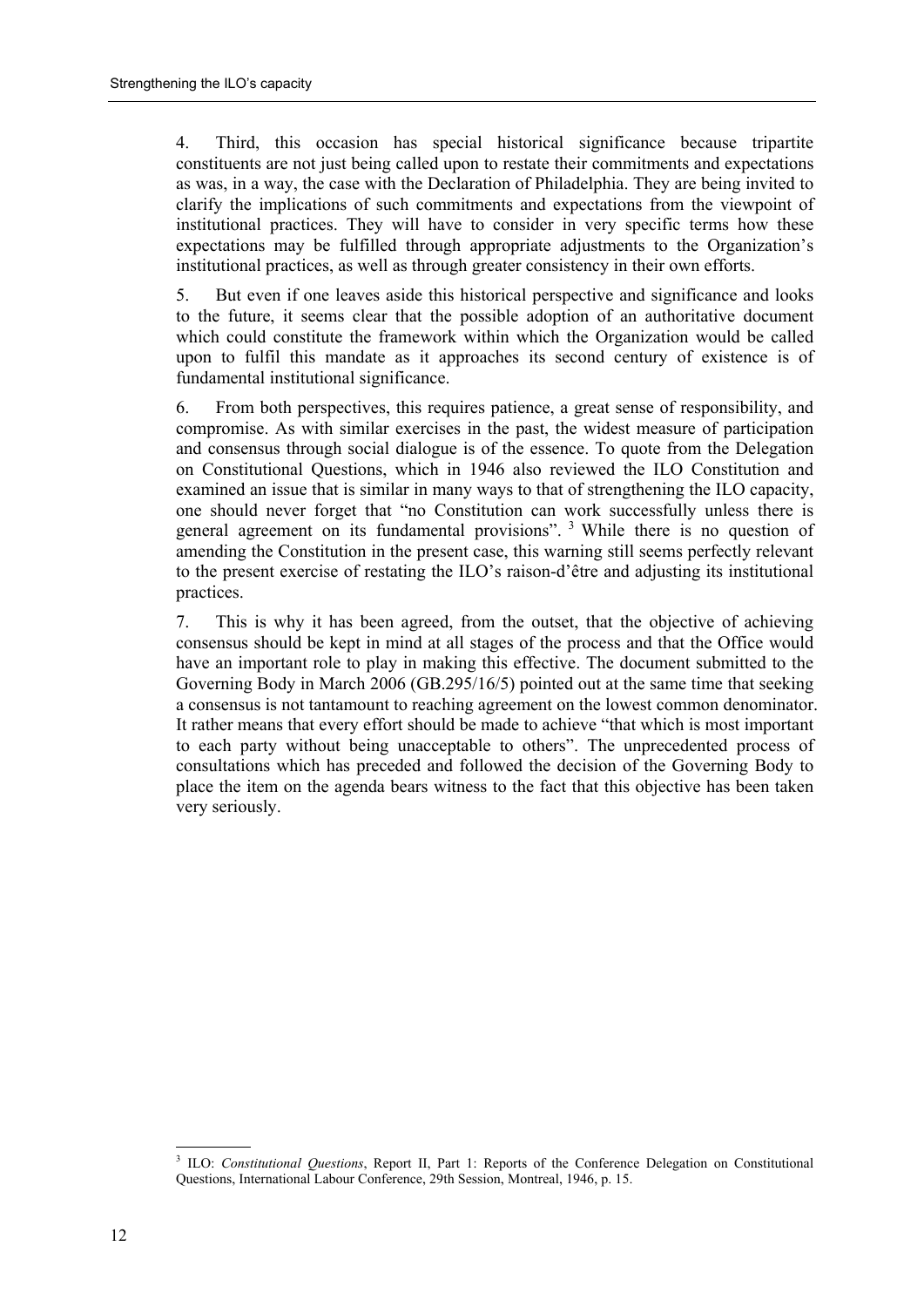4. Third, this occasion has special historical significance because tripartite constituents are not just being called upon to restate their commitments and expectations as was, in a way, the case with the Declaration of Philadelphia. They are being invited to clarify the implications of such commitments and expectations from the viewpoint of institutional practices. They will have to consider in very specific terms how these expectations may be fulfilled through appropriate adjustments to the Organization's institutional practices, as well as through greater consistency in their own efforts.

5. But even if one leaves aside this historical perspective and significance and looks to the future, it seems clear that the possible adoption of an authoritative document which could constitute the framework within which the Organization would be called upon to fulfil this mandate as it approaches its second century of existence is of fundamental institutional significance.

6. From both perspectives, this requires patience, a great sense of responsibility, and compromise. As with similar exercises in the past, the widest measure of participation and consensus through social dialogue is of the essence. To quote from the Delegation on Constitutional Questions, which in 1946 also reviewed the ILO Constitution and examined an issue that is similar in many ways to that of strengthening the ILO capacity, one should never forget that "no Constitution can work successfully unless there is general agreement on its fundamental provisions". [3] While there is no question of amending the Constitution in the present case, this warning still seems perfectly relevant to the present exercise of restating the ILO's raison-d'être and adjusting its institutional practices.

7. This is why it has been agreed, from the outset, that the objective of achieving consensus should be kept in mind at all stages of the process and that the Office would have an important role to play in making this effective. The document submitted to the Governing Body in March 2006 (GB.295/16/5) pointed out at the same time that seeking a consensus is not tantamount to reaching agreement on the lowest common denominator. It rather means that every effort should be made to achieve "that which is most important to each party without being unacceptable to others". The unprecedented process of consultations which has preceded and followed the decision of the Governing Body to place the item on the agenda bears witness to the fact that this objective has been taken very seriously.

[3] ILO: *Constitutional Questions*, Report II, Part 1: Reports of the Conference Delegation on Constitutional Questions, International Labour Conference, 29th Session, Montreal, 1946, p. 15.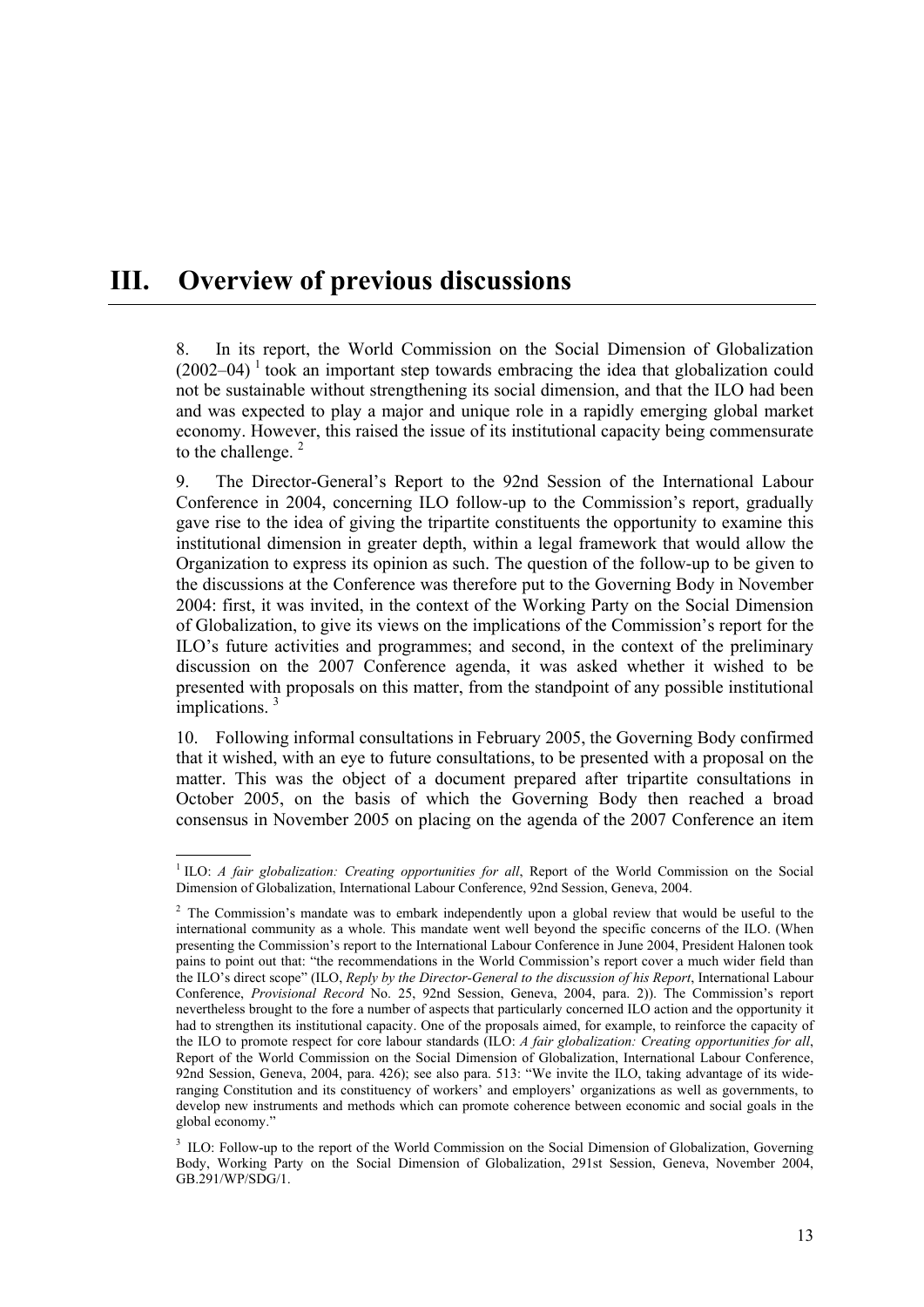# III. Overview of previous discussions

8. In its report, the World Commission on the Social Dimension of Globalization (2002–04) [1] took an important step towards embracing the idea that globalization could not be sustainable without strengthening its social dimension, and that the ILO had been and was expected to play a major and unique role in a rapidly emerging global market economy. However, this raised the issue of its institutional capacity being commensurate to the challenge. [2]

9. The Director-General's Report to the 92nd Session of the International Labour Conference in 2004, concerning ILO follow-up to the Commission's report, gradually gave rise to the idea of giving the tripartite constituents the opportunity to examine this institutional dimension in greater depth, within a legal framework that would allow the Organization to express its opinion as such. The question of the follow-up to be given to the discussions at the Conference was therefore put to the Governing Body in November 2004: first, it was invited, in the context of the Working Party on the Social Dimension of Globalization, to give its views on the implications of the Commission's report for the ILO's future activities and programmes; and second, in the context of the preliminary discussion on the 2007 Conference agenda, it was asked whether it wished to be presented with proposals on this matter, from the standpoint of any possible institutional implications. [3]

10. Following informal consultations in February 2005, the Governing Body confirmed that it wished, with an eye to future consultations, to be presented with a proposal on the matter. This was the object of a document prepared after tripartite consultations in October 2005, on the basis of which the Governing Body then reached a broad consensus in November 2005 on placing on the agenda of the 2007 Conference an item

---

[1] ILO: *A fair globalization: Creating opportunities for all*, Report of the World Commission on the Social Dimension of Globalization, International Labour Conference, 92nd Session, Geneva, 2004.

[2] The Commission's mandate was to embark independently upon a global review that would be useful to the international community as a whole. This mandate went well beyond the specific concerns of the ILO. (When presenting the Commission's report to the International Labour Conference in June 2004, President Halonen took pains to point out that: "the recommendations in the World Commission's report cover a much wider field than the ILO's direct scope" (ILO, *Reply by the Director-General to the discussion of his Report*, International Labour Conference, *Provisional Record* No. 25, 92nd Session, Geneva, 2004, para. 2)). The Commission's report nevertheless brought to the fore a number of aspects that particularly concerned ILO action and the opportunity it had to strengthen its institutional capacity. One of the proposals aimed, for example, to reinforce the capacity of the ILO to promote respect for core labour standards (ILO: *A fair globalization: Creating opportunities for all*, Report of the World Commission on the Social Dimension of Globalization, International Labour Conference, 92nd Session, Geneva, 2004, para. 426); see also para. 513: "We invite the ILO, taking advantage of its wide-ranging Constitution and its constituency of workers' and employers' organizations as well as governments, to develop new instruments and methods which can promote coherence between economic and social goals in the global economy."

[3] ILO: Follow-up to the report of the World Commission on the Social Dimension of Globalization, Governing Body, Working Party on the Social Dimension of Globalization, 291st Session, Geneva, November 2004, GB.291/WP/SDG/1.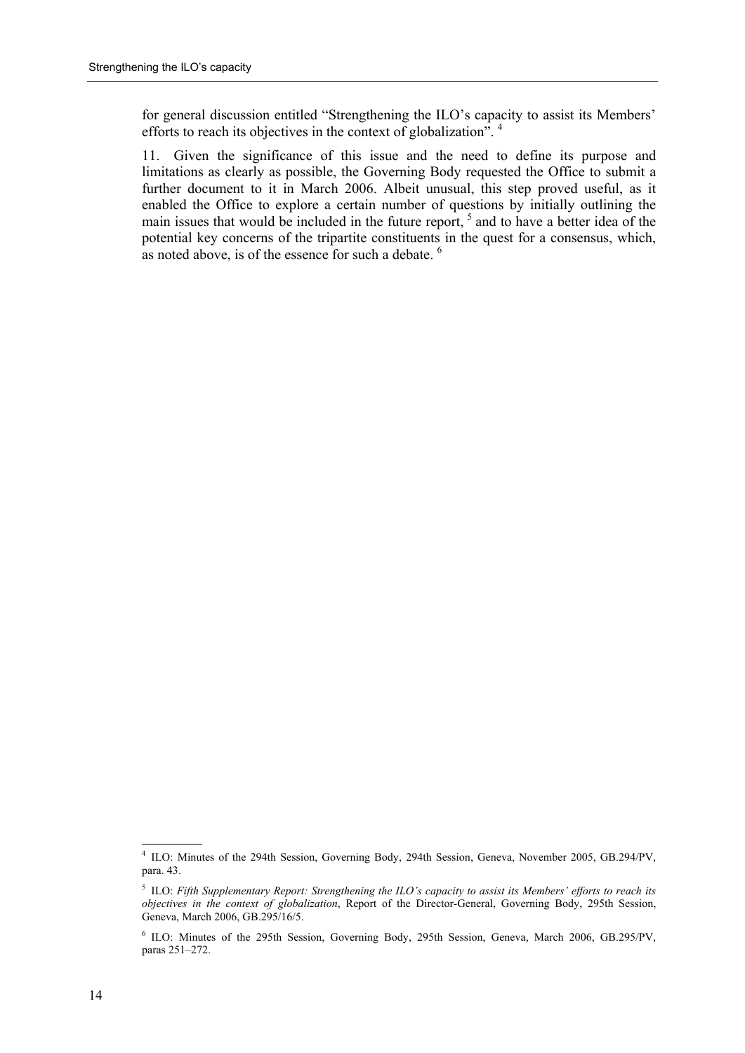for general discussion entitled "Strengthening the ILO's capacity to assist its Members' efforts to reach its objectives in the context of globalization". [4]

11. Given the significance of this issue and the need to define its purpose and limitations as clearly as possible, the Governing Body requested the Office to submit a further document to it in March 2006. Albeit unusual, this step proved useful, as it enabled the Office to explore a certain number of questions by initially outlining the main issues that would be included in the future report, [5] and to have a better idea of the potential key concerns of the tripartite constituents in the quest for a consensus, which, as noted above, is of the essence for such a debate. [6]

---

[4] ILO: Minutes of the 294th Session, Governing Body, 294th Session, Geneva, November 2005, GB.294/PV, para. 43.

[5] ILO: *Fifth Supplementary Report: Strengthening the ILO's capacity to assist its Members' efforts to reach its objectives in the context of globalization*, Report of the Director-General, Governing Body, 295th Session, Geneva, March 2006, GB.295/16/5.

[6] ILO: Minutes of the 295th Session, Governing Body, 295th Session, Geneva, March 2006, GB.295/PV, paras 251–272.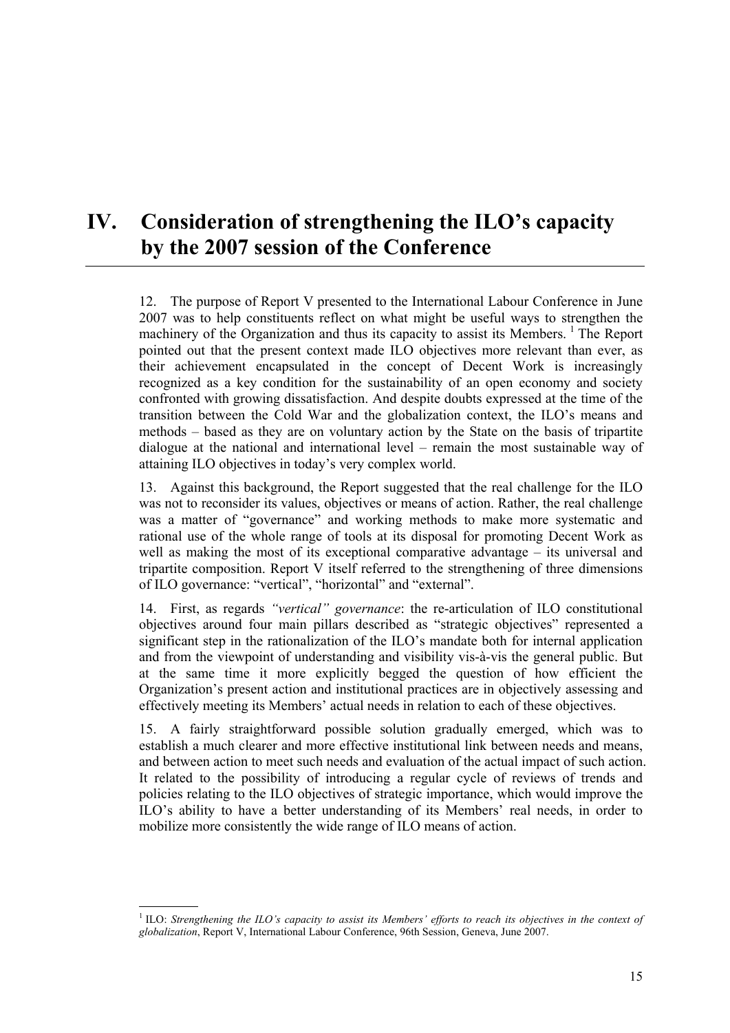# IV. Consideration of strengthening the ILO's capacity by the 2007 session of the Conference

12. The purpose of Report V presented to the International Labour Conference in June 2007 was to help constituents reflect on what might be useful ways to strengthen the machinery of the Organization and thus its capacity to assist its Members. [1] The Report pointed out that the present context made ILO objectives more relevant than ever, as their achievement encapsulated in the concept of Decent Work is increasingly recognized as a key condition for the sustainability of an open economy and society confronted with growing dissatisfaction. And despite doubts expressed at the time of the transition between the Cold War and the globalization context, the ILO's means and methods – based as they are on voluntary action by the State on the basis of tripartite dialogue at the national and international level – remain the most sustainable way of attaining ILO objectives in today's very complex world.

13. Against this background, the Report suggested that the real challenge for the ILO was not to reconsider its values, objectives or means of action. Rather, the real challenge was a matter of "governance" and working methods to make more systematic and rational use of the whole range of tools at its disposal for promoting Decent Work as well as making the most of its exceptional comparative advantage – its universal and tripartite composition. Report V itself referred to the strengthening of three dimensions of ILO governance: "vertical", "horizontal" and "external".

14. First, as regards *"vertical" governance*: the re-articulation of ILO constitutional objectives around four main pillars described as "strategic objectives" represented a significant step in the rationalization of the ILO's mandate both for internal application and from the viewpoint of understanding and visibility vis-à-vis the general public. But at the same time it more explicitly begged the question of how efficient the Organization's present action and institutional practices are in objectively assessing and effectively meeting its Members' actual needs in relation to each of these objectives.

15. A fairly straightforward possible solution gradually emerged, which was to establish a much clearer and more effective institutional link between needs and means, and between action to meet such needs and evaluation of the actual impact of such action. It related to the possibility of introducing a regular cycle of reviews of trends and policies relating to the ILO objectives of strategic importance, which would improve the ILO's ability to have a better understanding of its Members' real needs, in order to mobilize more consistently the wide range of ILO means of action.

---

[1] ILO: *Strengthening the ILO's capacity to assist its Members' efforts to reach its objectives in the context of globalization*, Report V, International Labour Conference, 96th Session, Geneva, June 2007.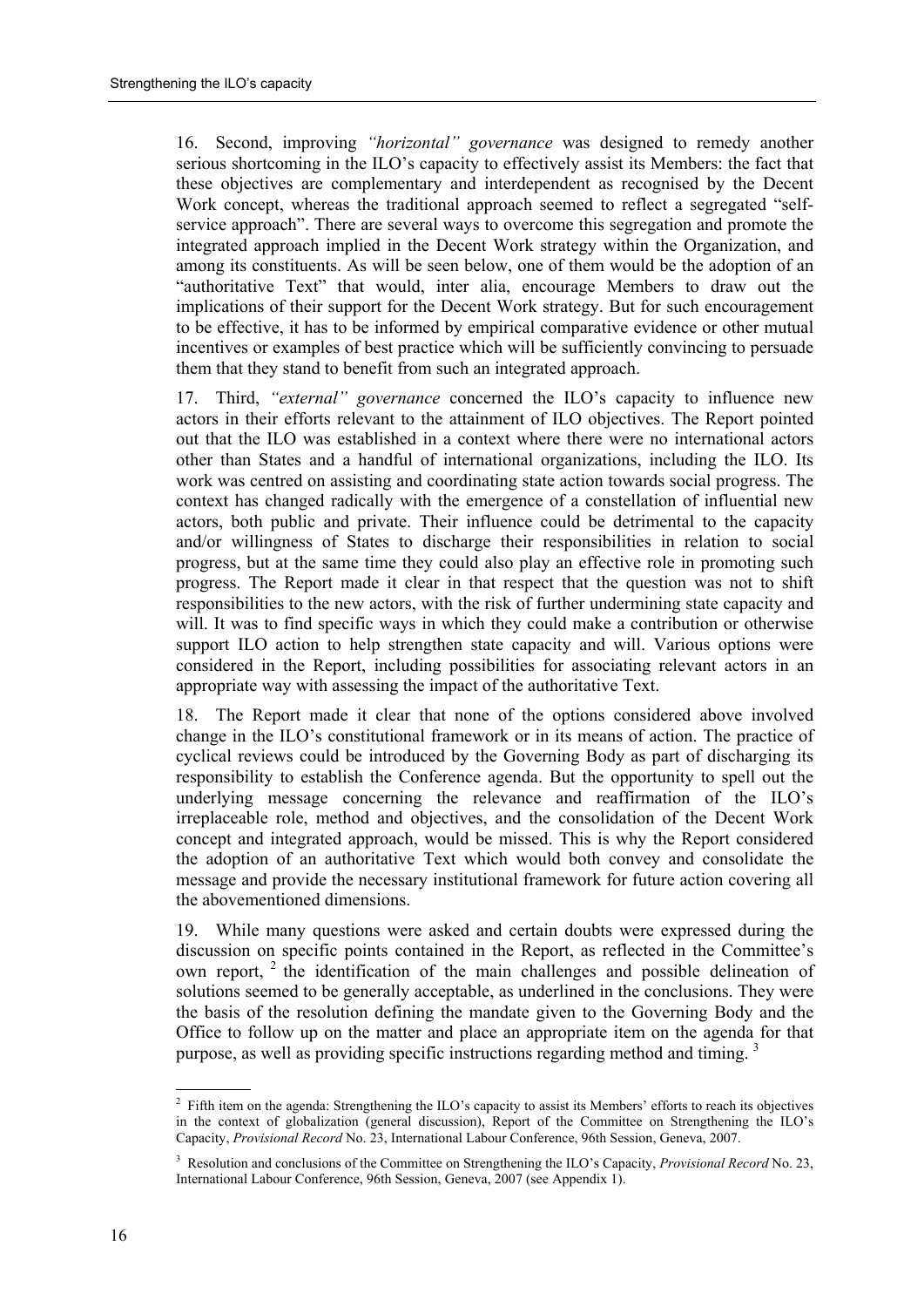16. Second, improving *"horizontal" governance* was designed to remedy another serious shortcoming in the ILO's capacity to effectively assist its Members: the fact that these objectives are complementary and interdependent as recognised by the Decent Work concept, whereas the traditional approach seemed to reflect a segregated "self-service approach". There are several ways to overcome this segregation and promote the integrated approach implied in the Decent Work strategy within the Organization, and among its constituents. As will be seen below, one of them would be the adoption of an "authoritative Text" that would, inter alia, encourage Members to draw out the implications of their support for the Decent Work strategy. But for such encouragement to be effective, it has to be informed by empirical comparative evidence or other mutual incentives or examples of best practice which will be sufficiently convincing to persuade them that they stand to benefit from such an integrated approach.

17. Third, *"external" governance* concerned the ILO's capacity to influence new actors in their efforts relevant to the attainment of ILO objectives. The Report pointed out that the ILO was established in a context where there were no international actors other than States and a handful of international organizations, including the ILO. Its work was centred on assisting and coordinating state action towards social progress. The context has changed radically with the emergence of a constellation of influential new actors, both public and private. Their influence could be detrimental to the capacity and/or willingness of States to discharge their responsibilities in relation to social progress, but at the same time they could also play an effective role in promoting such progress. The Report made it clear in that respect that the question was not to shift responsibilities to the new actors, with the risk of further undermining state capacity and will. It was to find specific ways in which they could make a contribution or otherwise support ILO action to help strengthen state capacity and will. Various options were considered in the Report, including possibilities for associating relevant actors in an appropriate way with assessing the impact of the authoritative Text.

18. The Report made it clear that none of the options considered above involved change in the ILO's constitutional framework or in its means of action. The practice of cyclical reviews could be introduced by the Governing Body as part of discharging its responsibility to establish the Conference agenda. But the opportunity to spell out the underlying message concerning the relevance and reaffirmation of the ILO's irreplaceable role, method and objectives, and the consolidation of the Decent Work concept and integrated approach, would be missed. This is why the Report considered the adoption of an authoritative Text which would both convey and consolidate the message and provide the necessary institutional framework for future action covering all the abovementioned dimensions.

19. While many questions were asked and certain doubts were expressed during the discussion on specific points contained in the Report, as reflected in the Committee's own report, [2] the identification of the main challenges and possible delineation of solutions seemed to be generally acceptable, as underlined in the conclusions. They were the basis of the resolution defining the mandate given to the Governing Body and the Office to follow up on the matter and place an appropriate item on the agenda for that purpose, as well as providing specific instructions regarding method and timing. [3]

---

[2] Fifth item on the agenda: Strengthening the ILO's capacity to assist its Members' efforts to reach its objectives in the context of globalization (general discussion), Report of the Committee on Strengthening the ILO's Capacity, *Provisional Record* No. 23, International Labour Conference, 96th Session, Geneva, 2007.

[3] Resolution and conclusions of the Committee on Strengthening the ILO's Capacity, *Provisional Record* No. 23, International Labour Conference, 96th Session, Geneva, 2007 (see Appendix 1).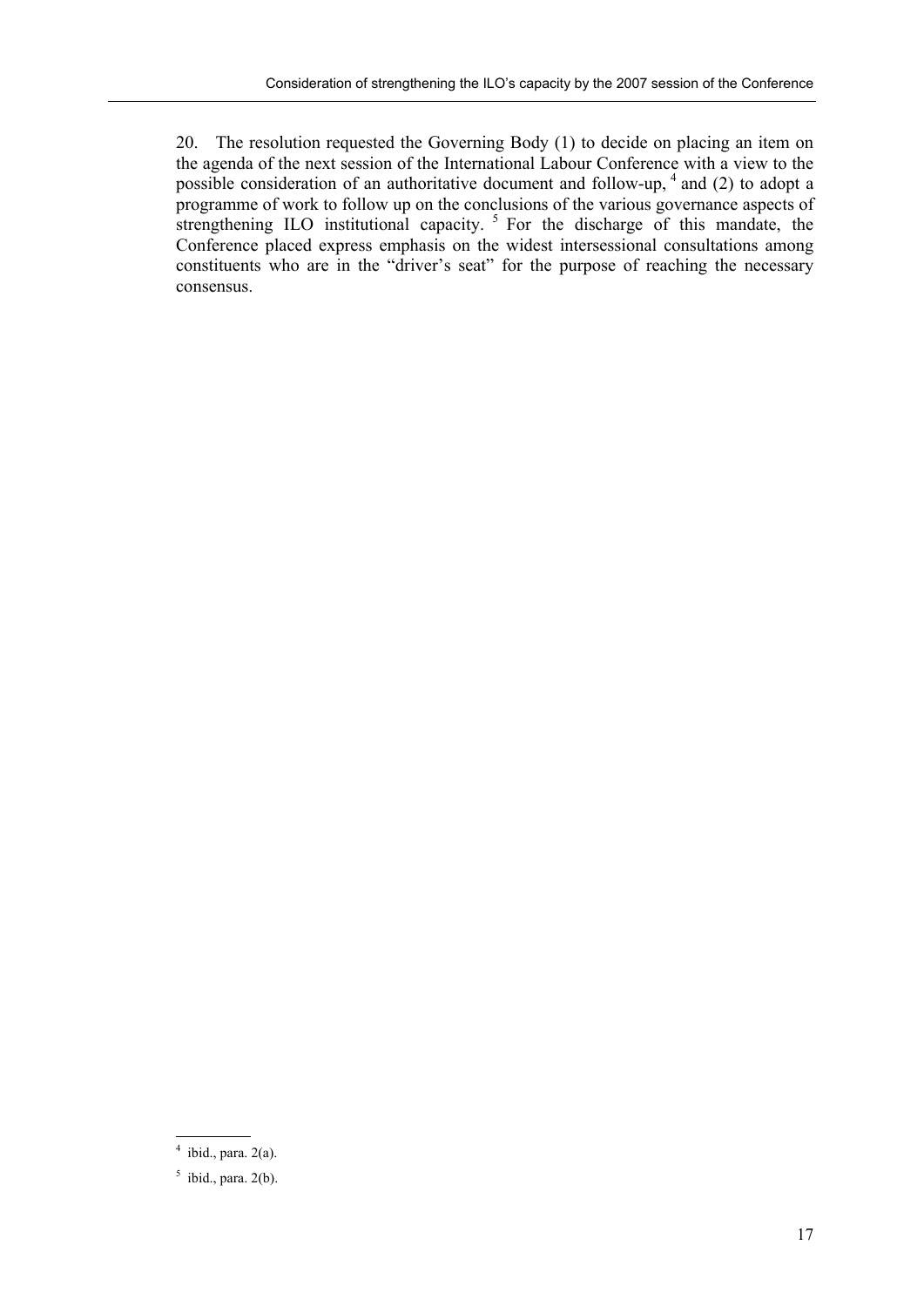20. The resolution requested the Governing Body (1) to decide on placing an item on the agenda of the next session of the International Labour Conference with a view to the possible consideration of an authoritative document and follow-up, [4] and (2) to adopt a programme of work to follow up on the conclusions of the various governance aspects of strengthening ILO institutional capacity. [5] For the discharge of this mandate, the Conference placed express emphasis on the widest intersessional consultations among constituents who are in the "driver's seat" for the purpose of reaching the necessary consensus.

[4] ibid., para. 2(a).

[5] ibid., para. 2(b).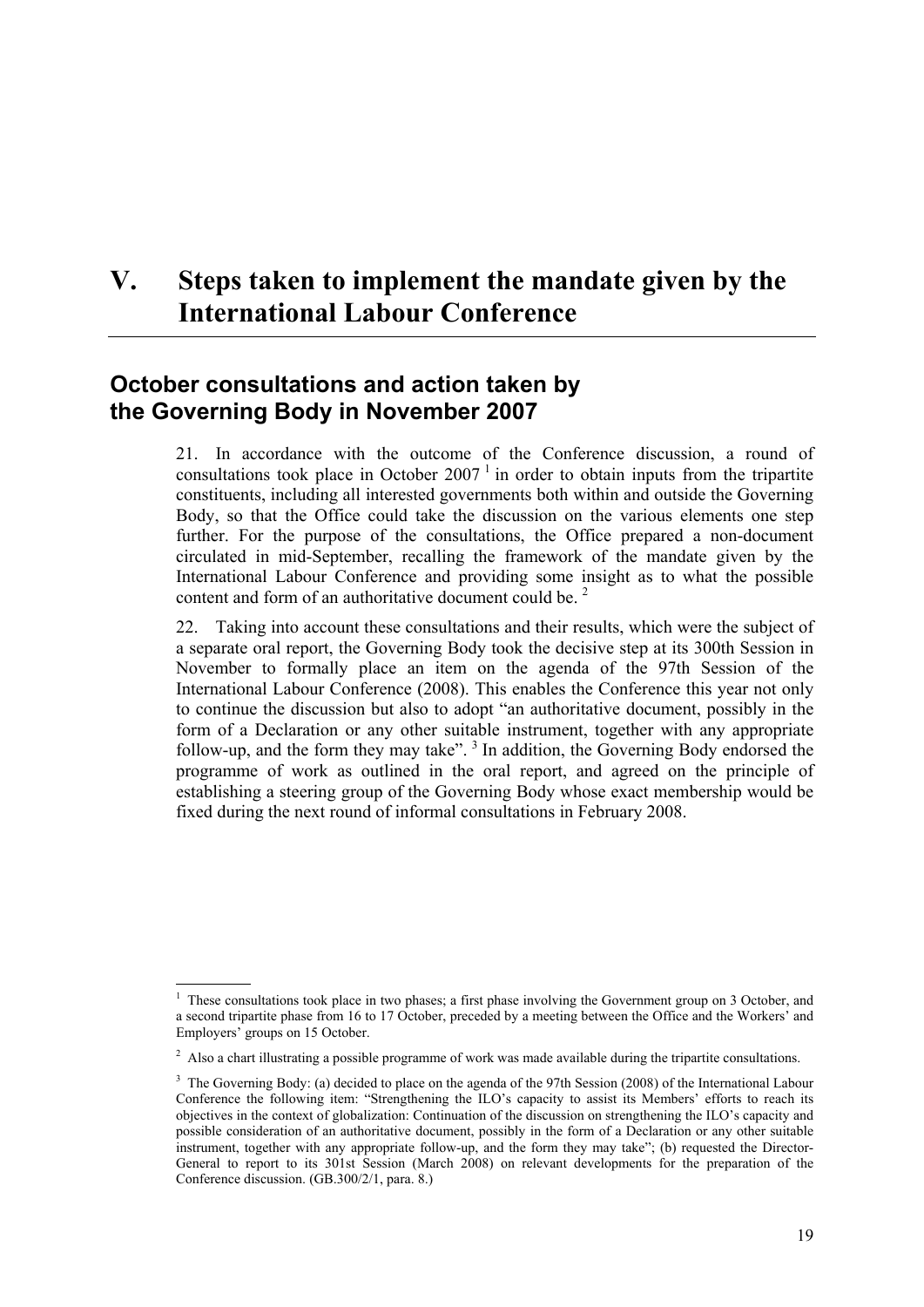# V. Steps taken to implement the mandate given by the International Labour Conference

## October consultations and action taken by the Governing Body in November 2007

21. In accordance with the outcome of the Conference discussion, a round of consultations took place in October 2007 [1] in order to obtain inputs from the tripartite constituents, including all interested governments both within and outside the Governing Body, so that the Office could take the discussion on the various elements one step further. For the purpose of the consultations, the Office prepared a non-document circulated in mid-September, recalling the framework of the mandate given by the International Labour Conference and providing some insight as to what the possible content and form of an authoritative document could be. [2]

22. Taking into account these consultations and their results, which were the subject of a separate oral report, the Governing Body took the decisive step at its 300th Session in November to formally place an item on the agenda of the 97th Session of the International Labour Conference (2008). This enables the Conference this year not only to continue the discussion but also to adopt "an authoritative document, possibly in the form of a Declaration or any other suitable instrument, together with any appropriate follow-up, and the form they may take". [3] In addition, the Governing Body endorsed the programme of work as outlined in the oral report, and agreed on the principle of establishing a steering group of the Governing Body whose exact membership would be fixed during the next round of informal consultations in February 2008.

---

[1] These consultations took place in two phases; a first phase involving the Government group on 3 October, and a second tripartite phase from 16 to 17 October, preceded by a meeting between the Office and the Workers' and Employers' groups on 15 October.

[2] Also a chart illustrating a possible programme of work was made available during the tripartite consultations.

[3] The Governing Body: (a) decided to place on the agenda of the 97th Session (2008) of the International Labour Conference the following item: "Strengthening the ILO's capacity to assist its Members' efforts to reach its objectives in the context of globalization: Continuation of the discussion on strengthening the ILO's capacity and possible consideration of an authoritative document, possibly in the form of a Declaration or any other suitable instrument, together with any appropriate follow-up, and the form they may take"; (b) requested the Director-General to report to its 301st Session (March 2008) on relevant developments for the preparation of the Conference discussion. (GB.300/2/1, para. 8.)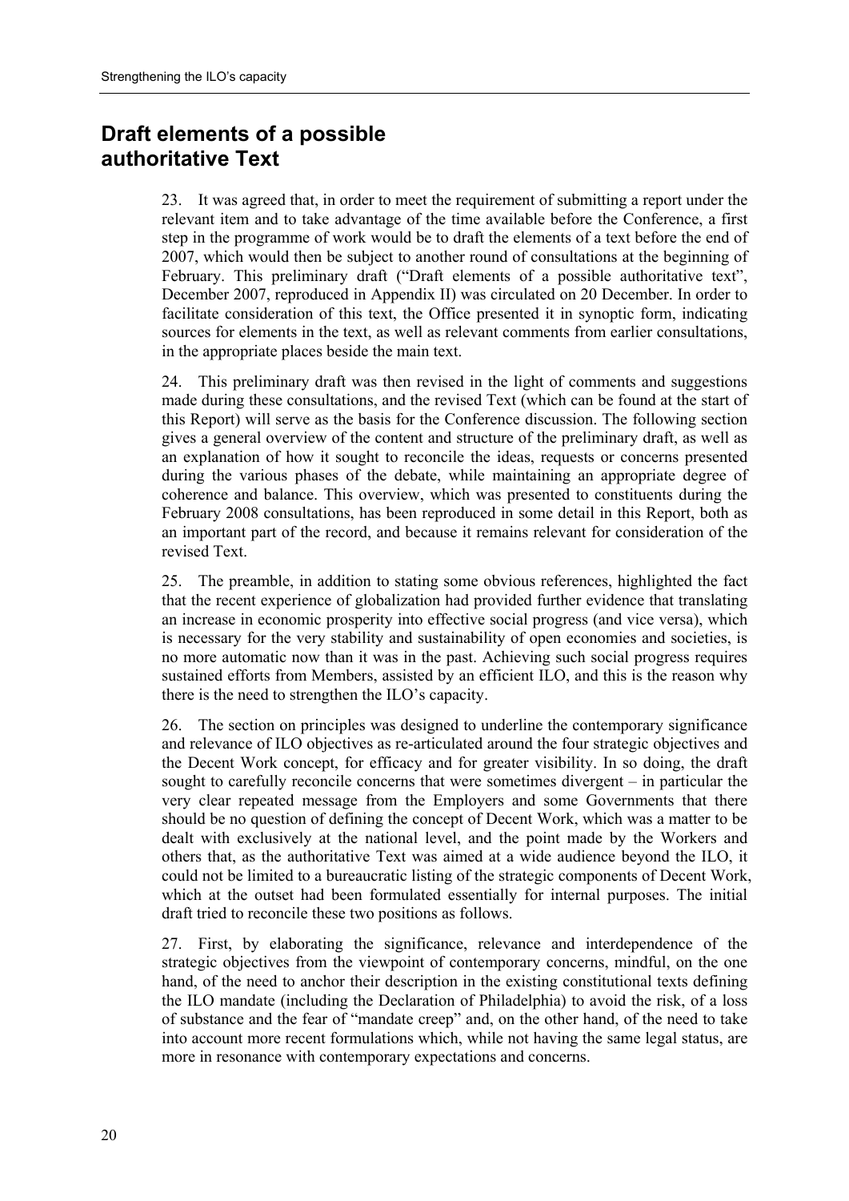## Draft elements of a possible authoritative Text

23. It was agreed that, in order to meet the requirement of submitting a report under the relevant item and to take advantage of the time available before the Conference, a first step in the programme of work would be to draft the elements of a text before the end of 2007, which would then be subject to another round of consultations at the beginning of February. This preliminary draft ("Draft elements of a possible authoritative text", December 2007, reproduced in Appendix II) was circulated on 20 December. In order to facilitate consideration of this text, the Office presented it in synoptic form, indicating sources for elements in the text, as well as relevant comments from earlier consultations, in the appropriate places beside the main text.

24. This preliminary draft was then revised in the light of comments and suggestions made during these consultations, and the revised Text (which can be found at the start of this Report) will serve as the basis for the Conference discussion. The following section gives a general overview of the content and structure of the preliminary draft, as well as an explanation of how it sought to reconcile the ideas, requests or concerns presented during the various phases of the debate, while maintaining an appropriate degree of coherence and balance. This overview, which was presented to constituents during the February 2008 consultations, has been reproduced in some detail in this Report, both as an important part of the record, and because it remains relevant for consideration of the revised Text.

25. The preamble, in addition to stating some obvious references, highlighted the fact that the recent experience of globalization had provided further evidence that translating an increase in economic prosperity into effective social progress (and vice versa), which is necessary for the very stability and sustainability of open economies and societies, is no more automatic now than it was in the past. Achieving such social progress requires sustained efforts from Members, assisted by an efficient ILO, and this is the reason why there is the need to strengthen the ILO's capacity.

26. The section on principles was designed to underline the contemporary significance and relevance of ILO objectives as re-articulated around the four strategic objectives and the Decent Work concept, for efficacy and for greater visibility. In so doing, the draft sought to carefully reconcile concerns that were sometimes divergent – in particular the very clear repeated message from the Employers and some Governments that there should be no question of defining the concept of Decent Work, which was a matter to be dealt with exclusively at the national level, and the point made by the Workers and others that, as the authoritative Text was aimed at a wide audience beyond the ILO, it could not be limited to a bureaucratic listing of the strategic components of Decent Work, which at the outset had been formulated essentially for internal purposes. The initial draft tried to reconcile these two positions as follows.

27. First, by elaborating the significance, relevance and interdependence of the strategic objectives from the viewpoint of contemporary concerns, mindful, on the one hand, of the need to anchor their description in the existing constitutional texts defining the ILO mandate (including the Declaration of Philadelphia) to avoid the risk, of a loss of substance and the fear of "mandate creep" and, on the other hand, of the need to take into account more recent formulations which, while not having the same legal status, are more in resonance with contemporary expectations and concerns.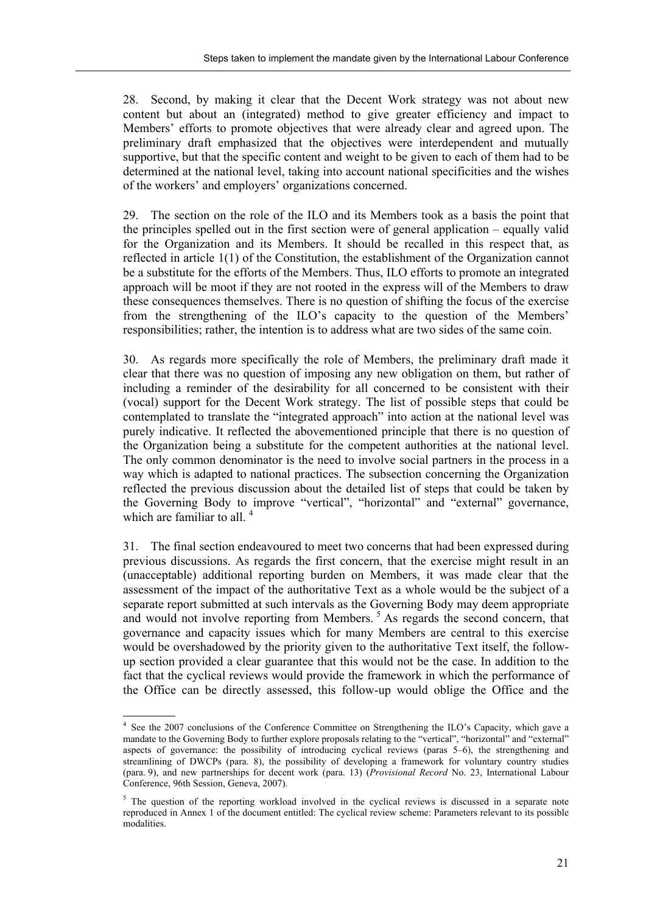28. Second, by making it clear that the Decent Work strategy was not about new content but about an (integrated) method to give greater efficiency and impact to Members' efforts to promote objectives that were already clear and agreed upon. The preliminary draft emphasized that the objectives were interdependent and mutually supportive, but that the specific content and weight to be given to each of them had to be determined at the national level, taking into account national specificities and the wishes of the workers' and employers' organizations concerned.

29. The section on the role of the ILO and its Members took as a basis the point that the principles spelled out in the first section were of general application – equally valid for the Organization and its Members. It should be recalled in this respect that, as reflected in article 1(1) of the Constitution, the establishment of the Organization cannot be a substitute for the efforts of the Members. Thus, ILO efforts to promote an integrated approach will be moot if they are not rooted in the express will of the Members to draw these consequences themselves. There is no question of shifting the focus of the exercise from the strengthening of the ILO's capacity to the question of the Members' responsibilities; rather, the intention is to address what are two sides of the same coin.

30. As regards more specifically the role of Members, the preliminary draft made it clear that there was no question of imposing any new obligation on them, but rather of including a reminder of the desirability for all concerned to be consistent with their (vocal) support for the Decent Work strategy. The list of possible steps that could be contemplated to translate the "integrated approach" into action at the national level was purely indicative. It reflected the abovementioned principle that there is no question of the Organization being a substitute for the competent authorities at the national level. The only common denominator is the need to involve social partners in the process in a way which is adapted to national practices. The subsection concerning the Organization reflected the previous discussion about the detailed list of steps that could be taken by the Governing Body to improve "vertical", "horizontal" and "external" governance, which are familiar to all. [4]

31. The final section endeavoured to meet two concerns that had been expressed during previous discussions. As regards the first concern, that the exercise might result in an (unacceptable) additional reporting burden on Members, it was made clear that the assessment of the impact of the authoritative Text as a whole would be the subject of a separate report submitted at such intervals as the Governing Body may deem appropriate and would not involve reporting from Members. [5] As regards the second concern, that governance and capacity issues which for many Members are central to this exercise would be overshadowed by the priority given to the authoritative Text itself, the follow-up section provided a clear guarantee that this would not be the case. In addition to the fact that the cyclical reviews would provide the framework in which the performance of the Office can be directly assessed, this follow-up would oblige the Office and the

---

[4] See the 2007 conclusions of the Conference Committee on Strengthening the ILO's Capacity, which gave a mandate to the Governing Body to further explore proposals relating to the "vertical", "horizontal" and "external" aspects of governance: the possibility of introducing cyclical reviews (paras 5–6), the strengthening and streamlining of DWCPs (para. 8), the possibility of developing a framework for voluntary country studies (para. 9), and new partnerships for decent work (para. 13) (*Provisional Record* No. 23, International Labour Conference, 96th Session, Geneva, 2007).

[5] The question of the reporting workload involved in the cyclical reviews is discussed in a separate note reproduced in Annex 1 of the document entitled: The cyclical review scheme: Parameters relevant to its possible modalities.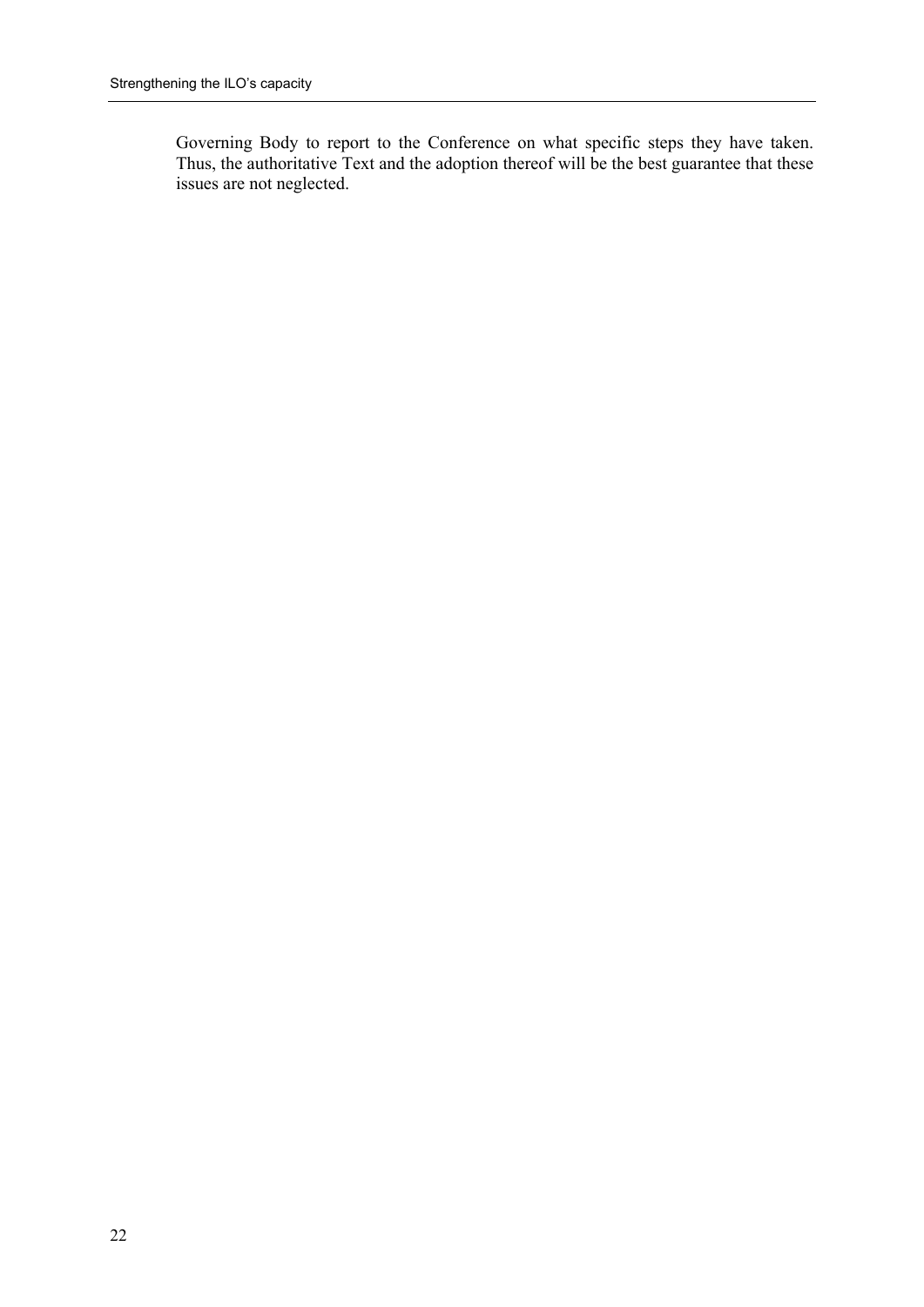Governing Body to report to the Conference on what specific steps they have taken. Thus, the authoritative Text and the adoption thereof will be the best guarantee that these issues are not neglected.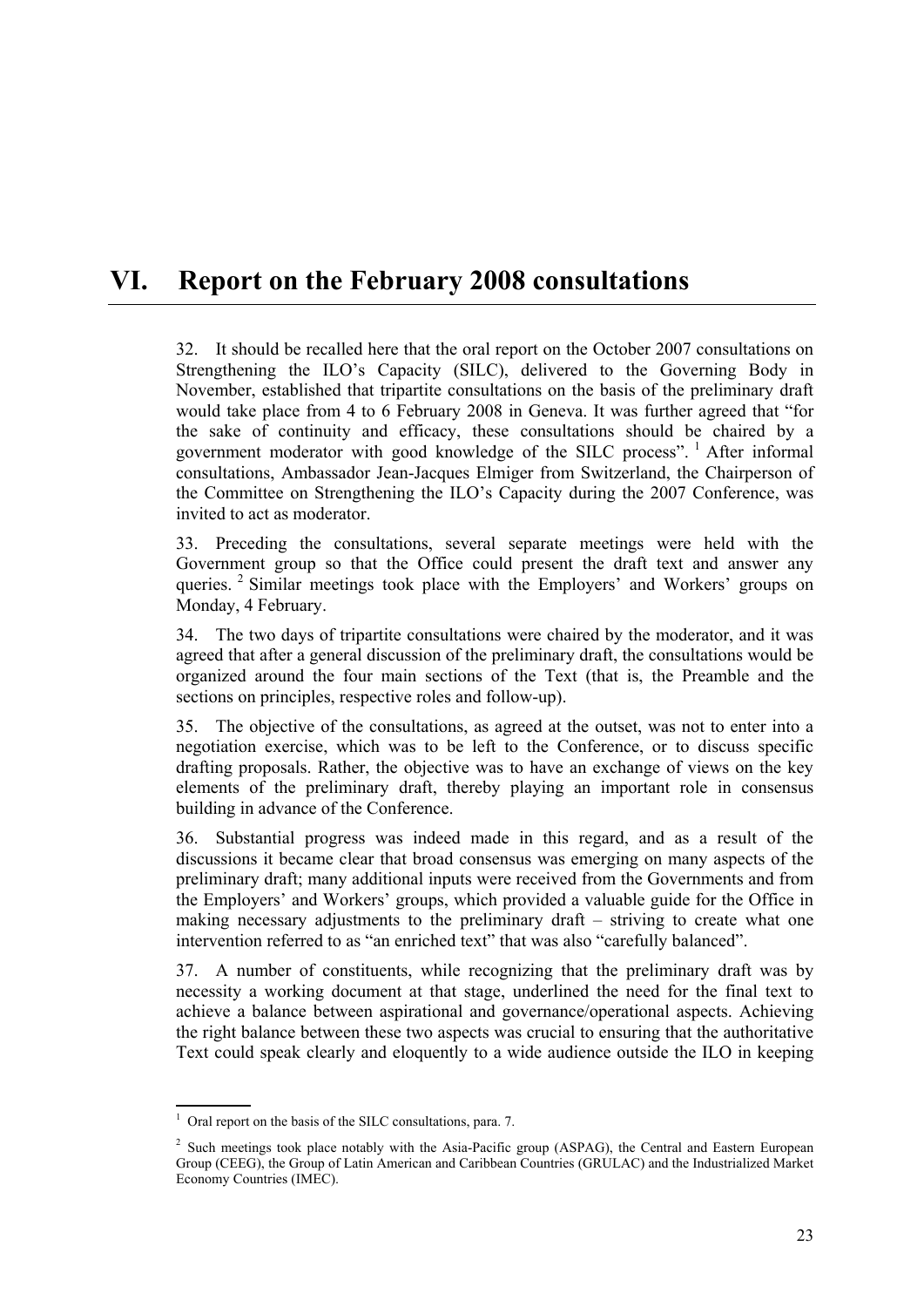# VI. Report on the February 2008 consultations

32. It should be recalled here that the oral report on the October 2007 consultations on Strengthening the ILO's Capacity (SILC), delivered to the Governing Body in November, established that tripartite consultations on the basis of the preliminary draft would take place from 4 to 6 February 2008 in Geneva. It was further agreed that "for the sake of continuity and efficacy, these consultations should be chaired by a government moderator with good knowledge of the SILC process". [1] After informal consultations, Ambassador Jean-Jacques Elmiger from Switzerland, the Chairperson of the Committee on Strengthening the ILO's Capacity during the 2007 Conference, was invited to act as moderator.

33. Preceding the consultations, several separate meetings were held with the Government group so that the Office could present the draft text and answer any queries. [2] Similar meetings took place with the Employers' and Workers' groups on Monday, 4 February.

34. The two days of tripartite consultations were chaired by the moderator, and it was agreed that after a general discussion of the preliminary draft, the consultations would be organized around the four main sections of the Text (that is, the Preamble and the sections on principles, respective roles and follow-up).

35. The objective of the consultations, as agreed at the outset, was not to enter into a negotiation exercise, which was to be left to the Conference, or to discuss specific drafting proposals. Rather, the objective was to have an exchange of views on the key elements of the preliminary draft, thereby playing an important role in consensus building in advance of the Conference.

36. Substantial progress was indeed made in this regard, and as a result of the discussions it became clear that broad consensus was emerging on many aspects of the preliminary draft; many additional inputs were received from the Governments and from the Employers' and Workers' groups, which provided a valuable guide for the Office in making necessary adjustments to the preliminary draft – striving to create what one intervention referred to as "an enriched text" that was also "carefully balanced".

37. A number of constituents, while recognizing that the preliminary draft was by necessity a working document at that stage, underlined the need for the final text to achieve a balance between aspirational and governance/operational aspects. Achieving the right balance between these two aspects was crucial to ensuring that the authoritative Text could speak clearly and eloquently to a wide audience outside the ILO in keeping

---

[1] Oral report on the basis of the SILC consultations, para. 7.

[2] Such meetings took place notably with the Asia-Pacific group (ASPAG), the Central and Eastern European Group (CEEG), the Group of Latin American and Caribbean Countries (GRULAC) and the Industrialized Market Economy Countries (IMEC).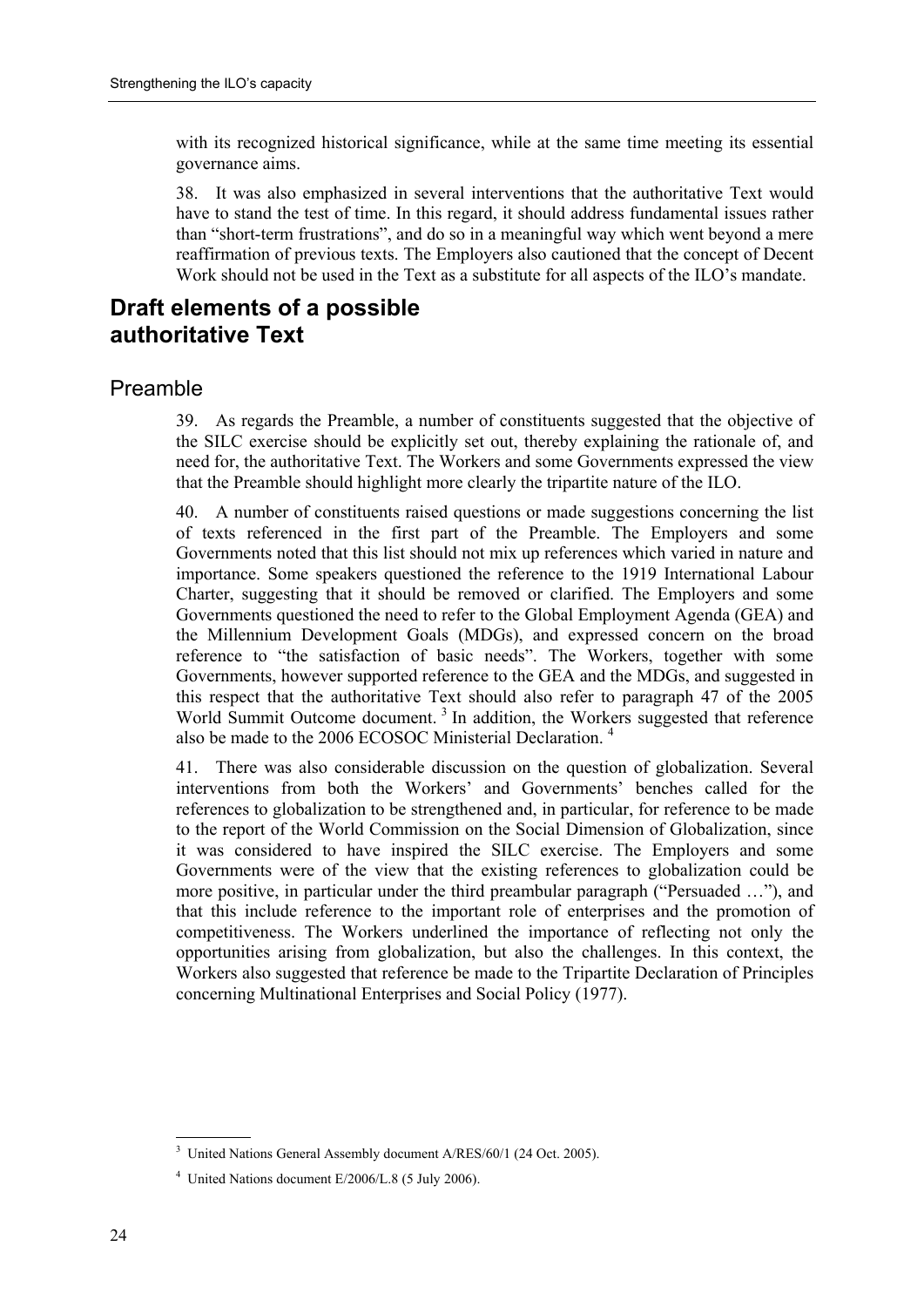with its recognized historical significance, while at the same time meeting its essential governance aims.

38. It was also emphasized in several interventions that the authoritative Text would have to stand the test of time. In this regard, it should address fundamental issues rather than "short-term frustrations", and do so in a meaningful way which went beyond a mere reaffirmation of previous texts. The Employers also cautioned that the concept of Decent Work should not be used in the Text as a substitute for all aspects of the ILO's mandate.

## Draft elements of a possible authoritative Text

### Preamble

39. As regards the Preamble, a number of constituents suggested that the objective of the SILC exercise should be explicitly set out, thereby explaining the rationale of, and need for, the authoritative Text. The Workers and some Governments expressed the view that the Preamble should highlight more clearly the tripartite nature of the ILO.

40. A number of constituents raised questions or made suggestions concerning the list of texts referenced in the first part of the Preamble. The Employers and some Governments noted that this list should not mix up references which varied in nature and importance. Some speakers questioned the reference to the 1919 International Labour Charter, suggesting that it should be removed or clarified. The Employers and some Governments questioned the need to refer to the Global Employment Agenda (GEA) and the Millennium Development Goals (MDGs), and expressed concern on the broad reference to "the satisfaction of basic needs". The Workers, together with some Governments, however supported reference to the GEA and the MDGs, and suggested in this respect that the authoritative Text should also refer to paragraph 47 of the 2005 World Summit Outcome document. [3] In addition, the Workers suggested that reference also be made to the 2006 ECOSOC Ministerial Declaration. [4]

41. There was also considerable discussion on the question of globalization. Several interventions from both the Workers' and Governments' benches called for the references to globalization to be strengthened and, in particular, for reference to be made to the report of the World Commission on the Social Dimension of Globalization, since it was considered to have inspired the SILC exercise. The Employers and some Governments were of the view that the existing references to globalization could be more positive, in particular under the third preambular paragraph ("Persuaded …"), and that this include reference to the important role of enterprises and the promotion of competitiveness. The Workers underlined the importance of reflecting not only the opportunities arising from globalization, but also the challenges. In this context, the Workers also suggested that reference be made to the Tripartite Declaration of Principles concerning Multinational Enterprises and Social Policy (1977).

---

[3] United Nations General Assembly document A/RES/60/1 (24 Oct. 2005).

[4] United Nations document E/2006/L.8 (5 July 2006).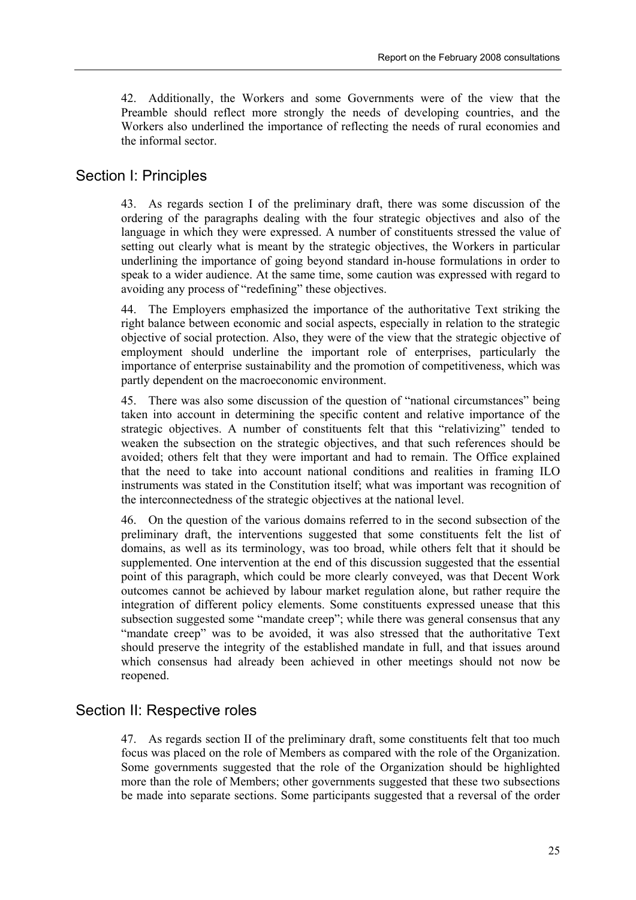42. Additionally, the Workers and some Governments were of the view that the Preamble should reflect more strongly the needs of developing countries, and the Workers also underlined the importance of reflecting the needs of rural economies and the informal sector.

## Section I: Principles

43. As regards section I of the preliminary draft, there was some discussion of the ordering of the paragraphs dealing with the four strategic objectives and also of the language in which they were expressed. A number of constituents stressed the value of setting out clearly what is meant by the strategic objectives, the Workers in particular underlining the importance of going beyond standard in-house formulations in order to speak to a wider audience. At the same time, some caution was expressed with regard to avoiding any process of "redefining" these objectives.

44. The Employers emphasized the importance of the authoritative Text striking the right balance between economic and social aspects, especially in relation to the strategic objective of social protection. Also, they were of the view that the strategic objective of employment should underline the important role of enterprises, particularly the importance of enterprise sustainability and the promotion of competitiveness, which was partly dependent on the macroeconomic environment.

45. There was also some discussion of the question of "national circumstances" being taken into account in determining the specific content and relative importance of the strategic objectives. A number of constituents felt that this "relativizing" tended to weaken the subsection on the strategic objectives, and that such references should be avoided; others felt that they were important and had to remain. The Office explained that the need to take into account national conditions and realities in framing ILO instruments was stated in the Constitution itself; what was important was recognition of the interconnectedness of the strategic objectives at the national level.

46. On the question of the various domains referred to in the second subsection of the preliminary draft, the interventions suggested that some constituents felt the list of domains, as well as its terminology, was too broad, while others felt that it should be supplemented. One intervention at the end of this discussion suggested that the essential point of this paragraph, which could be more clearly conveyed, was that Decent Work outcomes cannot be achieved by labour market regulation alone, but rather require the integration of different policy elements. Some constituents expressed unease that this subsection suggested some "mandate creep"; while there was general consensus that any "mandate creep" was to be avoided, it was also stressed that the authoritative Text should preserve the integrity of the established mandate in full, and that issues around which consensus had already been achieved in other meetings should not now be reopened.

## Section II: Respective roles

47. As regards section II of the preliminary draft, some constituents felt that too much focus was placed on the role of Members as compared with the role of the Organization. Some governments suggested that the role of the Organization should be highlighted more than the role of Members; other governments suggested that these two subsections be made into separate sections. Some participants suggested that a reversal of the order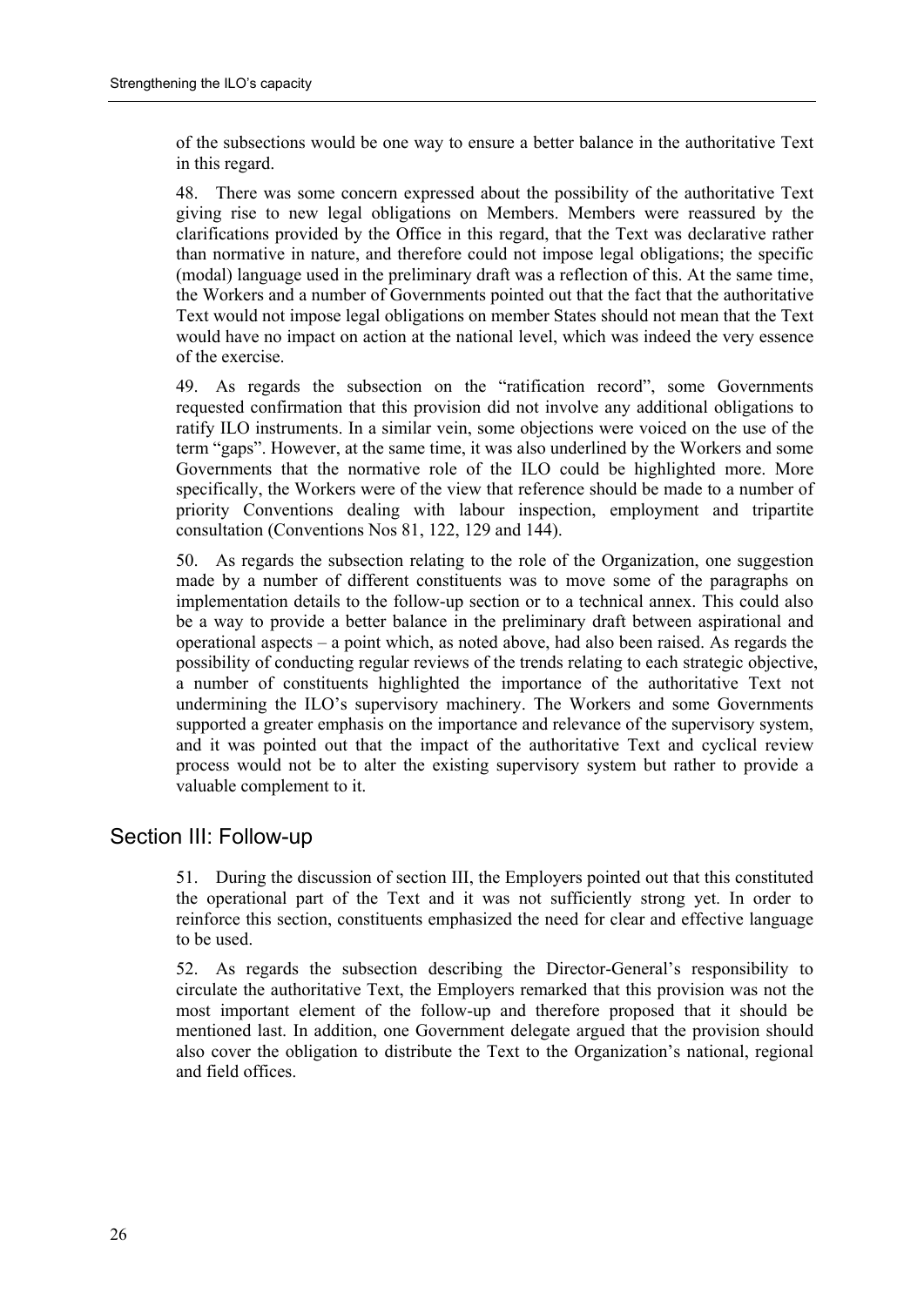of the subsections would be one way to ensure a better balance in the authoritative Text in this regard.

48. There was some concern expressed about the possibility of the authoritative Text giving rise to new legal obligations on Members. Members were reassured by the clarifications provided by the Office in this regard, that the Text was declarative rather than normative in nature, and therefore could not impose legal obligations; the specific (modal) language used in the preliminary draft was a reflection of this. At the same time, the Workers and a number of Governments pointed out that the fact that the authoritative Text would not impose legal obligations on member States should not mean that the Text would have no impact on action at the national level, which was indeed the very essence of the exercise.

49. As regards the subsection on the "ratification record", some Governments requested confirmation that this provision did not involve any additional obligations to ratify ILO instruments. In a similar vein, some objections were voiced on the use of the term "gaps". However, at the same time, it was also underlined by the Workers and some Governments that the normative role of the ILO could be highlighted more. More specifically, the Workers were of the view that reference should be made to a number of priority Conventions dealing with labour inspection, employment and tripartite consultation (Conventions Nos 81, 122, 129 and 144).

50. As regards the subsection relating to the role of the Organization, one suggestion made by a number of different constituents was to move some of the paragraphs on implementation details to the follow-up section or to a technical annex. This could also be a way to provide a better balance in the preliminary draft between aspirational and operational aspects – a point which, as noted above, had also been raised. As regards the possibility of conducting regular reviews of the trends relating to each strategic objective, a number of constituents highlighted the importance of the authoritative Text not undermining the ILO's supervisory machinery. The Workers and some Governments supported a greater emphasis on the importance and relevance of the supervisory system, and it was pointed out that the impact of the authoritative Text and cyclical review process would not be to alter the existing supervisory system but rather to provide a valuable complement to it.

## Section III: Follow-up

51. During the discussion of section III, the Employers pointed out that this constituted the operational part of the Text and it was not sufficiently strong yet. In order to reinforce this section, constituents emphasized the need for clear and effective language to be used.

52. As regards the subsection describing the Director-General's responsibility to circulate the authoritative Text, the Employers remarked that this provision was not the most important element of the follow-up and therefore proposed that it should be mentioned last. In addition, one Government delegate argued that the provision should also cover the obligation to distribute the Text to the Organization's national, regional and field offices.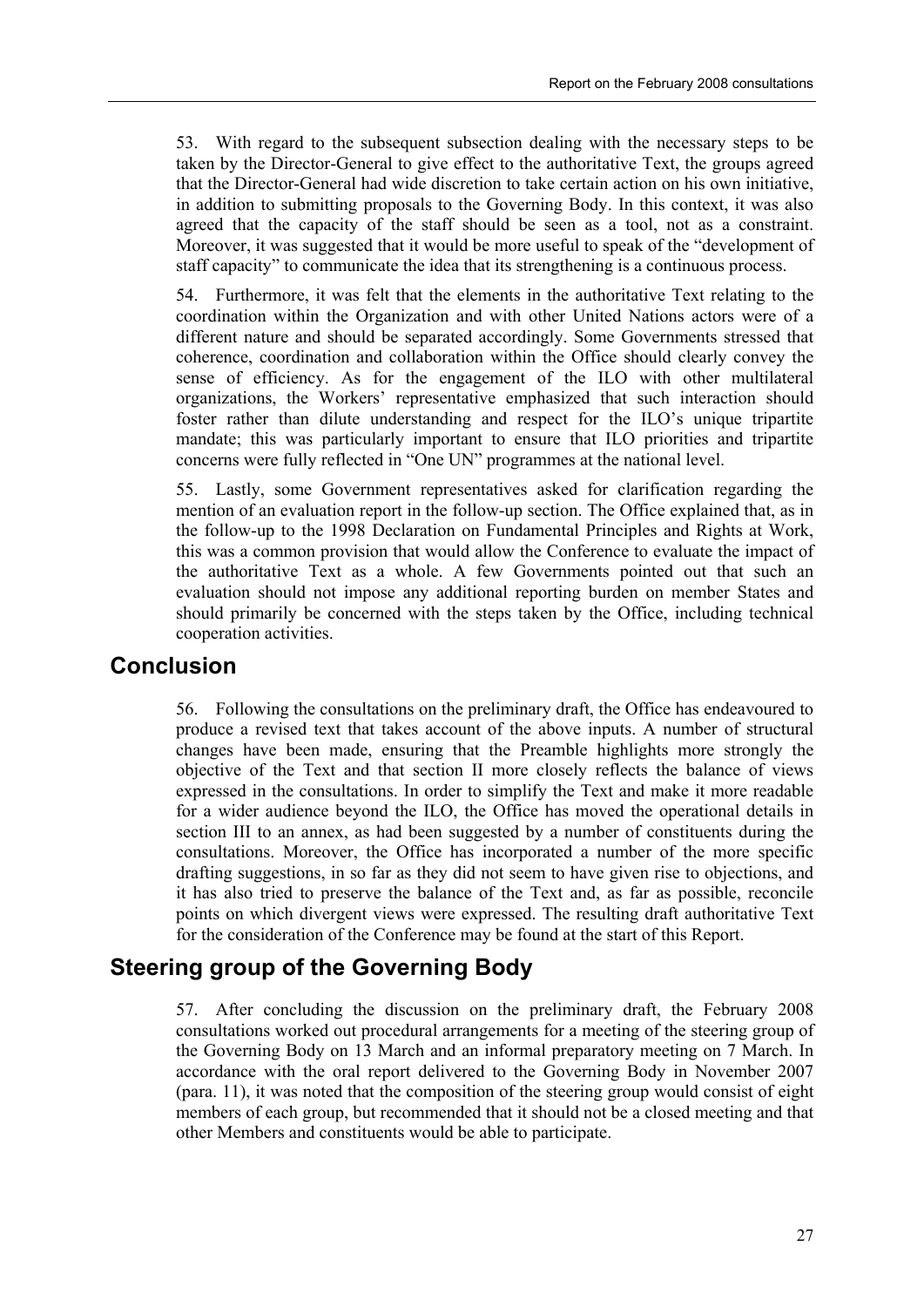53. With regard to the subsequent subsection dealing with the necessary steps to be taken by the Director-General to give effect to the authoritative Text, the groups agreed that the Director-General had wide discretion to take certain action on his own initiative, in addition to submitting proposals to the Governing Body. In this context, it was also agreed that the capacity of the staff should be seen as a tool, not as a constraint. Moreover, it was suggested that it would be more useful to speak of the "development of staff capacity" to communicate the idea that its strengthening is a continuous process.

54. Furthermore, it was felt that the elements in the authoritative Text relating to the coordination within the Organization and with other United Nations actors were of a different nature and should be separated accordingly. Some Governments stressed that coherence, coordination and collaboration within the Office should clearly convey the sense of efficiency. As for the engagement of the ILO with other multilateral organizations, the Workers' representative emphasized that such interaction should foster rather than dilute understanding and respect for the ILO's unique tripartite mandate; this was particularly important to ensure that ILO priorities and tripartite concerns were fully reflected in "One UN" programmes at the national level.

55. Lastly, some Government representatives asked for clarification regarding the mention of an evaluation report in the follow-up section. The Office explained that, as in the follow-up to the 1998 Declaration on Fundamental Principles and Rights at Work, this was a common provision that would allow the Conference to evaluate the impact of the authoritative Text as a whole. A few Governments pointed out that such an evaluation should not impose any additional reporting burden on member States and should primarily be concerned with the steps taken by the Office, including technical cooperation activities.

## Conclusion

56. Following the consultations on the preliminary draft, the Office has endeavoured to produce a revised text that takes account of the above inputs. A number of structural changes have been made, ensuring that the Preamble highlights more strongly the objective of the Text and that section II more closely reflects the balance of views expressed in the consultations. In order to simplify the Text and make it more readable for a wider audience beyond the ILO, the Office has moved the operational details in section III to an annex, as had been suggested by a number of constituents during the consultations. Moreover, the Office has incorporated a number of the more specific drafting suggestions, in so far as they did not seem to have given rise to objections, and it has also tried to preserve the balance of the Text and, as far as possible, reconcile points on which divergent views were expressed. The resulting draft authoritative Text for the consideration of the Conference may be found at the start of this Report.

## Steering group of the Governing Body

57. After concluding the discussion on the preliminary draft, the February 2008 consultations worked out procedural arrangements for a meeting of the steering group of the Governing Body on 13 March and an informal preparatory meeting on 7 March. In accordance with the oral report delivered to the Governing Body in November 2007 (para. 11), it was noted that the composition of the steering group would consist of eight members of each group, but recommended that it should not be a closed meeting and that other Members and constituents would be able to participate.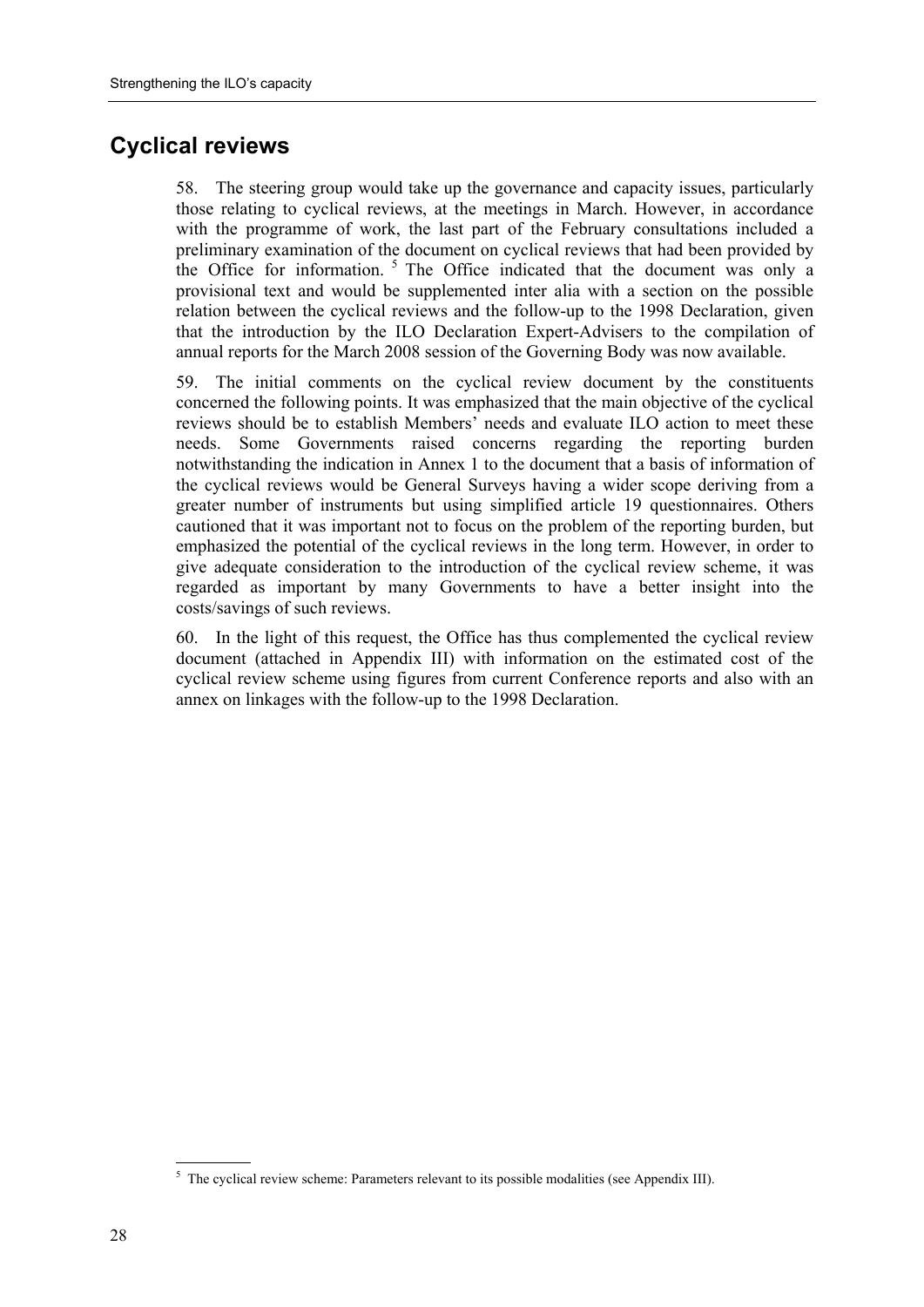## Cyclical reviews

58. The steering group would take up the governance and capacity issues, particularly those relating to cyclical reviews, at the meetings in March. However, in accordance with the programme of work, the last part of the February consultations included a preliminary examination of the document on cyclical reviews that had been provided by the Office for information.[5] The Office indicated that the document was only a provisional text and would be supplemented inter alia with a section on the possible relation between the cyclical reviews and the follow-up to the 1998 Declaration, given that the introduction by the ILO Declaration Expert-Advisers to the compilation of annual reports for the March 2008 session of the Governing Body was now available.

59. The initial comments on the cyclical review document by the constituents concerned the following points. It was emphasized that the main objective of the cyclical reviews should be to establish Members' needs and evaluate ILO action to meet these needs. Some Governments raised concerns regarding the reporting burden notwithstanding the indication in Annex 1 to the document that a basis of information of the cyclical reviews would be General Surveys having a wider scope deriving from a greater number of instruments but using simplified article 19 questionnaires. Others cautioned that it was important not to focus on the problem of the reporting burden, but emphasized the potential of the cyclical reviews in the long term. However, in order to give adequate consideration to the introduction of the cyclical review scheme, it was regarded as important by many Governments to have a better insight into the costs/savings of such reviews.

60. In the light of this request, the Office has thus complemented the cyclical review document (attached in Appendix III) with information on the estimated cost of the cyclical review scheme using figures from current Conference reports and also with an annex on linkages with the follow-up to the 1998 Declaration.

[5] The cyclical review scheme: Parameters relevant to its possible modalities (see Appendix III).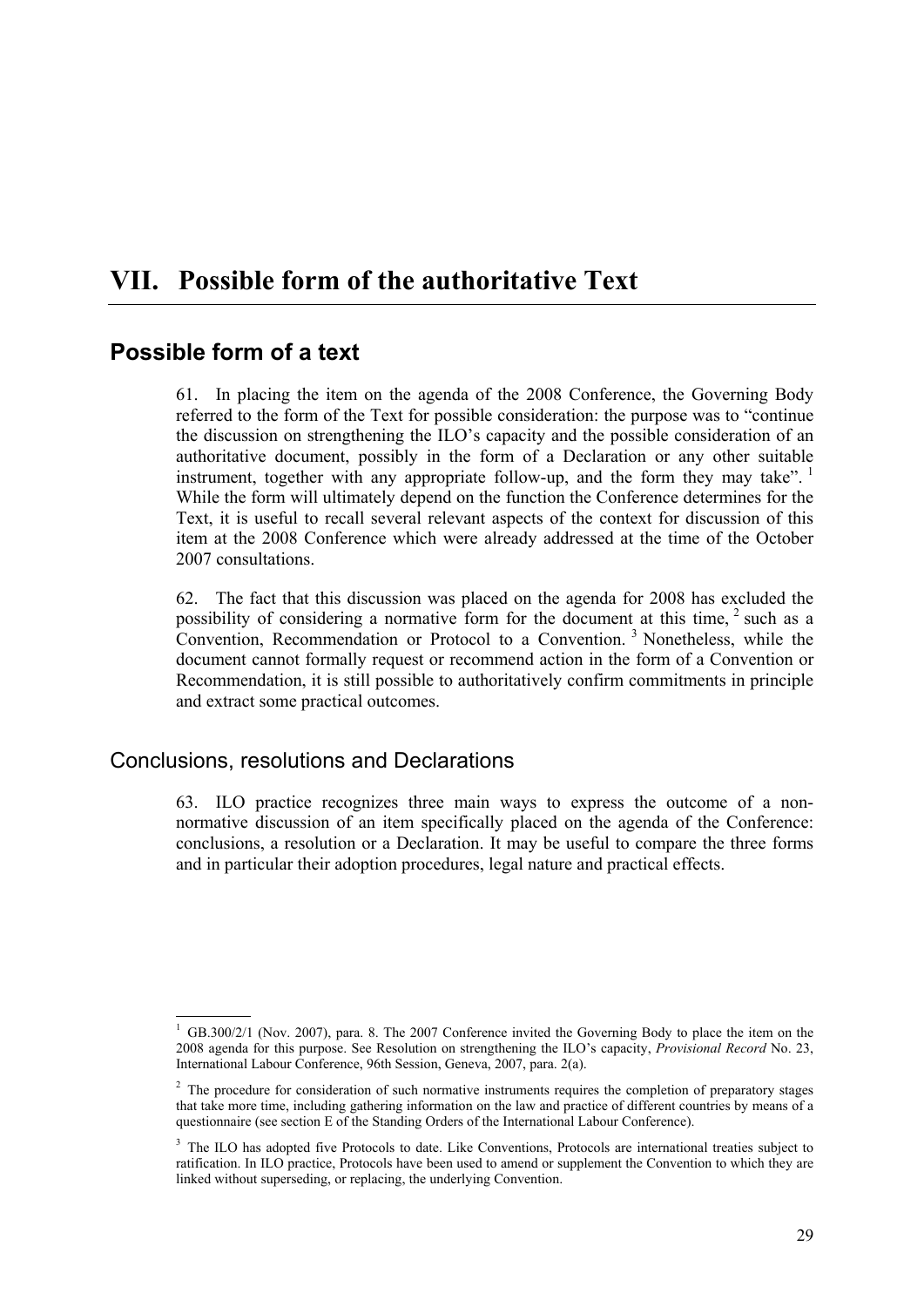# VII. Possible form of the authoritative Text

## Possible form of a text

61. In placing the item on the agenda of the 2008 Conference, the Governing Body referred to the form of the Text for possible consideration: the purpose was to "continue the discussion on strengthening the ILO's capacity and the possible consideration of an authoritative document, possibly in the form of a Declaration or any other suitable instrument, together with any appropriate follow-up, and the form they may take". [1] While the form will ultimately depend on the function the Conference determines for the Text, it is useful to recall several relevant aspects of the context for discussion of this item at the 2008 Conference which were already addressed at the time of the October 2007 consultations.

62. The fact that this discussion was placed on the agenda for 2008 has excluded the possibility of considering a normative form for the document at this time, [2] such as a Convention, Recommendation or Protocol to a Convention. [3] Nonetheless, while the document cannot formally request or recommend action in the form of a Convention or Recommendation, it is still possible to authoritatively confirm commitments in principle and extract some practical outcomes.

### Conclusions, resolutions and Declarations

63. ILO practice recognizes three main ways to express the outcome of a non-normative discussion of an item specifically placed on the agenda of the Conference: conclusions, a resolution or a Declaration. It may be useful to compare the three forms and in particular their adoption procedures, legal nature and practical effects.

---

[1] GB.300/2/1 (Nov. 2007), para. 8. The 2007 Conference invited the Governing Body to place the item on the 2008 agenda for this purpose. See Resolution on strengthening the ILO's capacity, *Provisional Record* No. 23, International Labour Conference, 96th Session, Geneva, 2007, para. 2(a).

[2] The procedure for consideration of such normative instruments requires the completion of preparatory stages that take more time, including gathering information on the law and practice of different countries by means of a questionnaire (see section E of the Standing Orders of the International Labour Conference).

[3] The ILO has adopted five Protocols to date. Like Conventions, Protocols are international treaties subject to ratification. In ILO practice, Protocols have been used to amend or supplement the Convention to which they are linked without superseding, or replacing, the underlying Convention.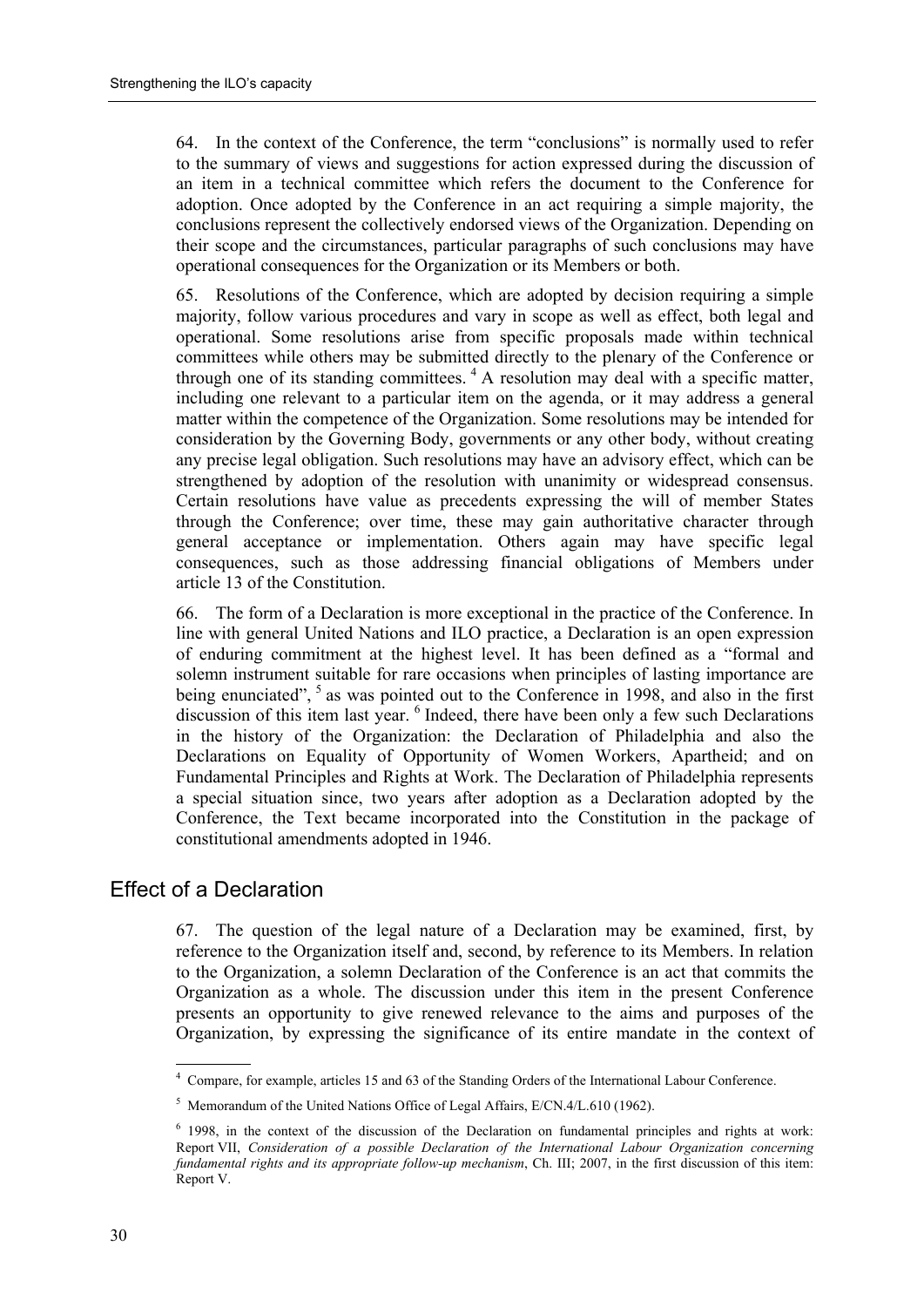64. In the context of the Conference, the term "conclusions" is normally used to refer to the summary of views and suggestions for action expressed during the discussion of an item in a technical committee which refers the document to the Conference for adoption. Once adopted by the Conference in an act requiring a simple majority, the conclusions represent the collectively endorsed views of the Organization. Depending on their scope and the circumstances, particular paragraphs of such conclusions may have operational consequences for the Organization or its Members or both.

65. Resolutions of the Conference, which are adopted by decision requiring a simple majority, follow various procedures and vary in scope as well as effect, both legal and operational. Some resolutions arise from specific proposals made within technical committees while others may be submitted directly to the plenary of the Conference or through one of its standing committees. [4] A resolution may deal with a specific matter, including one relevant to a particular item on the agenda, or it may address a general matter within the competence of the Organization. Some resolutions may be intended for consideration by the Governing Body, governments or any other body, without creating any precise legal obligation. Such resolutions may have an advisory effect, which can be strengthened by adoption of the resolution with unanimity or widespread consensus. Certain resolutions have value as precedents expressing the will of member States through the Conference; over time, these may gain authoritative character through general acceptance or implementation. Others again may have specific legal consequences, such as those addressing financial obligations of Members under article 13 of the Constitution.

66. The form of a Declaration is more exceptional in the practice of the Conference. In line with general United Nations and ILO practice, a Declaration is an open expression of enduring commitment at the highest level. It has been defined as a "formal and solemn instrument suitable for rare occasions when principles of lasting importance are being enunciated", [5] as was pointed out to the Conference in 1998, and also in the first discussion of this item last year. [6] Indeed, there have been only a few such Declarations in the history of the Organization: the Declaration of Philadelphia and also the Declarations on Equality of Opportunity of Women Workers, Apartheid; and on Fundamental Principles and Rights at Work. The Declaration of Philadelphia represents a special situation since, two years after adoption as a Declaration adopted by the Conference, the Text became incorporated into the Constitution in the package of constitutional amendments adopted in 1946.

## Effect of a Declaration

67. The question of the legal nature of a Declaration may be examined, first, by reference to the Organization itself and, second, by reference to its Members. In relation to the Organization, a solemn Declaration of the Conference is an act that commits the Organization as a whole. The discussion under this item in the present Conference presents an opportunity to give renewed relevance to the aims and purposes of the Organization, by expressing the significance of its entire mandate in the context of

---

[4] Compare, for example, articles 15 and 63 of the Standing Orders of the International Labour Conference.

[5] Memorandum of the United Nations Office of Legal Affairs, E/CN.4/L.610 (1962).

[6] 1998, in the context of the discussion of the Declaration on fundamental principles and rights at work: Report VII, *Consideration of a possible Declaration of the International Labour Organization concerning fundamental rights and its appropriate follow-up mechanism*, Ch. III; 2007, in the first discussion of this item: Report V.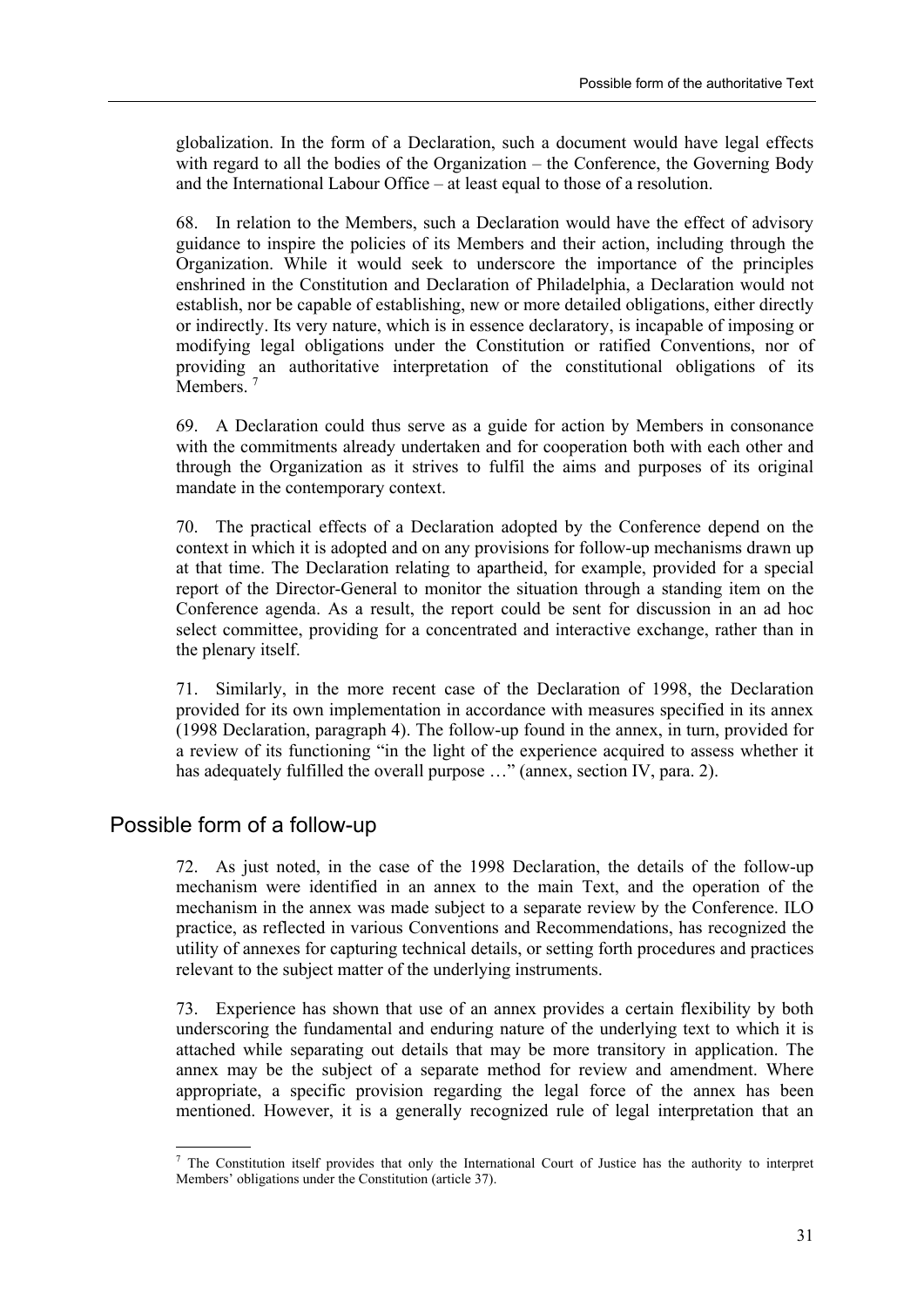globalization. In the form of a Declaration, such a document would have legal effects with regard to all the bodies of the Organization – the Conference, the Governing Body and the International Labour Office – at least equal to those of a resolution.

68. In relation to the Members, such a Declaration would have the effect of advisory guidance to inspire the policies of its Members and their action, including through the Organization. While it would seek to underscore the importance of the principles enshrined in the Constitution and Declaration of Philadelphia, a Declaration would not establish, nor be capable of establishing, new or more detailed obligations, either directly or indirectly. Its very nature, which is in essence declaratory, is incapable of imposing or modifying legal obligations under the Constitution or ratified Conventions, nor of providing an authoritative interpretation of the constitutional obligations of its Members. [7]

69. A Declaration could thus serve as a guide for action by Members in consonance with the commitments already undertaken and for cooperation both with each other and through the Organization as it strives to fulfil the aims and purposes of its original mandate in the contemporary context.

70. The practical effects of a Declaration adopted by the Conference depend on the context in which it is adopted and on any provisions for follow-up mechanisms drawn up at that time. The Declaration relating to apartheid, for example, provided for a special report of the Director-General to monitor the situation through a standing item on the Conference agenda. As a result, the report could be sent for discussion in an ad hoc select committee, providing for a concentrated and interactive exchange, rather than in the plenary itself.

71. Similarly, in the more recent case of the Declaration of 1998, the Declaration provided for its own implementation in accordance with measures specified in its annex (1998 Declaration, paragraph 4). The follow-up found in the annex, in turn, provided for a review of its functioning "in the light of the experience acquired to assess whether it has adequately fulfilled the overall purpose …" (annex, section IV, para. 2).

## Possible form of a follow-up

72. As just noted, in the case of the 1998 Declaration, the details of the follow-up mechanism were identified in an annex to the main Text, and the operation of the mechanism in the annex was made subject to a separate review by the Conference. ILO practice, as reflected in various Conventions and Recommendations, has recognized the utility of annexes for capturing technical details, or setting forth procedures and practices relevant to the subject matter of the underlying instruments.

73. Experience has shown that use of an annex provides a certain flexibility by both underscoring the fundamental and enduring nature of the underlying text to which it is attached while separating out details that may be more transitory in application. The annex may be the subject of a separate method for review and amendment. Where appropriate, a specific provision regarding the legal force of the annex has been mentioned. However, it is a generally recognized rule of legal interpretation that an

[7] The Constitution itself provides that only the International Court of Justice has the authority to interpret Members' obligations under the Constitution (article 37).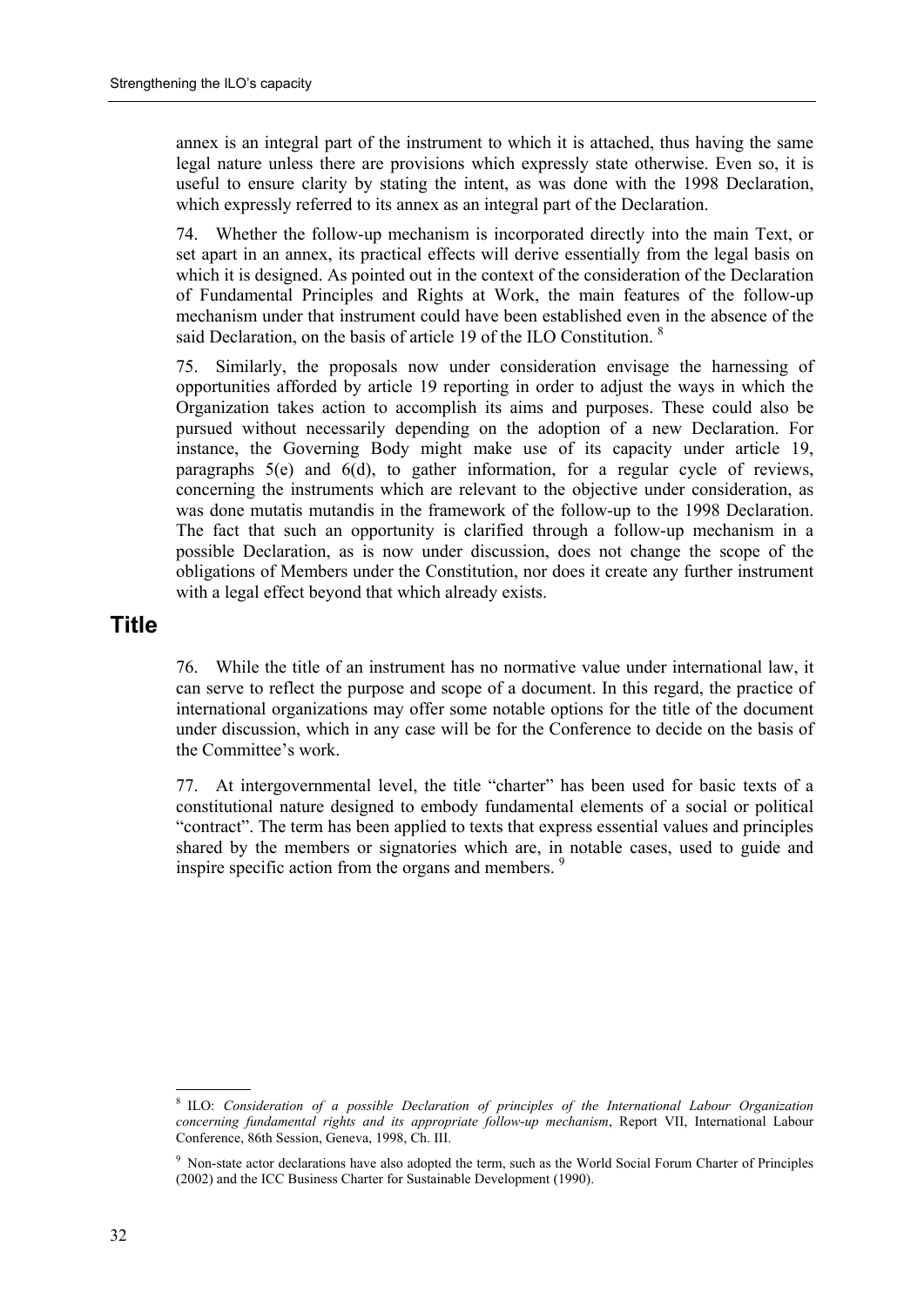annex is an integral part of the instrument to which it is attached, thus having the same legal nature unless there are provisions which expressly state otherwise. Even so, it is useful to ensure clarity by stating the intent, as was done with the 1998 Declaration, which expressly referred to its annex as an integral part of the Declaration.

74. Whether the follow-up mechanism is incorporated directly into the main Text, or set apart in an annex, its practical effects will derive essentially from the legal basis on which it is designed. As pointed out in the context of the consideration of the Declaration of Fundamental Principles and Rights at Work, the main features of the follow-up mechanism under that instrument could have been established even in the absence of the said Declaration, on the basis of article 19 of the ILO Constitution. [8]

75. Similarly, the proposals now under consideration envisage the harnessing of opportunities afforded by article 19 reporting in order to adjust the ways in which the Organization takes action to accomplish its aims and purposes. These could also be pursued without necessarily depending on the adoption of a new Declaration. For instance, the Governing Body might make use of its capacity under article 19, paragraphs 5(e) and 6(d), to gather information, for a regular cycle of reviews, concerning the instruments which are relevant to the objective under consideration, as was done mutatis mutandis in the framework of the follow-up to the 1998 Declaration. The fact that such an opportunity is clarified through a follow-up mechanism in a possible Declaration, as is now under discussion, does not change the scope of the obligations of Members under the Constitution, nor does it create any further instrument with a legal effect beyond that which already exists.

## Title

76. While the title of an instrument has no normative value under international law, it can serve to reflect the purpose and scope of a document. In this regard, the practice of international organizations may offer some notable options for the title of the document under discussion, which in any case will be for the Conference to decide on the basis of the Committee's work.

77. At intergovernmental level, the title "charter" has been used for basic texts of a constitutional nature designed to embody fundamental elements of a social or political "contract". The term has been applied to texts that express essential values and principles shared by the members or signatories which are, in notable cases, used to guide and inspire specific action from the organs and members. [9]

---

[8] ILO: *Consideration of a possible Declaration of principles of the International Labour Organization concerning fundamental rights and its appropriate follow-up mechanism*, Report VII, International Labour Conference, 86th Session, Geneva, 1998, Ch. III.

[9] Non-state actor declarations have also adopted the term, such as the World Social Forum Charter of Principles (2002) and the ICC Business Charter for Sustainable Development (1990).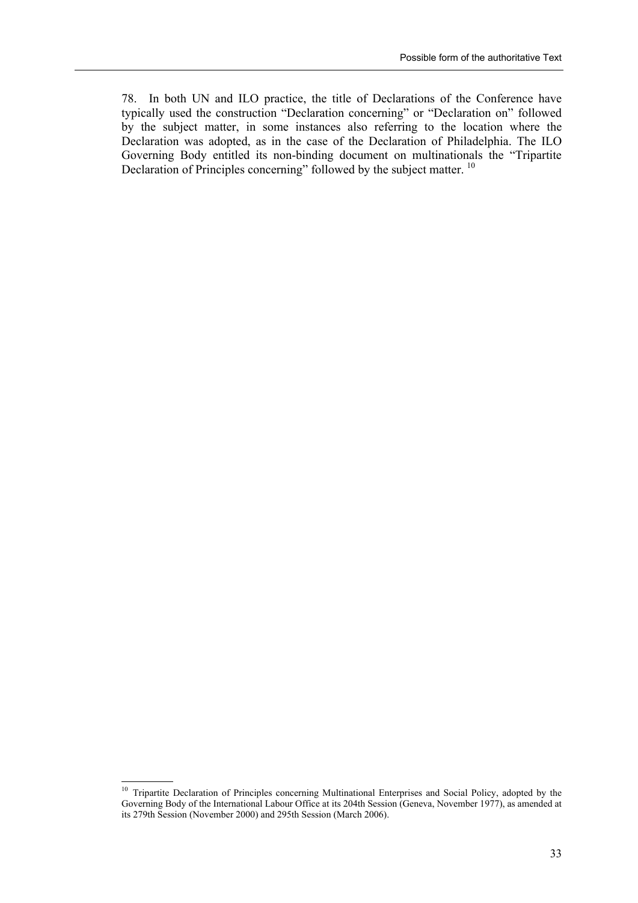78. In both UN and ILO practice, the title of Declarations of the Conference have typically used the construction “Declaration concerning” or “Declaration on” followed by the subject matter, in some instances also referring to the location where the Declaration was adopted, as in the case of the Declaration of Philadelphia. The ILO Governing Body entitled its non-binding document on multinationals the “Tripartite Declaration of Principles concerning” followed by the subject matter. [10]

---

[10] Tripartite Declaration of Principles concerning Multinational Enterprises and Social Policy, adopted by the Governing Body of the International Labour Office at its 204th Session (Geneva, November 1977), as amended at its 279th Session (November 2000) and 295th Session (March 2006).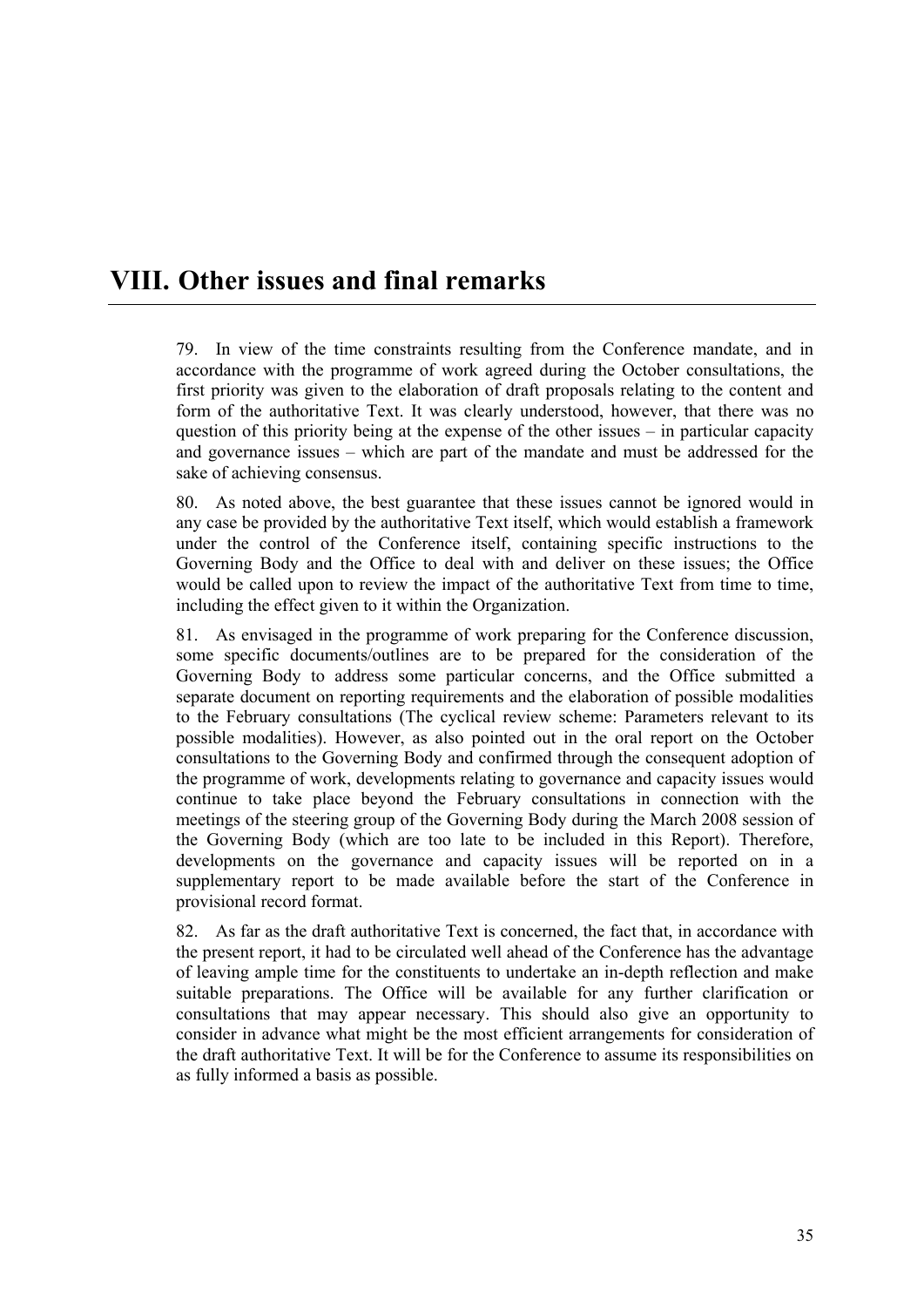# VIII. Other issues and final remarks

79. In view of the time constraints resulting from the Conference mandate, and in accordance with the programme of work agreed during the October consultations, the first priority was given to the elaboration of draft proposals relating to the content and form of the authoritative Text. It was clearly understood, however, that there was no question of this priority being at the expense of the other issues – in particular capacity and governance issues – which are part of the mandate and must be addressed for the sake of achieving consensus.

80. As noted above, the best guarantee that these issues cannot be ignored would in any case be provided by the authoritative Text itself, which would establish a framework under the control of the Conference itself, containing specific instructions to the Governing Body and the Office to deal with and deliver on these issues; the Office would be called upon to review the impact of the authoritative Text from time to time, including the effect given to it within the Organization.

81. As envisaged in the programme of work preparing for the Conference discussion, some specific documents/outlines are to be prepared for the consideration of the Governing Body to address some particular concerns, and the Office submitted a separate document on reporting requirements and the elaboration of possible modalities to the February consultations (The cyclical review scheme: Parameters relevant to its possible modalities). However, as also pointed out in the oral report on the October consultations to the Governing Body and confirmed through the consequent adoption of the programme of work, developments relating to governance and capacity issues would continue to take place beyond the February consultations in connection with the meetings of the steering group of the Governing Body during the March 2008 session of the Governing Body (which are too late to be included in this Report). Therefore, developments on the governance and capacity issues will be reported on in a supplementary report to be made available before the start of the Conference in provisional record format.

82. As far as the draft authoritative Text is concerned, the fact that, in accordance with the present report, it had to be circulated well ahead of the Conference has the advantage of leaving ample time for the constituents to undertake an in-depth reflection and make suitable preparations. The Office will be available for any further clarification or consultations that may appear necessary. This should also give an opportunity to consider in advance what might be the most efficient arrangements for consideration of the draft authoritative Text. It will be for the Conference to assume its responsibilities on as fully informed a basis as possible.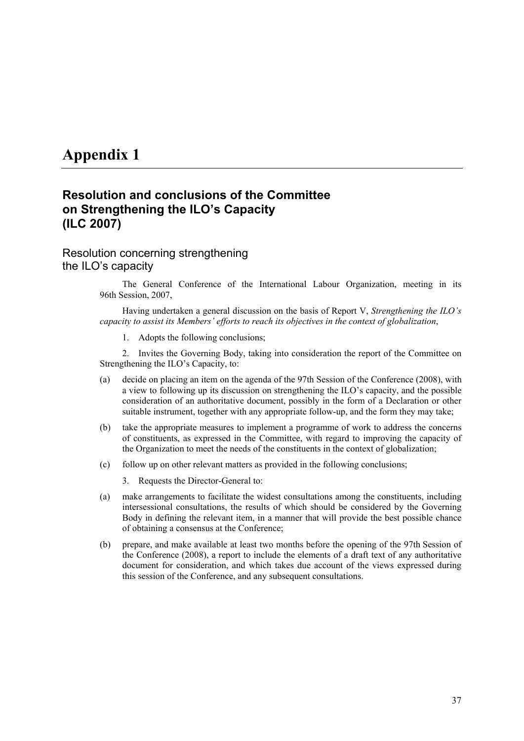# Appendix 1

## Resolution and conclusions of the Committee on Strengthening the ILO's Capacity (ILC 2007)

### Resolution concerning strengthening the ILO's capacity

The General Conference of the International Labour Organization, meeting in its 96th Session, 2007,

Having undertaken a general discussion on the basis of Report V, *Strengthening the ILO's capacity to assist its Members' efforts to reach its objectives in the context of globalization*,

1. Adopts the following conclusions;

2. Invites the Governing Body, taking into consideration the report of the Committee on Strengthening the ILO's Capacity, to:

(a) decide on placing an item on the agenda of the 97th Session of the Conference (2008), with a view to following up its discussion on strengthening the ILO's capacity, and the possible consideration of an authoritative document, possibly in the form of a Declaration or other suitable instrument, together with any appropriate follow-up, and the form they may take;

(b) take the appropriate measures to implement a programme of work to address the concerns of constituents, as expressed in the Committee, with regard to improving the capacity of the Organization to meet the needs of the constituents in the context of globalization;

(c) follow up on other relevant matters as provided in the following conclusions;

3. Requests the Director-General to:

(a) make arrangements to facilitate the widest consultations among the constituents, including intersessional consultations, the results of which should be considered by the Governing Body in defining the relevant item, in a manner that will provide the best possible chance of obtaining a consensus at the Conference;

(b) prepare, and make available at least two months before the opening of the 97th Session of the Conference (2008), a report to include the elements of a draft text of any authoritative document for consideration, and which takes due account of the views expressed during this session of the Conference, and any subsequent consultations.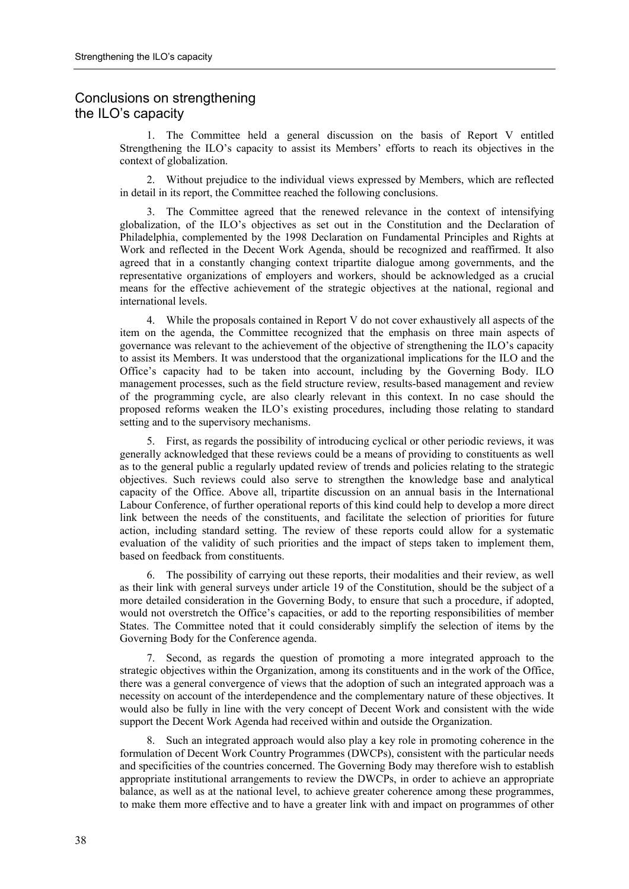## Conclusions on strengthening the ILO's capacity

1. The Committee held a general discussion on the basis of Report V entitled Strengthening the ILO's capacity to assist its Members' efforts to reach its objectives in the context of globalization.

2. Without prejudice to the individual views expressed by Members, which are reflected in detail in its report, the Committee reached the following conclusions.

3. The Committee agreed that the renewed relevance in the context of intensifying globalization, of the ILO's objectives as set out in the Constitution and the Declaration of Philadelphia, complemented by the 1998 Declaration on Fundamental Principles and Rights at Work and reflected in the Decent Work Agenda, should be recognized and reaffirmed. It also agreed that in a constantly changing context tripartite dialogue among governments, and the representative organizations of employers and workers, should be acknowledged as a crucial means for the effective achievement of the strategic objectives at the national, regional and international levels.

4. While the proposals contained in Report V do not cover exhaustively all aspects of the item on the agenda, the Committee recognized that the emphasis on three main aspects of governance was relevant to the achievement of the objective of strengthening the ILO's capacity to assist its Members. It was understood that the organizational implications for the ILO and the Office's capacity had to be taken into account, including by the Governing Body. ILO management processes, such as the field structure review, results-based management and review of the programming cycle, are also clearly relevant in this context. In no case should the proposed reforms weaken the ILO's existing procedures, including those relating to standard setting and to the supervisory mechanisms.

5. First, as regards the possibility of introducing cyclical or other periodic reviews, it was generally acknowledged that these reviews could be a means of providing to constituents as well as to the general public a regularly updated review of trends and policies relating to the strategic objectives. Such reviews could also serve to strengthen the knowledge base and analytical capacity of the Office. Above all, tripartite discussion on an annual basis in the International Labour Conference, of further operational reports of this kind could help to develop a more direct link between the needs of the constituents, and facilitate the selection of priorities for future action, including standard setting. The review of these reports could allow for a systematic evaluation of the validity of such priorities and the impact of steps taken to implement them, based on feedback from constituents.

6. The possibility of carrying out these reports, their modalities and their review, as well as their link with general surveys under article 19 of the Constitution, should be the subject of a more detailed consideration in the Governing Body, to ensure that such a procedure, if adopted, would not overstretch the Office's capacities, or add to the reporting responsibilities of member States. The Committee noted that it could considerably simplify the selection of items by the Governing Body for the Conference agenda.

7. Second, as regards the question of promoting a more integrated approach to the strategic objectives within the Organization, among its constituents and in the work of the Office, there was a general convergence of views that the adoption of such an integrated approach was a necessity on account of the interdependence and the complementary nature of these objectives. It would also be fully in line with the very concept of Decent Work and consistent with the wide support the Decent Work Agenda had received within and outside the Organization.

8. Such an integrated approach would also play a key role in promoting coherence in the formulation of Decent Work Country Programmes (DWCPs), consistent with the particular needs and specificities of the countries concerned. The Governing Body may therefore wish to establish appropriate institutional arrangements to review the DWCPs, in order to achieve an appropriate balance, as well as at the national level, to achieve greater coherence among these programmes, to make them more effective and to have a greater link with and impact on programmes of other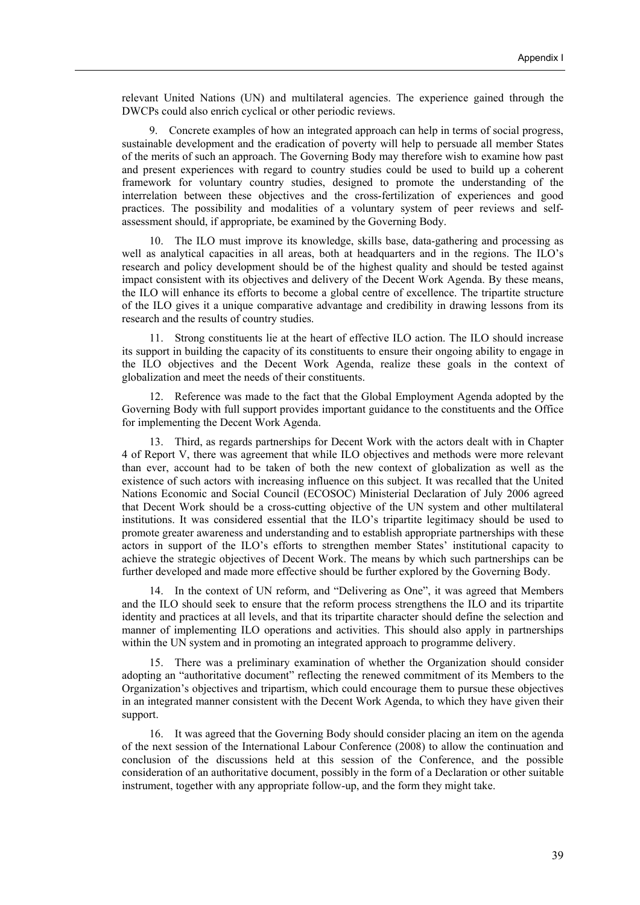relevant United Nations (UN) and multilateral agencies. The experience gained through the DWCPs could also enrich cyclical or other periodic reviews.

9. Concrete examples of how an integrated approach can help in terms of social progress, sustainable development and the eradication of poverty will help to persuade all member States of the merits of such an approach. The Governing Body may therefore wish to examine how past and present experiences with regard to country studies could be used to build up a coherent framework for voluntary country studies, designed to promote the understanding of the interrelation between these objectives and the cross-fertilization of experiences and good practices. The possibility and modalities of a voluntary system of peer reviews and self-assessment should, if appropriate, be examined by the Governing Body.

10. The ILO must improve its knowledge, skills base, data-gathering and processing as well as analytical capacities in all areas, both at headquarters and in the regions. The ILO's research and policy development should be of the highest quality and should be tested against impact consistent with its objectives and delivery of the Decent Work Agenda. By these means, the ILO will enhance its efforts to become a global centre of excellence. The tripartite structure of the ILO gives it a unique comparative advantage and credibility in drawing lessons from its research and the results of country studies.

11. Strong constituents lie at the heart of effective ILO action. The ILO should increase its support in building the capacity of its constituents to ensure their ongoing ability to engage in the ILO objectives and the Decent Work Agenda, realize these goals in the context of globalization and meet the needs of their constituents.

12. Reference was made to the fact that the Global Employment Agenda adopted by the Governing Body with full support provides important guidance to the constituents and the Office for implementing the Decent Work Agenda.

13. Third, as regards partnerships for Decent Work with the actors dealt with in Chapter 4 of Report V, there was agreement that while ILO objectives and methods were more relevant than ever, account had to be taken of both the new context of globalization as well as the existence of such actors with increasing influence on this subject. It was recalled that the United Nations Economic and Social Council (ECOSOC) Ministerial Declaration of July 2006 agreed that Decent Work should be a cross-cutting objective of the UN system and other multilateral institutions. It was considered essential that the ILO's tripartite legitimacy should be used to promote greater awareness and understanding and to establish appropriate partnerships with these actors in support of the ILO's efforts to strengthen member States' institutional capacity to achieve the strategic objectives of Decent Work. The means by which such partnerships can be further developed and made more effective should be further explored by the Governing Body.

14. In the context of UN reform, and "Delivering as One", it was agreed that Members and the ILO should seek to ensure that the reform process strengthens the ILO and its tripartite identity and practices at all levels, and that its tripartite character should define the selection and manner of implementing ILO operations and activities. This should also apply in partnerships within the UN system and in promoting an integrated approach to programme delivery.

15. There was a preliminary examination of whether the Organization should consider adopting an "authoritative document" reflecting the renewed commitment of its Members to the Organization's objectives and tripartism, which could encourage them to pursue these objectives in an integrated manner consistent with the Decent Work Agenda, to which they have given their support.

16. It was agreed that the Governing Body should consider placing an item on the agenda of the next session of the International Labour Conference (2008) to allow the continuation and conclusion of the discussions held at this session of the Conference, and the possible consideration of an authoritative document, possibly in the form of a Declaration or other suitable instrument, together with any appropriate follow-up, and the form they might take.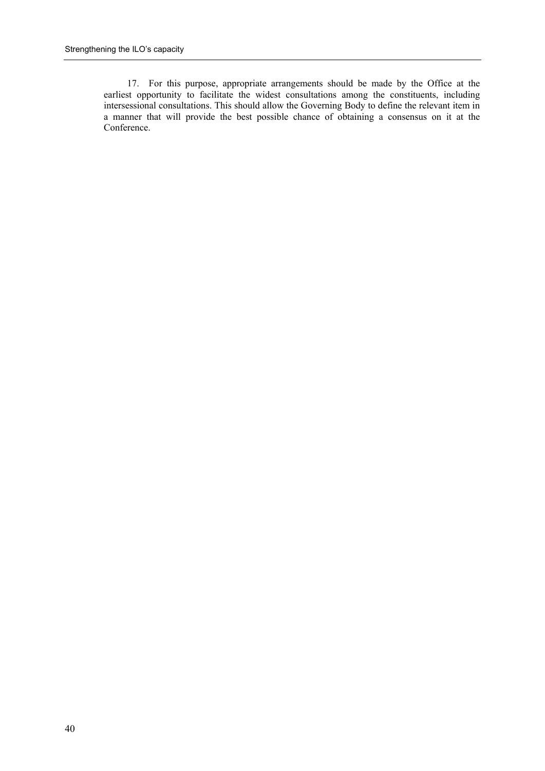17. For this purpose, appropriate arrangements should be made by the Office at the earliest opportunity to facilitate the widest consultations among the constituents, including intersessional consultations. This should allow the Governing Body to define the relevant item in a manner that will provide the best possible chance of obtaining a consensus on it at the Conference.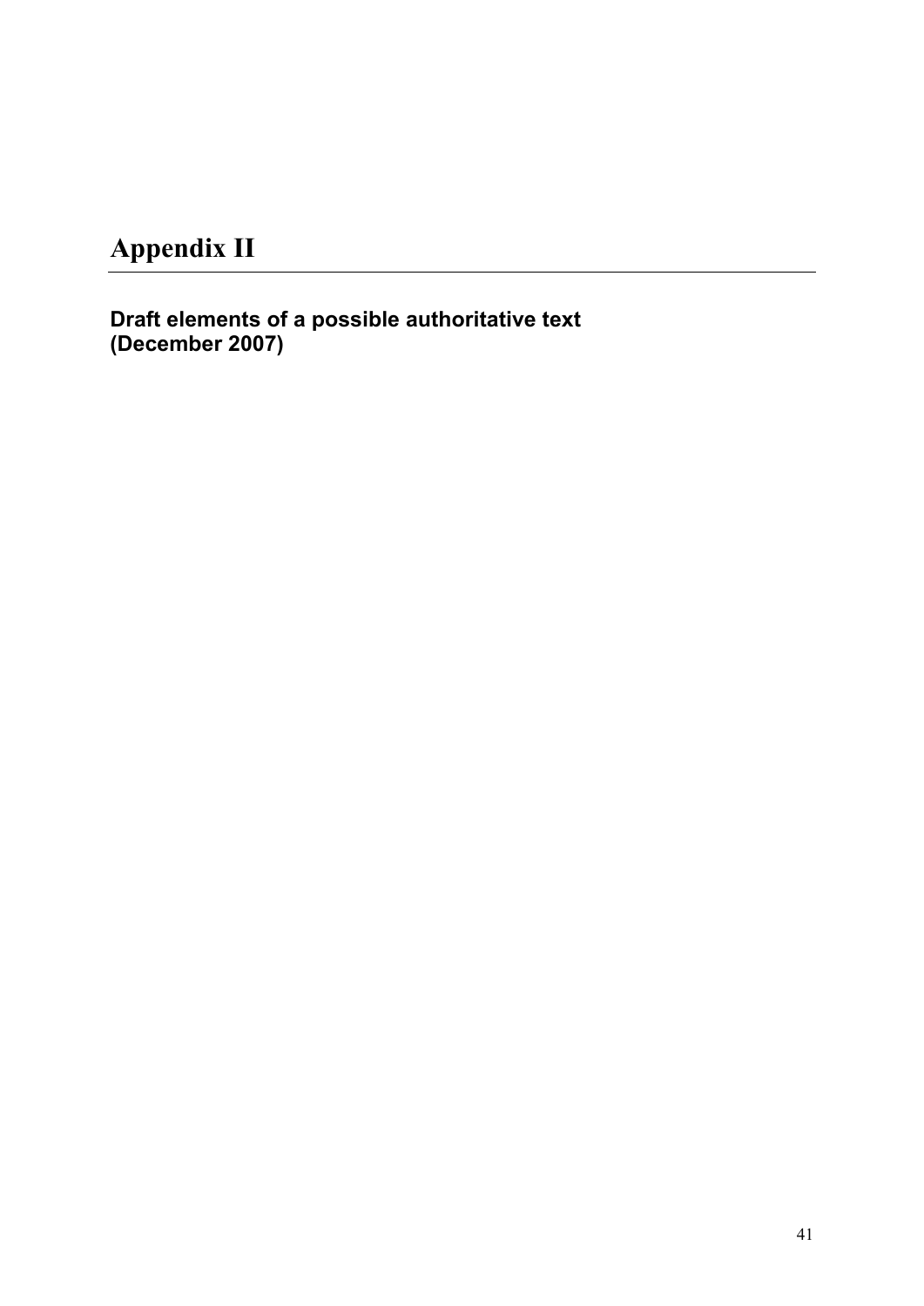# Appendix II

**Draft elements of a possible authoritative text (December 2007)**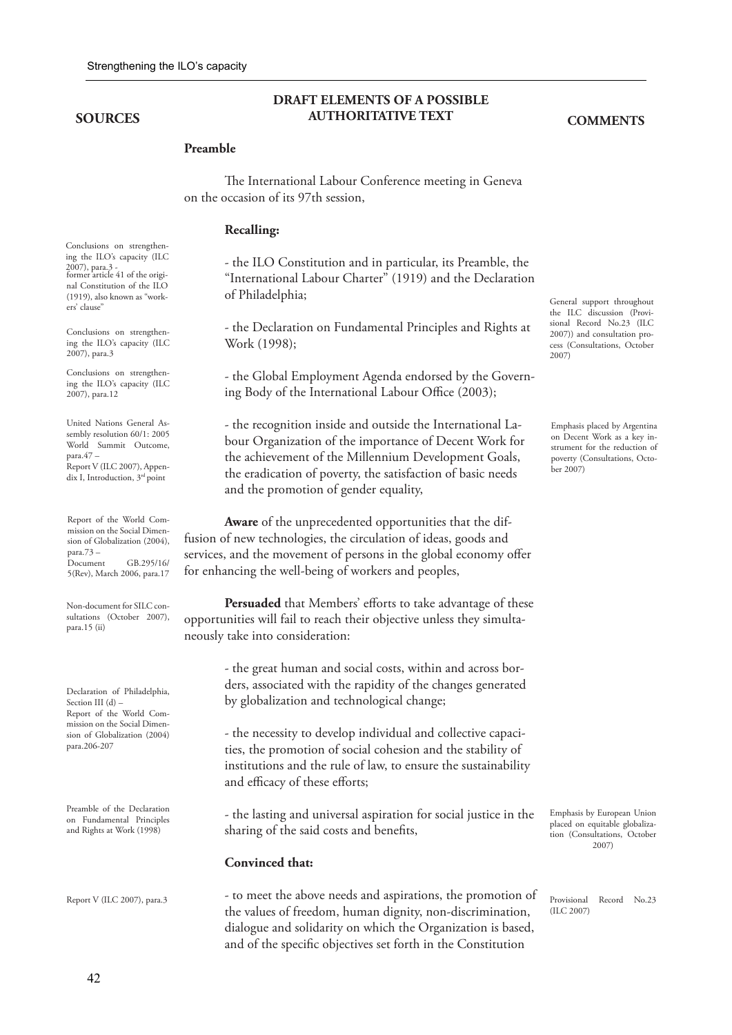| SOURCES | DRAFT ELEMENTS OF A POSSIBLE AUTHORITATIVE TEXT | COMMENTS |
|---|---|---|
| | **Preamble** | |
| | The International Labour Conference meeting in Geneva on the occasion of its 97th session, | |
| | **Recalling:** | |
| Conclusions on strengthening the ILO's capacity (ILC 2007), para.3 - former article 41 of the original Constitution of the ILO (1919), also known as "workers' clause" | - the ILO Constitution and in particular, its Preamble, the "International Labour Charter" (1919) and the Declaration of Philadelphia; | General support throughout the ILC discussion (Provisional Record No.23 (ILC 2007)) and consultation process (Consultations, October 2007) |
| Conclusions on strengthening the ILO's capacity (ILC 2007), para.3 | - the Declaration on Fundamental Principles and Rights at Work (1998); | |
| Conclusions on strengthening the ILO's capacity (ILC 2007), para.12 | - the Global Employment Agenda endorsed by the Governing Body of the International Labour Office (2003); | |
| United Nations General Assembly resolution 60/1: 2005 World Summit Outcome, para.47 – Report V (ILC 2007), Appendix I, Introduction, 3rd point | - the recognition inside and outside the International Labour Organization of the importance of Decent Work for the achievement of the Millennium Development Goals, the eradication of poverty, the satisfaction of basic needs and the promotion of gender equality, | Emphasis placed by Argentina on Decent Work as a key instrument for the reduction of poverty (Consultations, October 2007) |
| Report of the World Commission on the Social Dimension of Globalization (2004), para.73 – Document GB.295/16/5(Rev), March 2006, para.17 | **Aware** of the unprecedented opportunities that the diffusion of new technologies, the circulation of ideas, goods and services, and the movement of persons in the global economy offer for enhancing the well-being of workers and peoples, | |
| Non-document for SILC consultations (October 2007), para.15 (ii) | **Persuaded** that Members' efforts to take advantage of these opportunities will fail to reach their objective unless they simultaneously take into consideration: | |
| Declaration of Philadelphia, Section III (d) – Report of the World Commission on the Social Dimension of Globalization (2004) para.206-207 | - the great human and social costs, within and across borders, associated with the rapidity of the changes generated by globalization and technological change;<br><br>- the necessity to develop individual and collective capacities, the promotion of social cohesion and the stability of institutions and the rule of law, to ensure the sustainability and efficacy of these efforts; | |
| Preamble of the Declaration on Fundamental Principles and Rights at Work (1998) | - the lasting and universal aspiration for social justice in the sharing of the said costs and benefits, | Emphasis by European Union placed on equitable globalization (Consultations, October 2007) |
| | **Convinced that:** | |
| Report V (ILC 2007), para.3 | - to meet the above needs and aspirations, the promotion of the values of freedom, human dignity, non-discrimination, dialogue and solidarity on which the Organization is based, and of the specific objectives set forth in the Constitution | Provisional Record No.23 (ILC 2007) |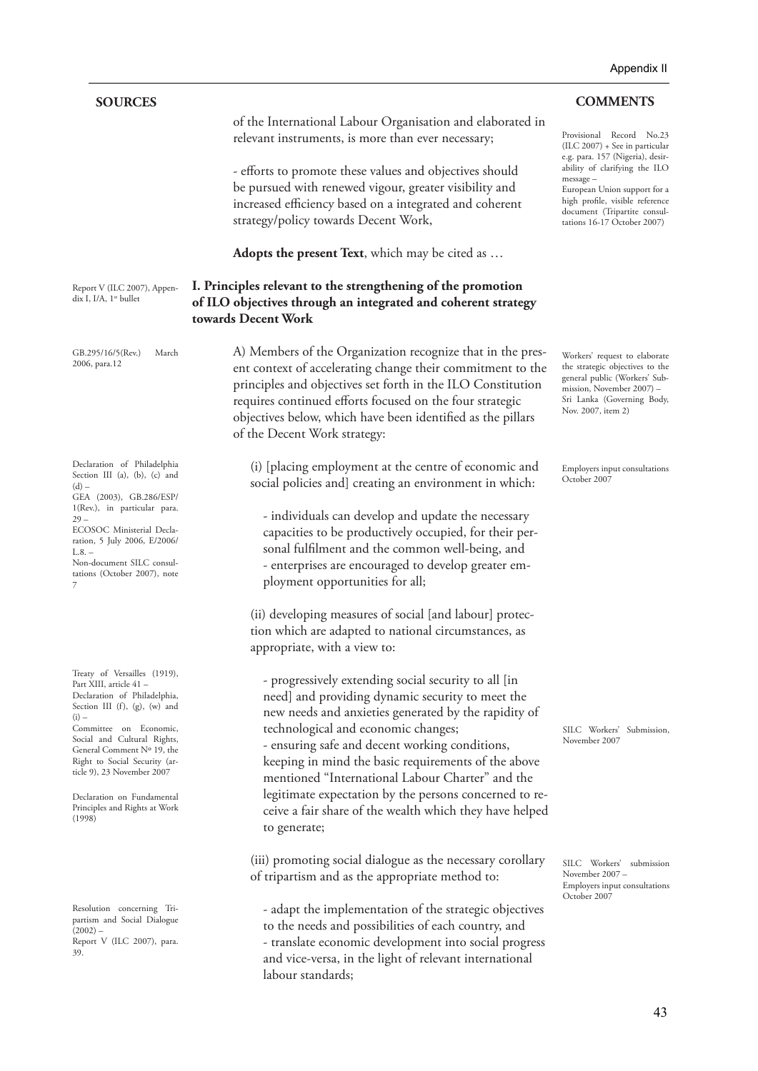| SOURCES | | COMMENTS |
|---|---|---|
| | of the International Labour Organisation and elaborated in relevant instruments, is more than ever necessary; | Provisional Record No.23 (ILC 2007) + See in particular e.g. para. 157 (Nigeria), desirability of clarifying the ILO message – |
| | - efforts to promote these values and objectives should be pursued with renewed vigour, greater visibility and increased efficiency based on a integrated and coherent strategy/policy towards Decent Work, | European Union support for a high profile, visible reference document (Tripartite consultations 16-17 October 2007) |
| | **Adopts the present Text**, which may be cited as … | |
| Report V (ILC 2007), Appendix I, I/A, 1[st] bullet | **I. Principles relevant to the strengthening of the promotion of ILO objectives through an integrated and coherent strategy towards Decent Work** | |
| GB.295/16/5(Rev.) March 2006, para.12 | A) Members of the Organization recognize that in the present context of accelerating change their commitment to the principles and objectives set forth in the ILO Constitution requires continued efforts focused on the four strategic objectives below, which have been identified as the pillars of the Decent Work strategy: | Workers' request to elaborate the strategic objectives to the general public (Workers' Submission, November 2007) – Sri Lanka (Governing Body, Nov. 2007, item 2) |
| Declaration of Philadelphia Section III (a), (b), (c) and (d) – GEA (2003), GB.286/ESP/1(Rev.), in particular para. 29 – ECOSOC Ministerial Declaration, 5 July 2006, E/2006/L.8. – Non-document SILC consultations (October 2007), note 7 | (i) [placing employment at the centre of economic and social policies and] creating an environment in which:<br>- individuals can develop and update the necessary capacities to be productively occupied, for their personal fulfilment and the common well-being, and<br>- enterprises are encouraged to develop greater employment opportunities for all; | Employers input consultations October 2007 |
| | (ii) developing measures of social [and labour] protection which are adapted to national circumstances, as appropriate, with a view to: | |
| Treaty of Versailles (1919), Part XIII, article 41 – Declaration of Philadelphia, Section III (f), (g), (w) and (i) – Committee on Economic, Social and Cultural Rights, General Comment Nº 19, the Right to Social Security (article 9), 23 November 2007<br><br>Declaration on Fundamental Principles and Rights at Work (1998) | - progressively extending social security to all [in need] and providing dynamic security to meet the new needs and anxieties generated by the rapidity of technological and economic changes;<br>- ensuring safe and decent working conditions, keeping in mind the basic requirements of the above mentioned "International Labour Charter" and the legitimate expectation by the persons concerned to receive a fair share of the wealth which they have helped to generate; | SILC Workers' Submission, November 2007 |
| | (iii) promoting social dialogue as the necessary corollary of tripartism and as the appropriate method to: | SILC Workers' submission November 2007 – Employers input consultations October 2007 |
| Resolution concerning Tripartism and Social Dialogue (2002) – Report V (ILC 2007), para. 39. | - adapt the implementation of the strategic objectives to the needs and possibilities of each country, and<br>- translate economic development into social progress and vice-versa, in the light of relevant international labour standards; | |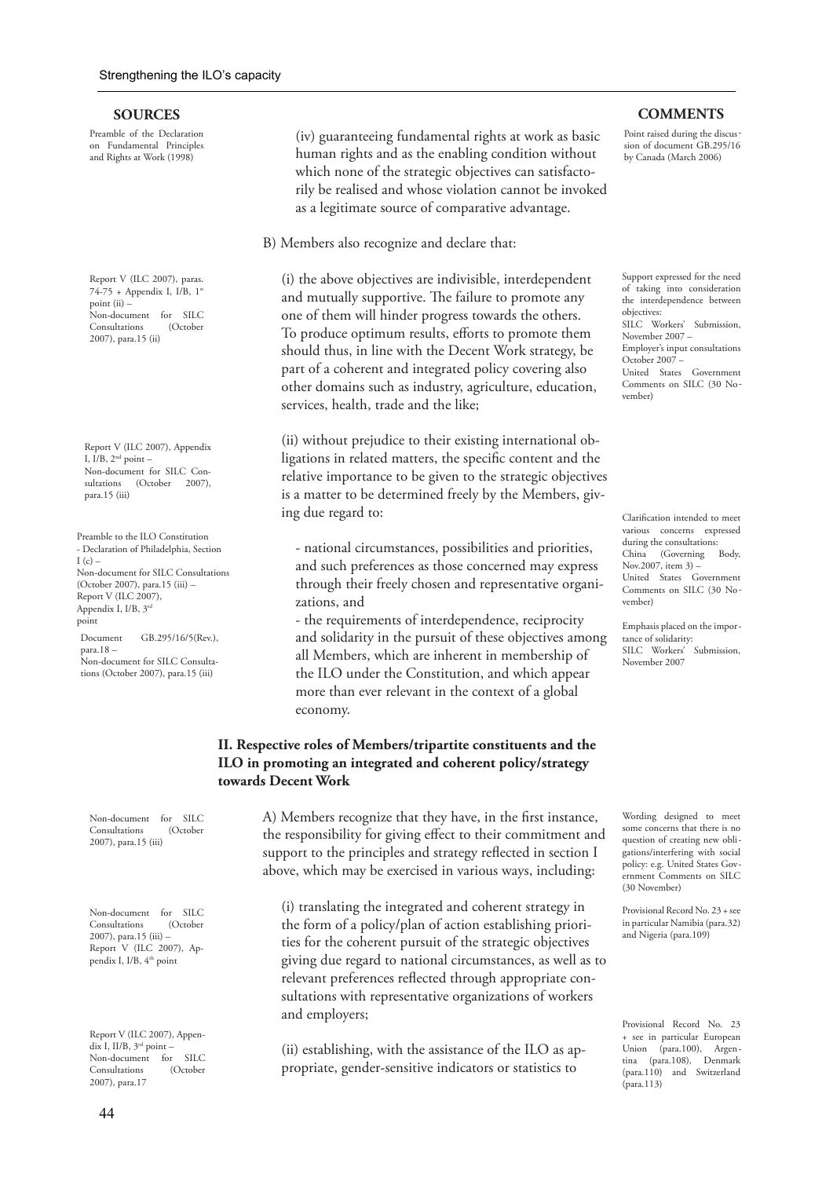**SOURCES**

**COMMENTS**

Preamble of the Declaration on Fundamental Principles and Rights at Work (1998)

(iv) guaranteeing fundamental rights at work as basic human rights and as the enabling condition without which none of the strategic objectives can satisfactorily be realised and whose violation cannot be invoked as a legitimate source of comparative advantage.

Point raised during the discussion of document GB.295/16 by Canada (March 2006)

B) Members also recognize and declare that:

Report V (ILC 2007), paras. 74-75 + Appendix I, I/B, 1st point (ii) – Non-document for SILC Consultations (October 2007), para.15 (ii)

(i) the above objectives are indivisible, interdependent and mutually supportive. The failure to promote any one of them will hinder progress towards the others. To produce optimum results, efforts to promote them should thus, in line with the Decent Work strategy, be part of a coherent and integrated policy covering also other domains such as industry, agriculture, education, services, health, trade and the like;

Support expressed for the need of taking into consideration the interdependence between objectives: SILC Workers' Submission, November 2007 – Employer's input consultations October 2007 – United States Government Comments on SILC (30 November)

Report V (ILC 2007), Appendix I, I/B, 2nd point – Non-document for SILC Consultations (October 2007), para.15 (iii)

(ii) without prejudice to their existing international obligations in related matters, the specific content and the relative importance to be given to the strategic objectives is a matter to be determined freely by the Members, giving due regard to:

Preamble to the ILO Constitution - Declaration of Philadelphia, Section I (c) – Non-document for SILC Consultations (October 2007), para.15 (iii) – Report V (ILC 2007), Appendix I, I/B, 3rd point

- national circumstances, possibilities and priorities, and such preferences as those concerned may express through their freely chosen and representative organizations, and

Clarification intended to meet various concerns expressed during the consultations: China (Governing Body, Nov.2007, item 3) – United States Government Comments on SILC (30 November)

Document GB.295/16/5(Rev.), para.18 – Non-document for SILC Consultations (October 2007), para.15 (iii)

- the requirements of interdependence, reciprocity and solidarity in the pursuit of these objectives among all Members, which are inherent in membership of the ILO under the Constitution, and which appear more than ever relevant in the context of a global economy.

Emphasis placed on the importance of solidarity: SILC Workers' Submission, November 2007

**II. Respective roles of Members/tripartite constituents and the ILO in promoting an integrated and coherent policy/strategy towards Decent Work**

Non-document for SILC Consultations (October 2007), para.15 (iii)

A) Members recognize that they have, in the first instance, the responsibility for giving effect to their commitment and support to the principles and strategy reflected in section I above, which may be exercised in various ways, including:

Wording designed to meet some concerns that there is no question of creating new obligations/interfering with social policy: e.g. United States Government Comments on SILC (30 November)

Non-document for SILC Consultations (October 2007), para.15 (iii) – Report V (ILC 2007), Appendix I, I/B, 4th point

(i) translating the integrated and coherent strategy in the form of a policy/plan of action establishing priorities for the coherent pursuit of the strategic objectives giving due regard to national circumstances, as well as to relevant preferences reflected through appropriate consultations with representative organizations of workers and employers;

Provisional Record No. 23 + see in particular Namibia (para.32) and Nigeria (para.109)

Report V (ILC 2007), Appendix I, II/B, 3rd point – Non-document for SILC Consultations (October 2007), para.17

(ii) establishing, with the assistance of the ILO as appropriate, gender-sensitive indicators or statistics to

Provisional Record No. 23 + see in particular European Union (para.100), Argentina (para.108), Denmark (para.110) and Switzerland (para.113)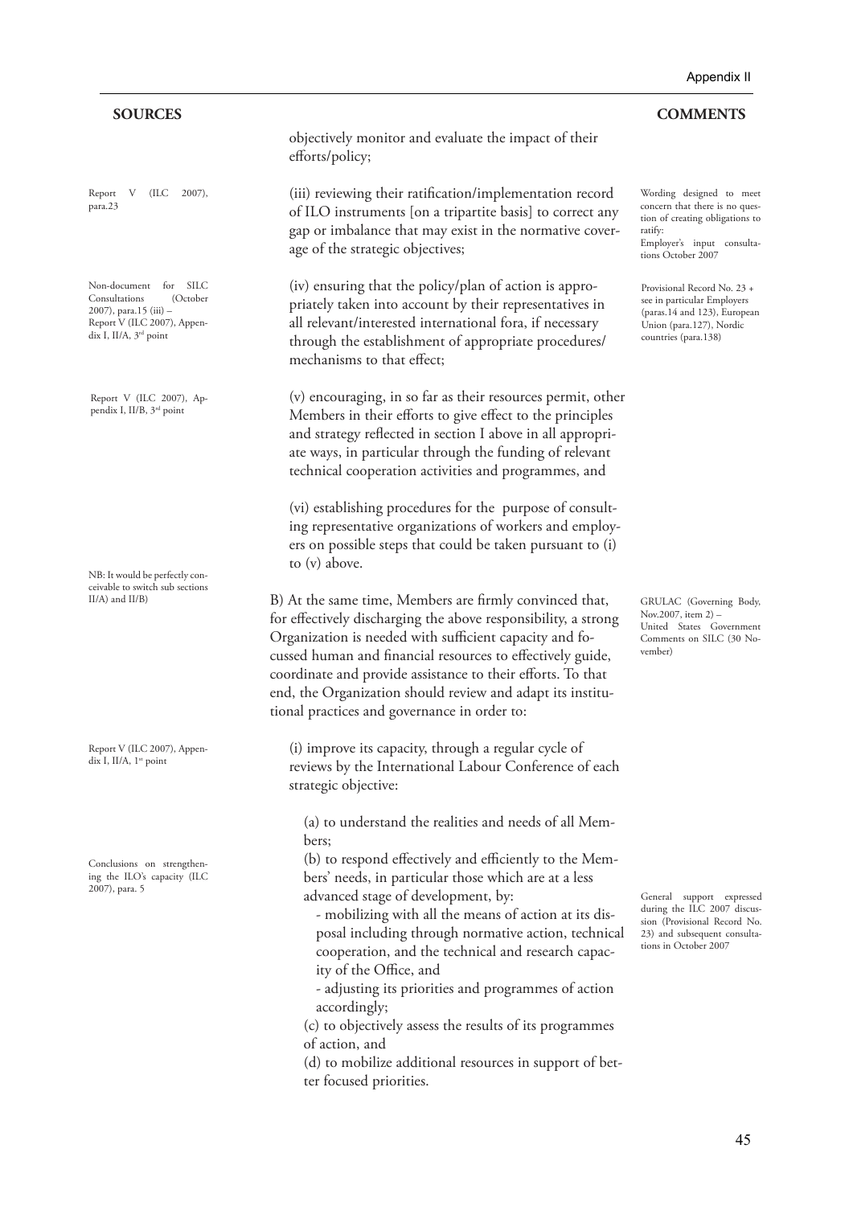| SOURCES | | COMMENTS |
|---|---|---|
| | objectively monitor and evaluate the impact of their efforts/policy; | |
| Report V (ILC 2007), para.23 | (iii) reviewing their ratification/implementation record of ILO instruments [on a tripartite basis] to correct any gap or imbalance that may exist in the normative coverage of the strategic objectives; | Wording designed to meet concern that there is no question of creating obligations to ratify: Employer's input consultations October 2007 |
| Non-document for SILC Consultations (October 2007), para.15 (iii) – Report V (ILC 2007), Appendix I, II/A, 3rd point | (iv) ensuring that the policy/plan of action is appropriately taken into account by their representatives in all relevant/interested international fora, if necessary through the establishment of appropriate procedures/ mechanisms to that effect; | Provisional Record No. 23 + see in particular Employers (paras.14 and 123), European Union (para.127), Nordic countries (para.138) |
| Report V (ILC 2007), Appendix I, II/B, 3rd point | (v) encouraging, in so far as their resources permit, other Members in their efforts to give effect to the principles and strategy reflected in section I above in all appropriate ways, in particular through the funding of relevant technical cooperation activities and programmes, and | |
| | (vi) establishing procedures for the purpose of consulting representative organizations of workers and employers on possible steps that could be taken pursuant to (i) to (v) above. | |
| NB: It would be perfectly conceivable to switch sub sections II/A) and II/B) | B) At the same time, Members are firmly convinced that, for effectively discharging the above responsibility, a strong Organization is needed with sufficient capacity and focussed human and financial resources to effectively guide, coordinate and provide assistance to their efforts. To that end, the Organization should review and adapt its institutional practices and governance in order to: | GRULAC (Governing Body, Nov.2007, item 2) – United States Government Comments on SILC (30 November) |
| Report V (ILC 2007), Appendix I, II/A, 1st point | (i) improve its capacity, through a regular cycle of reviews by the International Labour Conference of each strategic objective: | |
| | (a) to understand the realities and needs of all Members; | |
| Conclusions on strengthening the ILO's capacity (ILC 2007), para. 5 | (b) to respond effectively and efficiently to the Members' needs, in particular those which are at a less advanced stage of development, by:<br>- mobilizing with all the means of action at its disposal including through normative action, technical cooperation, and the technical and research capacity of the Office, and<br>- adjusting its priorities and programmes of action accordingly; | General support expressed during the ILC 2007 discussion (Provisional Record No. 23) and subsequent consultations in October 2007 |
| | (c) to objectively assess the results of its programmes of action, and | |
| | (d) to mobilize additional resources in support of better focused priorities. | |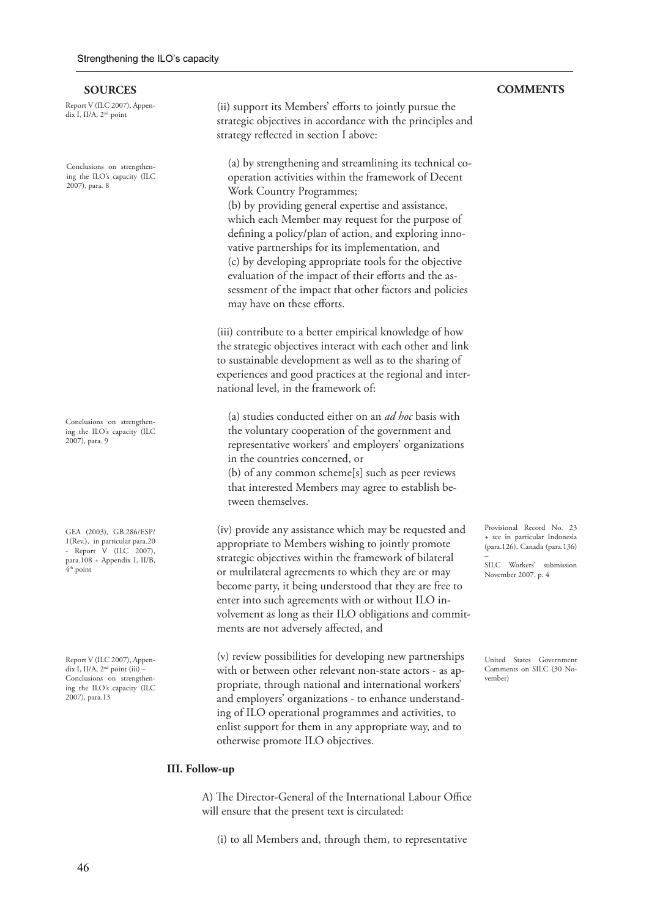**SOURCES**

**COMMENTS**

Report V (ILC 2007), Appendix I, II/A, 2nd point

(ii) support its Members' efforts to jointly pursue the strategic objectives in accordance with the principles and strategy reflected in section I above:

Conclusions on strengthening the ILO's capacity (ILC 2007), para. 8

(a) by strengthening and streamlining its technical co-operation activities within the framework of Decent Work Country Programmes;
(b) by providing general expertise and assistance, which each Member may request for the purpose of defining a policy/plan of action, and exploring innovative partnerships for its implementation, and
(c) by developing appropriate tools for the objective evaluation of the impact of their efforts and the assessment of the impact that other factors and policies may have on these efforts.

(iii) contribute to a better empirical knowledge of how the strategic objectives interact with each other and link to sustainable development as well as to the sharing of experiences and good practices at the regional and international level, in the framework of:

Conclusions on strengthening the ILO's capacity (ILC 2007), para. 9

(a) studies conducted either on an *ad hoc* basis with the voluntary cooperation of the government and representative workers' and employers' organizations in the countries concerned, or
(b) of any common scheme[s] such as peer reviews that interested Members may agree to establish between themselves.

GEA (2003), GB.286/ESP/1(Rev.), in particular para.20 - Report V (ILC 2007), para.108 + Appendix I, II/B, 4th point

(iv) provide any assistance which may be requested and appropriate to Members wishing to jointly promote strategic objectives within the framework of bilateral or multilateral agreements to which they are or may become party, it being understood that they are free to enter into such agreements with or without ILO involvement as long as their ILO obligations and commitments are not adversely affected, and

Provisional Record No. 23 + see in particular Indonesia (para.126), Canada (para.136) – SILC Workers' submission November 2007, p. 4

Report V (ILC 2007), Appendix I, II/A, 2nd point (iii) – Conclusions on strengthening the ILO's capacity (ILC 2007), para.13

(v) review possibilities for developing new partnerships with or between other relevant non-state actors - as appropriate, through national and international workers' and employers' organizations - to enhance understanding of ILO operational programmes and activities, to enlist support for them in any appropriate way, and to otherwise promote ILO objectives.

United States Government Comments on SILC (30 November)

**III. Follow-up**

A) The Director-General of the International Labour Office will ensure that the present text is circulated:

(i) to all Members and, through them, to representative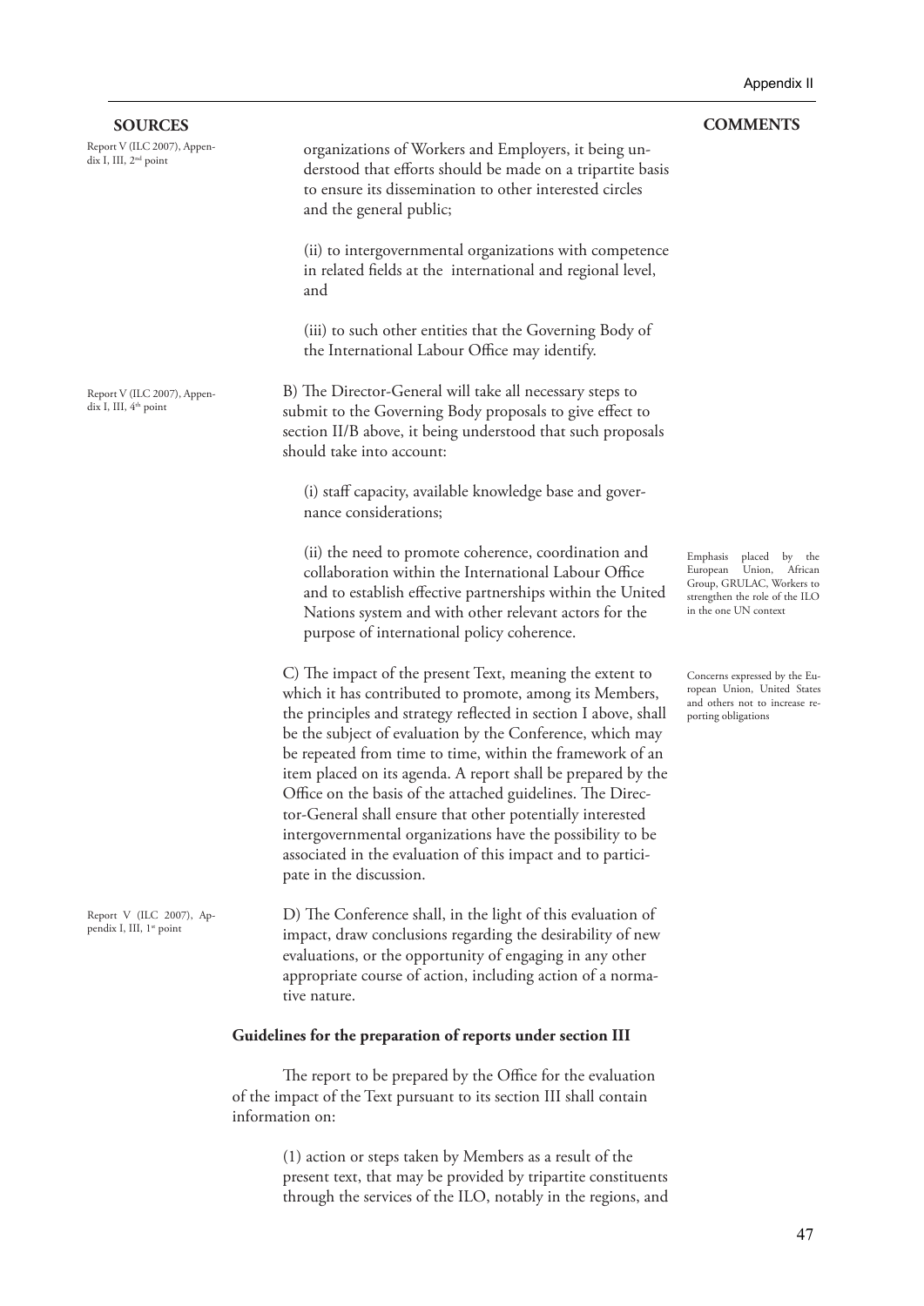**SOURCES** | **COMMENTS**

Report V (ILC 2007), Appendix I, III, 2nd point

organizations of Workers and Employers, it being understood that efforts should be made on a tripartite basis to ensure its dissemination to other interested circles and the general public;

(ii) to intergovernmental organizations with competence in related fields at the international and regional level, and

(iii) to such other entities that the Governing Body of the International Labour Office may identify.

Report V (ILC 2007), Appendix I, III, 4th point

B) The Director-General will take all necessary steps to submit to the Governing Body proposals to give effect to section II/B above, it being understood that such proposals should take into account:

(i) staff capacity, available knowledge base and governance considerations;

(ii) the need to promote coherence, coordination and collaboration within the International Labour Office and to establish effective partnerships within the United Nations system and with other relevant actors for the purpose of international policy coherence.

*Comment: Emphasis placed by the European Union, African Group, GRULAC, Workers to strengthen the role of the ILO in the one UN context*

C) The impact of the present Text, meaning the extent to which it has contributed to promote, among its Members, the principles and strategy reflected in section I above, shall be the subject of evaluation by the Conference, which may be repeated from time to time, within the framework of an item placed on its agenda. A report shall be prepared by the Office on the basis of the attached guidelines. The Director-General shall ensure that other potentially interested intergovernmental organizations have the possibility to be associated in the evaluation of this impact and to participate in the discussion.

*Comment: Concerns expressed by the European Union, United States and others not to increase reporting obligations*

Report V (ILC 2007), Appendix I, III, 1st point

D) The Conference shall, in the light of this evaluation of impact, draw conclusions regarding the desirability of new evaluations, or the opportunity of engaging in any other appropriate course of action, including action of a normative nature.

**Guidelines for the preparation of reports under section III**

The report to be prepared by the Office for the evaluation of the impact of the Text pursuant to its section III shall contain information on:

(1) action or steps taken by Members as a result of the present text, that may be provided by tripartite constituents through the services of the ILO, notably in the regions, and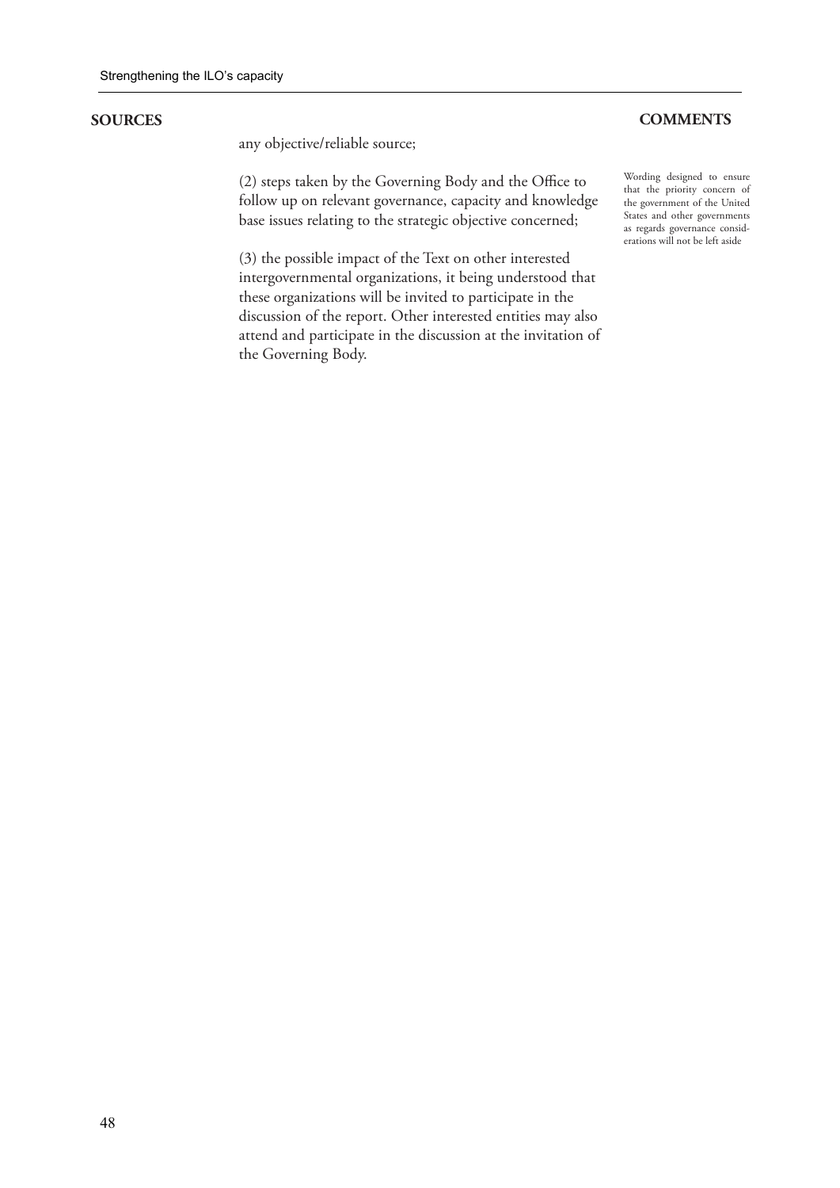**SOURCES**

**COMMENTS**

any objective/reliable source;

(2) steps taken by the Governing Body and the Office to follow up on relevant governance, capacity and knowledge base issues relating to the strategic objective concerned;

Wording designed to ensure that the priority concern of the government of the United States and other governments as regards governance considerations will not be left aside

(3) the possible impact of the Text on other interested intergovernmental organizations, it being understood that these organizations will be invited to participate in the discussion of the report. Other interested entities may also attend and participate in the discussion at the invitation of the Governing Body.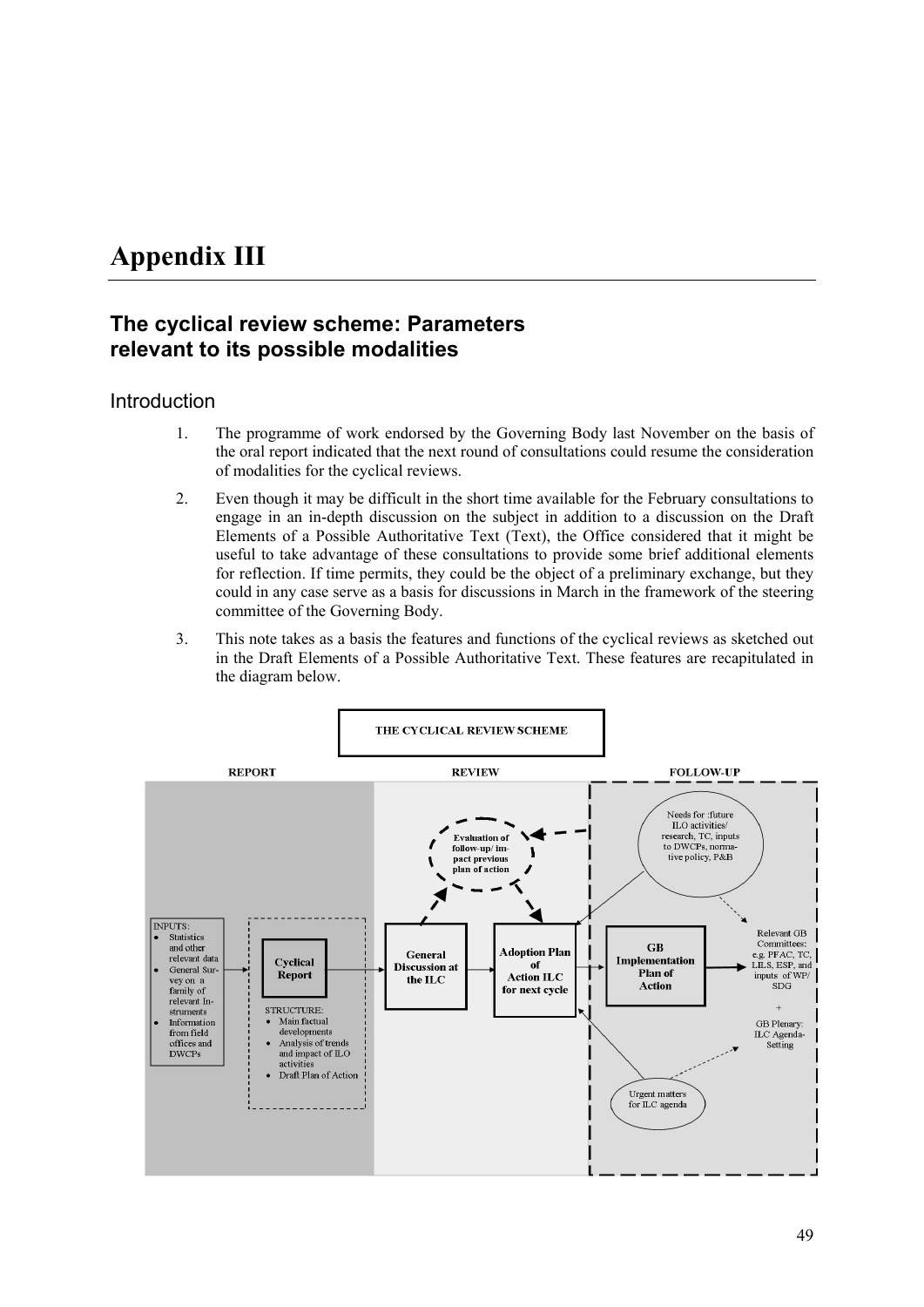# Appendix III

## The cyclical review scheme: Parameters relevant to its possible modalities

### Introduction

1. The programme of work endorsed by the Governing Body last November on the basis of the oral report indicated that the next round of consultations could resume the consideration of modalities for the cyclical reviews.

2. Even though it may be difficult in the short time available for the February consultations to engage in an in-depth discussion on the subject in addition to a discussion on the Draft Elements of a Possible Authoritative Text (Text), the Office considered that it might be useful to take advantage of these consultations to provide some brief additional elements for reflection. If time permits, they could be the object of a preliminary exchange, but they could in any case serve as a basis for discussions in March in the framework of the steering committee of the Governing Body.

3. This note takes as a basis the features and functions of the cyclical reviews as sketched out in the Draft Elements of a Possible Authoritative Text. These features are recapitulated in the diagram below.

THE CYCLICAL REVIEW SCHEME

REPORT

REVIEW

FOLLOW-UP

INPUTS:
- Statistics and other relevant data
- General Survey on a family of relevant Instruments
- Information from field offices and DWCPs

Cyclical Report

STRUCTURE:
- Main factual developments
- Analysis of trends and impact of ILO activities
- Draft Plan of Action

General Discussion at the ILC

Evaluation of follow-up/ impact previous plan of action

Adoption Plan of Action ILC for next cycle

GB Implementation Plan of Action

Needs for :future ILO activities/ research, TC, inputs to DWCPs, normative policy, P&B

Relevant GB Committees: e.g. PFAC, TC, LILS, ESP, and inputs of WP/ SDG

+

GB Plenary: ILC Agenda-Setting

Urgent matters for ILC agenda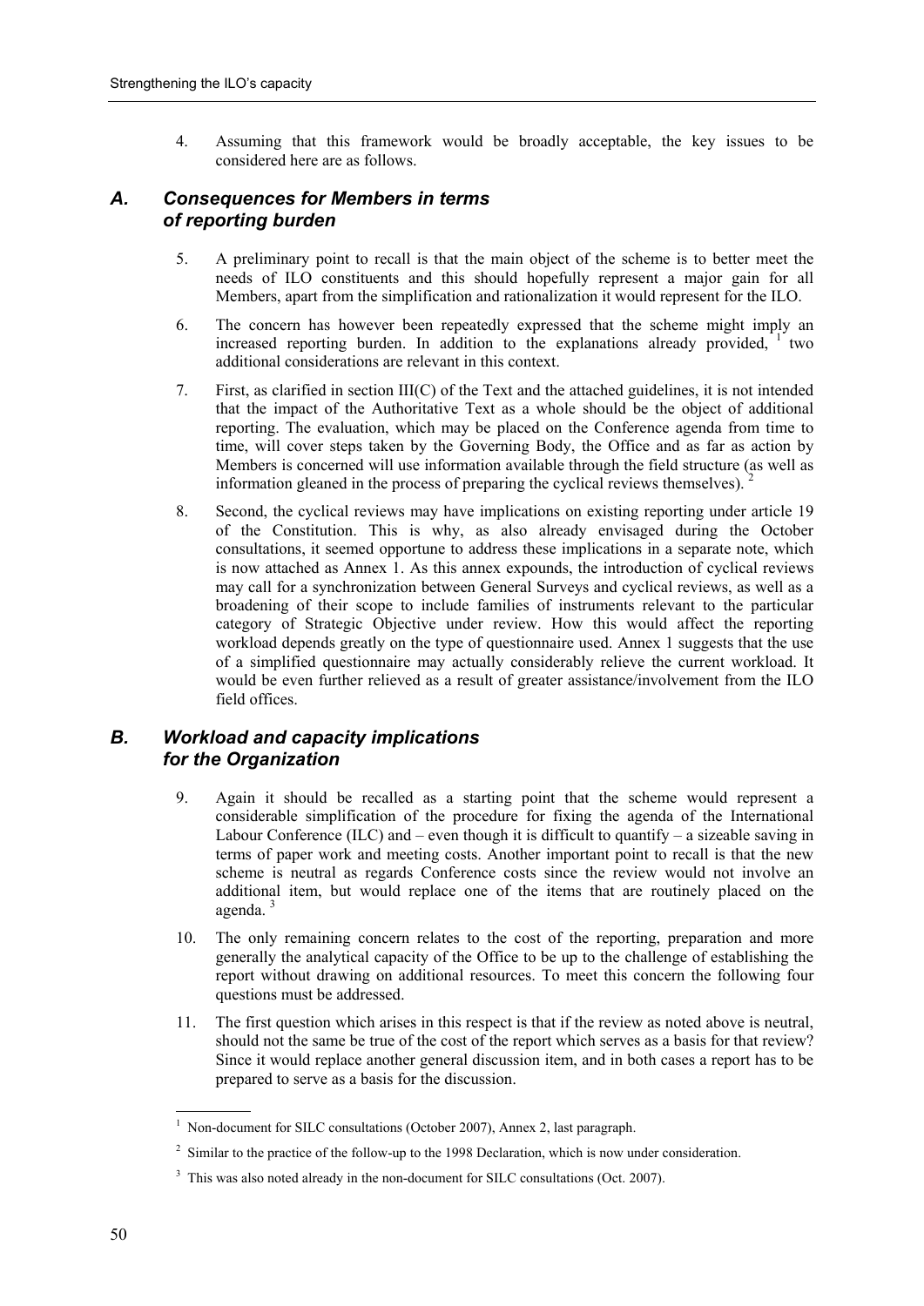4. Assuming that this framework would be broadly acceptable, the key issues to be considered here are as follows.

## *A. Consequences for Members in terms of reporting burden*

5. A preliminary point to recall is that the main object of the scheme is to better meet the needs of ILO constituents and this should hopefully represent a major gain for all Members, apart from the simplification and rationalization it would represent for the ILO.

6. The concern has however been repeatedly expressed that the scheme might imply an increased reporting burden. In addition to the explanations already provided, [1] two additional considerations are relevant in this context.

7. First, as clarified in section III(C) of the Text and the attached guidelines, it is not intended that the impact of the Authoritative Text as a whole should be the object of additional reporting. The evaluation, which may be placed on the Conference agenda from time to time, will cover steps taken by the Governing Body, the Office and as far as action by Members is concerned will use information available through the field structure (as well as information gleaned in the process of preparing the cyclical reviews themselves). [2]

8. Second, the cyclical reviews may have implications on existing reporting under article 19 of the Constitution. This is why, as also already envisaged during the October consultations, it seemed opportune to address these implications in a separate note, which is now attached as Annex 1. As this annex expounds, the introduction of cyclical reviews may call for a synchronization between General Surveys and cyclical reviews, as well as a broadening of their scope to include families of instruments relevant to the particular category of Strategic Objective under review. How this would affect the reporting workload depends greatly on the type of questionnaire used. Annex 1 suggests that the use of a simplified questionnaire may actually considerably relieve the current workload. It would be even further relieved as a result of greater assistance/involvement from the ILO field offices.

## *B. Workload and capacity implications for the Organization*

9. Again it should be recalled as a starting point that the scheme would represent a considerable simplification of the procedure for fixing the agenda of the International Labour Conference (ILC) and – even though it is difficult to quantify – a sizeable saving in terms of paper work and meeting costs. Another important point to recall is that the new scheme is neutral as regards Conference costs since the review would not involve an additional item, but would replace one of the items that are routinely placed on the agenda. [3]

10. The only remaining concern relates to the cost of the reporting, preparation and more generally the analytical capacity of the Office to be up to the challenge of establishing the report without drawing on additional resources. To meet this concern the following four questions must be addressed.

11. The first question which arises in this respect is that if the review as noted above is neutral, should not the same be true of the cost of the report which serves as a basis for that review? Since it would replace another general discussion item, and in both cases a report has to be prepared to serve as a basis for the discussion.

---

[1] Non-document for SILC consultations (October 2007), Annex 2, last paragraph.

[2] Similar to the practice of the follow-up to the 1998 Declaration, which is now under consideration.

[3] This was also noted already in the non-document for SILC consultations (Oct. 2007).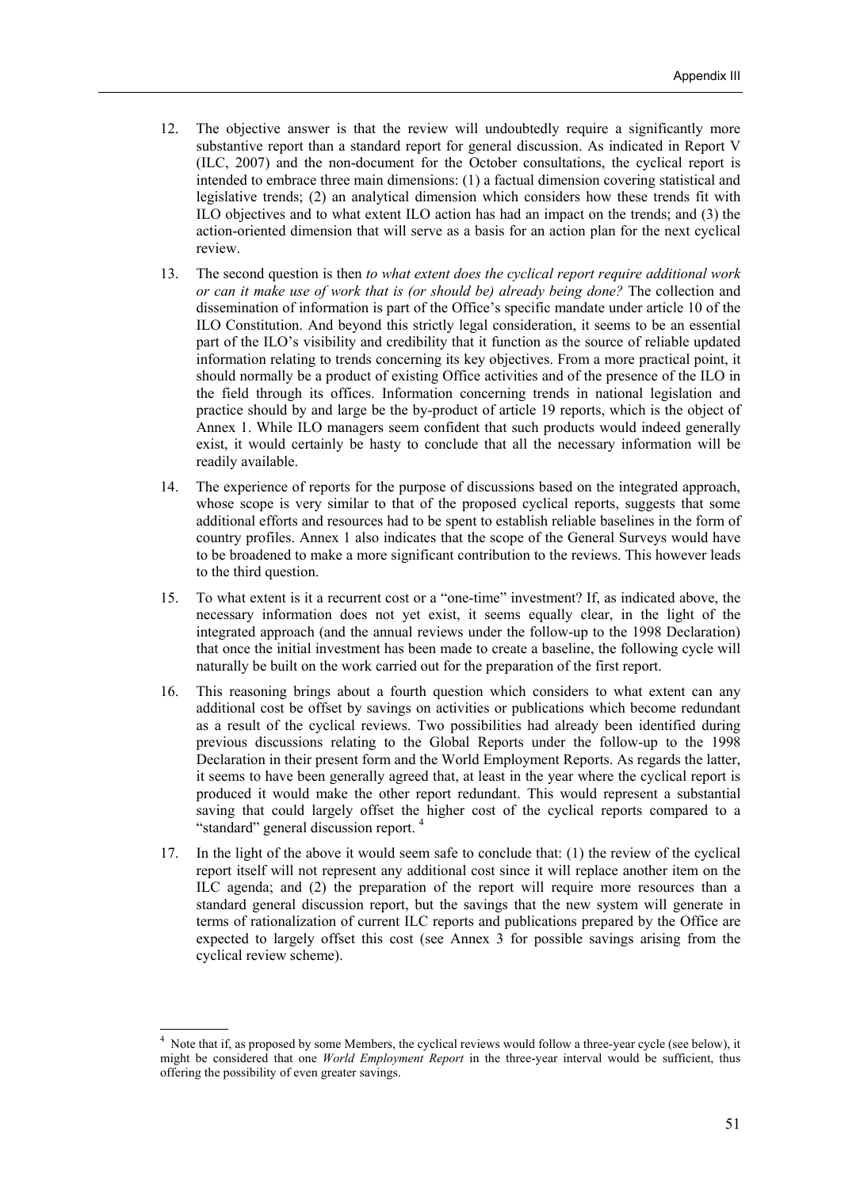12. The objective answer is that the review will undoubtedly require a significantly more substantive report than a standard report for general discussion. As indicated in Report V (ILC, 2007) and the non-document for the October consultations, the cyclical report is intended to embrace three main dimensions: (1) a factual dimension covering statistical and legislative trends; (2) an analytical dimension which considers how these trends fit with ILO objectives and to what extent ILO action has had an impact on the trends; and (3) the action-oriented dimension that will serve as a basis for an action plan for the next cyclical review.

13. The second question is then *to what extent does the cyclical report require additional work or can it make use of work that is (or should be) already being done?* The collection and dissemination of information is part of the Office's specific mandate under article 10 of the ILO Constitution. And beyond this strictly legal consideration, it seems to be an essential part of the ILO's visibility and credibility that it function as the source of reliable updated information relating to trends concerning its key objectives. From a more practical point, it should normally be a product of existing Office activities and of the presence of the ILO in the field through its offices. Information concerning trends in national legislation and practice should by and large be the by-product of article 19 reports, which is the object of Annex 1. While ILO managers seem confident that such products would indeed generally exist, it would certainly be hasty to conclude that all the necessary information will be readily available.

14. The experience of reports for the purpose of discussions based on the integrated approach, whose scope is very similar to that of the proposed cyclical reports, suggests that some additional efforts and resources had to be spent to establish reliable baselines in the form of country profiles. Annex 1 also indicates that the scope of the General Surveys would have to be broadened to make a more significant contribution to the reviews. This however leads to the third question.

15. To what extent is it a recurrent cost or a "one-time" investment? If, as indicated above, the necessary information does not yet exist, it seems equally clear, in the light of the integrated approach (and the annual reviews under the follow-up to the 1998 Declaration) that once the initial investment has been made to create a baseline, the following cycle will naturally be built on the work carried out for the preparation of the first report.

16. This reasoning brings about a fourth question which considers to what extent can any additional cost be offset by savings on activities or publications which become redundant as a result of the cyclical reviews. Two possibilities had already been identified during previous discussions relating to the Global Reports under the follow-up to the 1998 Declaration in their present form and the World Employment Reports. As regards the latter, it seems to have been generally agreed that, at least in the year where the cyclical report is produced it would make the other report redundant. This would represent a substantial saving that could largely offset the higher cost of the cyclical reports compared to a "standard" general discussion report. [4]

17. In the light of the above it would seem safe to conclude that: (1) the review of the cyclical report itself will not represent any additional cost since it will replace another item on the ILC agenda; and (2) the preparation of the report will require more resources than a standard general discussion report, but the savings that the new system will generate in terms of rationalization of current ILC reports and publications prepared by the Office are expected to largely offset this cost (see Annex 3 for possible savings arising from the cyclical review scheme).

---

[4] Note that if, as proposed by some Members, the cyclical reviews would follow a three-year cycle (see below), it might be considered that one *World Employment Report* in the three-year interval would be sufficient, thus offering the possibility of even greater savings.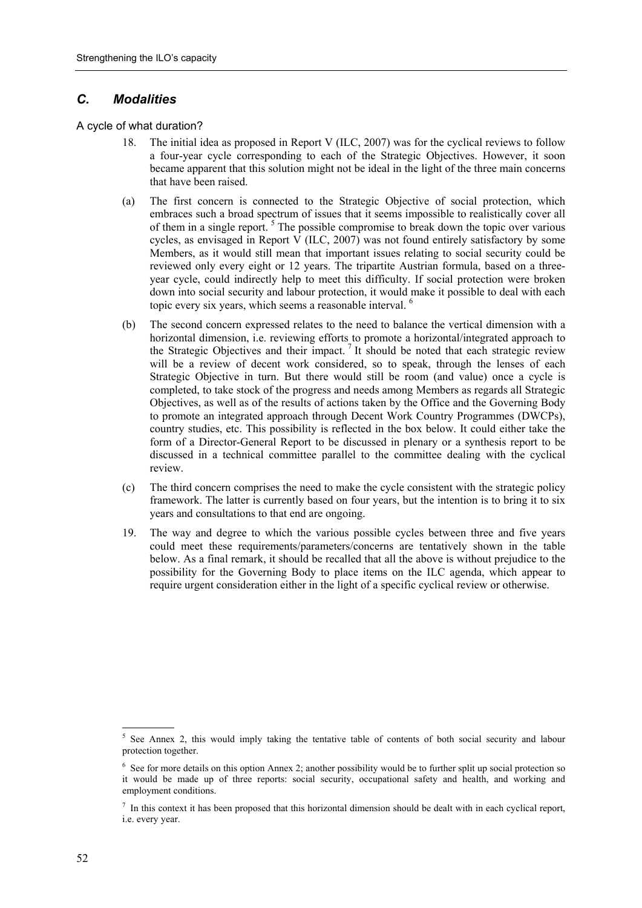## *C. Modalities*

A cycle of what duration?

18. The initial idea as proposed in Report V (ILC, 2007) was for the cyclical reviews to follow a four-year cycle corresponding to each of the Strategic Objectives. However, it soon became apparent that this solution might not be ideal in the light of the three main concerns that have been raised.

(a) The first concern is connected to the Strategic Objective of social protection, which embraces such a broad spectrum of issues that it seems impossible to realistically cover all of them in a single report. [5] The possible compromise to break down the topic over various cycles, as envisaged in Report V (ILC, 2007) was not found entirely satisfactory by some Members, as it would still mean that important issues relating to social security could be reviewed only every eight or 12 years. The tripartite Austrian formula, based on a three-year cycle, could indirectly help to meet this difficulty. If social protection were broken down into social security and labour protection, it would make it possible to deal with each topic every six years, which seems a reasonable interval. [6]

(b) The second concern expressed relates to the need to balance the vertical dimension with a horizontal dimension, i.e. reviewing efforts to promote a horizontal/integrated approach to the Strategic Objectives and their impact. [7] It should be noted that each strategic review will be a review of decent work considered, so to speak, through the lenses of each Strategic Objective in turn. But there would still be room (and value) once a cycle is completed, to take stock of the progress and needs among Members as regards all Strategic Objectives, as well as of the results of actions taken by the Office and the Governing Body to promote an integrated approach through Decent Work Country Programmes (DWCPs), country studies, etc. This possibility is reflected in the box below. It could either take the form of a Director-General Report to be discussed in plenary or a synthesis report to be discussed in a technical committee parallel to the committee dealing with the cyclical review.

(c) The third concern comprises the need to make the cycle consistent with the strategic policy framework. The latter is currently based on four years, but the intention is to bring it to six years and consultations to that end are ongoing.

19. The way and degree to which the various possible cycles between three and five years could meet these requirements/parameters/concerns are tentatively shown in the table below. As a final remark, it should be recalled that all the above is without prejudice to the possibility for the Governing Body to place items on the ILC agenda, which appear to require urgent consideration either in the light of a specific cyclical review or otherwise.

---

[5] See Annex 2, this would imply taking the tentative table of contents of both social security and labour protection together.

[6] See for more details on this option Annex 2; another possibility would be to further split up social protection so it would be made up of three reports: social security, occupational safety and health, and working and employment conditions.

[7] In this context it has been proposed that this horizontal dimension should be dealt with in each cyclical report, i.e. every year.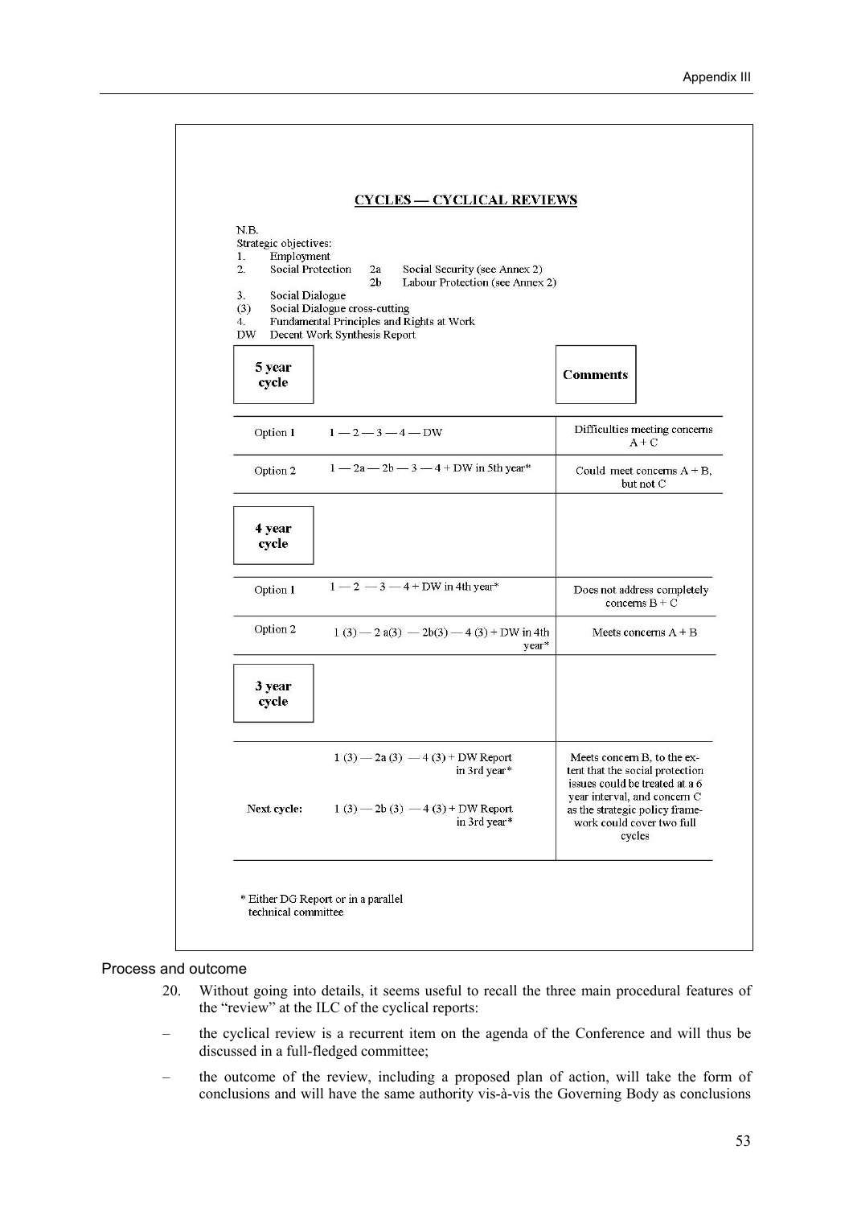**CYCLES — CYCLICAL REVIEWS**

N.B.
Strategic objectives:
1. Employment
2. Social Protection — 2a Social Security (see Annex 2); 2b Labour Protection (see Annex 2)
3. Social Dialogue
(3) Social Dialogue cross-cutting
4. Fundamental Principles and Rights at Work
DW Decent Work Synthesis Report

| | | Comments |
|---|---|---|
| **5 year cycle** | | |
| Option 1 | 1 — 2 — 3 — 4 — DW | Difficulties meeting concerns A + C |
| Option 2 | 1 — 2a — 2b — 3 — 4 + DW in 5th year* | Could meet concerns A + B, but not C |
| **4 year cycle** | | |
| Option 1 | 1 — 2 — 3 — 4 + DW in 4th year* | Does not address completely concerns B + C |
| Option 2 | 1 (3) — 2 a(3) — 2b(3) — 4 (3) + DW in 4th year* | Meets concerns A + B |
| **3 year cycle** | | |
| | 1 (3) — 2a (3) — 4 (3) + DW Report in 3rd year* | Meets concern B, to the extent that the social protection issues could be treated at a 6 year interval, and concern C as the strategic policy framework could cover two full cycles |
| Next cycle: | 1 (3) — 2b (3) — 4 (3) + DW Report in 3rd year* | |

\* Either DG Report or in a parallel technical committee

## Process and outcome

20. Without going into details, it seems useful to recall the three main procedural features of the "review" at the ILC of the cyclical reports:

– the cyclical review is a recurrent item on the agenda of the Conference and will thus be discussed in a full-fledged committee;

– the outcome of the review, including a proposed plan of action, will take the form of conclusions and will have the same authority vis-à-vis the Governing Body as conclusions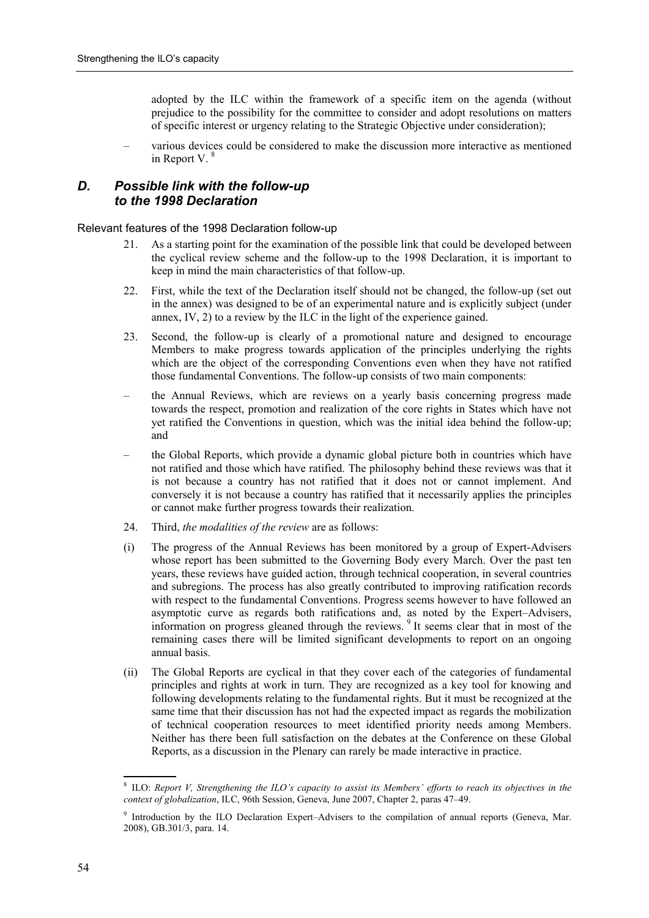adopted by the ILC within the framework of a specific item on the agenda (without prejudice to the possibility for the committee to consider and adopt resolutions on matters of specific interest or urgency relating to the Strategic Objective under consideration);

– various devices could be considered to make the discussion more interactive as mentioned in Report V. [8]

## D. *Possible link with the follow-up to the 1998 Declaration*

Relevant features of the 1998 Declaration follow-up

21. As a starting point for the examination of the possible link that could be developed between the cyclical review scheme and the follow-up to the 1998 Declaration, it is important to keep in mind the main characteristics of that follow-up.

22. First, while the text of the Declaration itself should not be changed, the follow-up (set out in the annex) was designed to be of an experimental nature and is explicitly subject (under annex, IV, 2) to a review by the ILC in the light of the experience gained.

23. Second, the follow-up is clearly of a promotional nature and designed to encourage Members to make progress towards application of the principles underlying the rights which are the object of the corresponding Conventions even when they have not ratified those fundamental Conventions. The follow-up consists of two main components:

– the Annual Reviews, which are reviews on a yearly basis concerning progress made towards the respect, promotion and realization of the core rights in States which have not yet ratified the Conventions in question, which was the initial idea behind the follow-up; and

– the Global Reports, which provide a dynamic global picture both in countries which have not ratified and those which have ratified. The philosophy behind these reviews was that it is not because a country has not ratified that it does not or cannot implement. And conversely it is not because a country has ratified that it necessarily applies the principles or cannot make further progress towards their realization.

24. Third, *the modalities of the review* are as follows:

(i) The progress of the Annual Reviews has been monitored by a group of Expert-Advisers whose report has been submitted to the Governing Body every March. Over the past ten years, these reviews have guided action, through technical cooperation, in several countries and subregions. The process has also greatly contributed to improving ratification records with respect to the fundamental Conventions. Progress seems however to have followed an asymptotic curve as regards both ratifications and, as noted by the Expert–Advisers, information on progress gleaned through the reviews. [9] It seems clear that in most of the remaining cases there will be limited significant developments to report on an ongoing annual basis.

(ii) The Global Reports are cyclical in that they cover each of the categories of fundamental principles and rights at work in turn. They are recognized as a key tool for knowing and following developments relating to the fundamental rights. But it must be recognized at the same time that their discussion has not had the expected impact as regards the mobilization of technical cooperation resources to meet identified priority needs among Members. Neither has there been full satisfaction on the debates at the Conference on these Global Reports, as a discussion in the Plenary can rarely be made interactive in practice.

---

[8] ILO: *Report V, Strengthening the ILO's capacity to assist its Members' efforts to reach its objectives in the context of globalization*, ILC, 96th Session, Geneva, June 2007, Chapter 2, paras 47–49.

[9] Introduction by the ILO Declaration Expert–Advisers to the compilation of annual reports (Geneva, Mar. 2008), GB.301/3, para. 14.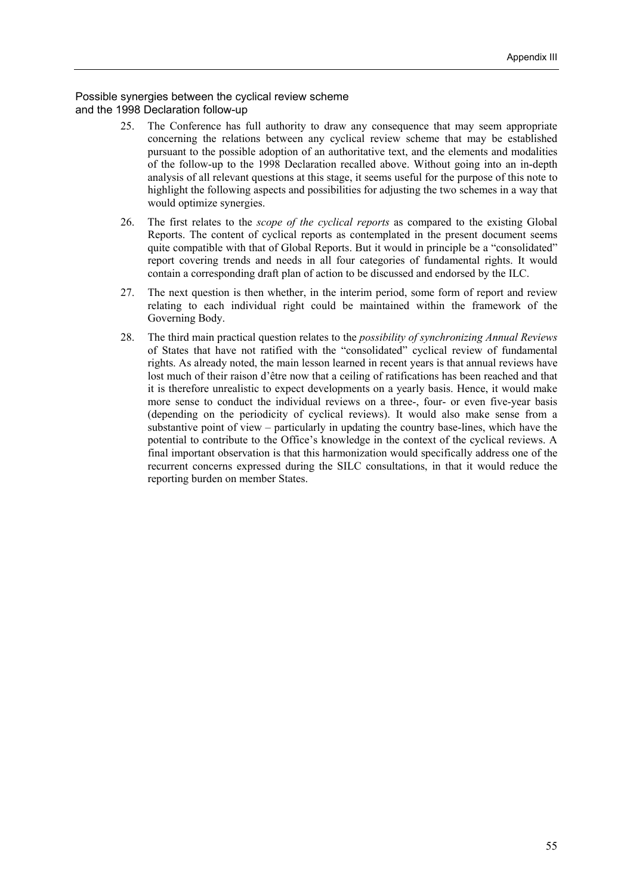### Possible synergies between the cyclical review scheme and the 1998 Declaration follow-up

25. The Conference has full authority to draw any consequence that may seem appropriate concerning the relations between any cyclical review scheme that may be established pursuant to the possible adoption of an authoritative text, and the elements and modalities of the follow-up to the 1998 Declaration recalled above. Without going into an in-depth analysis of all relevant questions at this stage, it seems useful for the purpose of this note to highlight the following aspects and possibilities for adjusting the two schemes in a way that would optimize synergies.

26. The first relates to the *scope of the cyclical reports* as compared to the existing Global Reports. The content of cyclical reports as contemplated in the present document seems quite compatible with that of Global Reports. But it would in principle be a "consolidated" report covering trends and needs in all four categories of fundamental rights. It would contain a corresponding draft plan of action to be discussed and endorsed by the ILC.

27. The next question is then whether, in the interim period, some form of report and review relating to each individual right could be maintained within the framework of the Governing Body.

28. The third main practical question relates to the *possibility of synchronizing Annual Reviews* of States that have not ratified with the "consolidated" cyclical review of fundamental rights. As already noted, the main lesson learned in recent years is that annual reviews have lost much of their raison d'être now that a ceiling of ratifications has been reached and that it is therefore unrealistic to expect developments on a yearly basis. Hence, it would make more sense to conduct the individual reviews on a three-, four- or even five-year basis (depending on the periodicity of cyclical reviews). It would also make sense from a substantive point of view – particularly in updating the country base-lines, which have the potential to contribute to the Office's knowledge in the context of the cyclical reviews. A final important observation is that this harmonization would specifically address one of the recurrent concerns expressed during the SILC consultations, in that it would reduce the reporting burden on member States.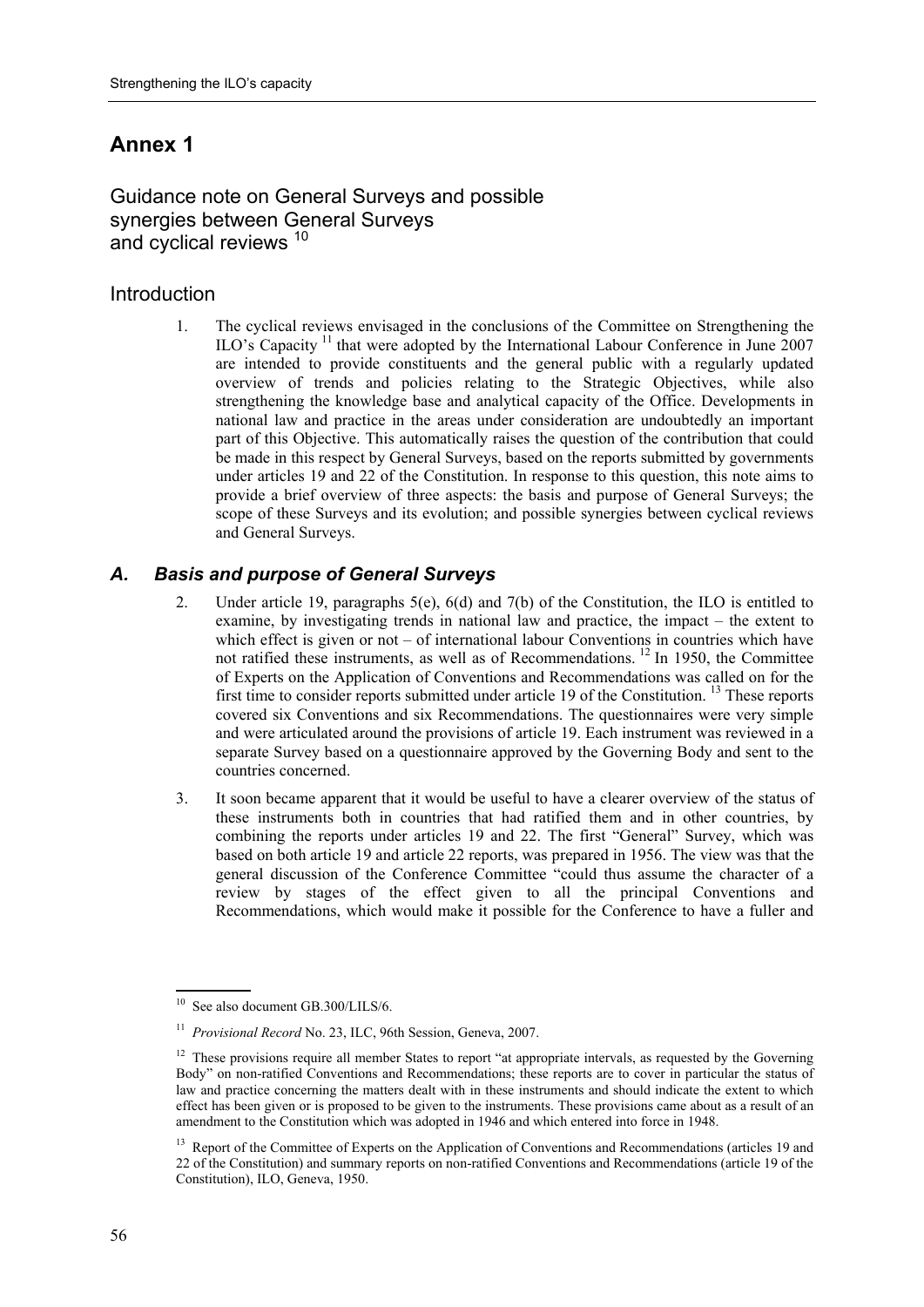# Annex 1

## Guidance note on General Surveys and possible synergies between General Surveys and cyclical reviews [10]

## Introduction

1. The cyclical reviews envisaged in the conclusions of the Committee on Strengthening the ILO's Capacity [11] that were adopted by the International Labour Conference in June 2007 are intended to provide constituents and the general public with a regularly updated overview of trends and policies relating to the Strategic Objectives, while also strengthening the knowledge base and analytical capacity of the Office. Developments in national law and practice in the areas under consideration are undoubtedly an important part of this Objective. This automatically raises the question of the contribution that could be made in this respect by General Surveys, based on the reports submitted by governments under articles 19 and 22 of the Constitution. In response to this question, this note aims to provide a brief overview of three aspects: the basis and purpose of General Surveys; the scope of these Surveys and its evolution; and possible synergies between cyclical reviews and General Surveys.

### *A. Basis and purpose of General Surveys*

2. Under article 19, paragraphs 5(e), 6(d) and 7(b) of the Constitution, the ILO is entitled to examine, by investigating trends in national law and practice, the impact – the extent to which effect is given or not – of international labour Conventions in countries which have not ratified these instruments, as well as of Recommendations. [12] In 1950, the Committee of Experts on the Application of Conventions and Recommendations was called on for the first time to consider reports submitted under article 19 of the Constitution. [13] These reports covered six Conventions and six Recommendations. The questionnaires were very simple and were articulated around the provisions of article 19. Each instrument was reviewed in a separate Survey based on a questionnaire approved by the Governing Body and sent to the countries concerned.

3. It soon became apparent that it would be useful to have a clearer overview of the status of these instruments both in countries that had ratified them and in other countries, by combining the reports under articles 19 and 22. The first "General" Survey, which was based on both article 19 and article 22 reports, was prepared in 1956. The view was that the general discussion of the Conference Committee "could thus assume the character of a review by stages of the effect given to all the principal Conventions and Recommendations, which would make it possible for the Conference to have a fuller and

---

[10] See also document GB.300/LILS/6.

[11] *Provisional Record* No. 23, ILC, 96th Session, Geneva, 2007.

[12] These provisions require all member States to report "at appropriate intervals, as requested by the Governing Body" on non-ratified Conventions and Recommendations; these reports are to cover in particular the status of law and practice concerning the matters dealt with in these instruments and should indicate the extent to which effect has been given or is proposed to be given to the instruments. These provisions came about as a result of an amendment to the Constitution which was adopted in 1946 and which entered into force in 1948.

[13] Report of the Committee of Experts on the Application of Conventions and Recommendations (articles 19 and 22 of the Constitution) and summary reports on non-ratified Conventions and Recommendations (article 19 of the Constitution), ILO, Geneva, 1950.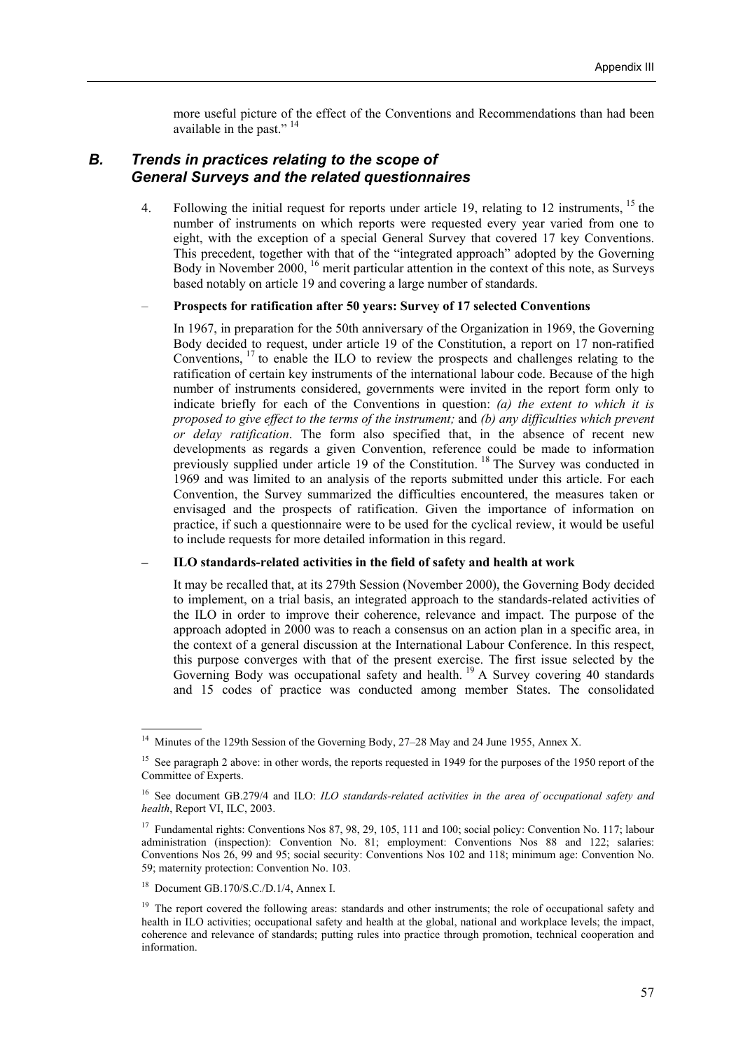more useful picture of the effect of the Conventions and Recommendations than had been available in the past." [14]

## B. Trends in practices relating to the scope of General Surveys and the related questionnaires

4. Following the initial request for reports under article 19, relating to 12 instruments, [15] the number of instruments on which reports were requested every year varied from one to eight, with the exception of a special General Survey that covered 17 key Conventions. This precedent, together with that of the "integrated approach" adopted by the Governing Body in November 2000, [16] merit particular attention in the context of this note, as Surveys based notably on article 19 and covering a large number of standards.

– **Prospects for ratification after 50 years: Survey of 17 selected Conventions**

In 1967, in preparation for the 50th anniversary of the Organization in 1969, the Governing Body decided to request, under article 19 of the Constitution, a report on 17 non-ratified Conventions, [17] to enable the ILO to review the prospects and challenges relating to the ratification of certain key instruments of the international labour code. Because of the high number of instruments considered, governments were invited in the report form only to indicate briefly for each of the Conventions in question: *(a) the extent to which it is proposed to give effect to the terms of the instrument;* and *(b) any difficulties which prevent or delay ratification*. The form also specified that, in the absence of recent new developments as regards a given Convention, reference could be made to information previously supplied under article 19 of the Constitution. [18] The Survey was conducted in 1969 and was limited to an analysis of the reports submitted under this article. For each Convention, the Survey summarized the difficulties encountered, the measures taken or envisaged and the prospects of ratification. Given the importance of information on practice, if such a questionnaire were to be used for the cyclical review, it would be useful to include requests for more detailed information in this regard.

– **ILO standards-related activities in the field of safety and health at work**

It may be recalled that, at its 279th Session (November 2000), the Governing Body decided to implement, on a trial basis, an integrated approach to the standards-related activities of the ILO in order to improve their coherence, relevance and impact. The purpose of the approach adopted in 2000 was to reach a consensus on an action plan in a specific area, in the context of a general discussion at the International Labour Conference. In this respect, this purpose converges with that of the present exercise. The first issue selected by the Governing Body was occupational safety and health. [19] A Survey covering 40 standards and 15 codes of practice was conducted among member States. The consolidated

---

[14] Minutes of the 129th Session of the Governing Body, 27–28 May and 24 June 1955, Annex X.

[15] See paragraph 2 above: in other words, the reports requested in 1949 for the purposes of the 1950 report of the Committee of Experts.

[16] See document GB.279/4 and ILO: *ILO standards-related activities in the area of occupational safety and health*, Report VI, ILC, 2003.

[17] Fundamental rights: Conventions Nos 87, 98, 29, 105, 111 and 100; social policy: Convention No. 117; labour administration (inspection): Convention No. 81; employment: Conventions Nos 88 and 122; salaries: Conventions Nos 26, 99 and 95; social security: Conventions Nos 102 and 118; minimum age: Convention No. 59; maternity protection: Convention No. 103.

[18] Document GB.170/S.C./D.1/4, Annex I.

[19] The report covered the following areas: standards and other instruments; the role of occupational safety and health in ILO activities; occupational safety and health at the global, national and workplace levels; the impact, coherence and relevance of standards; putting rules into practice through promotion, technical cooperation and information.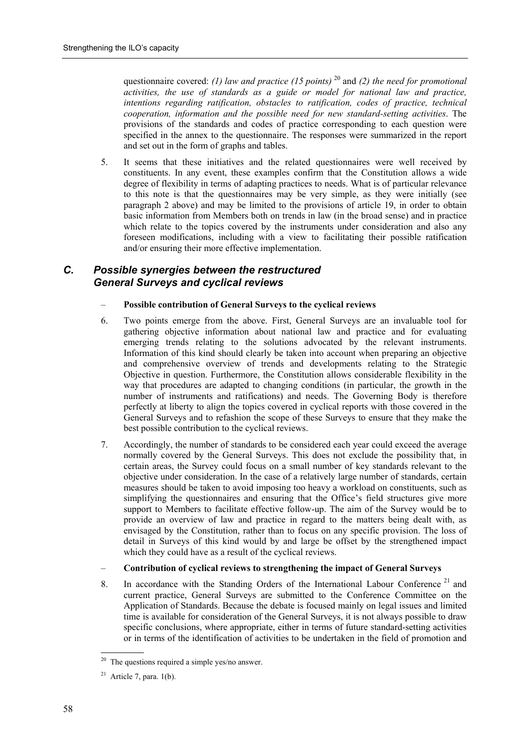questionnaire covered: *(1) law and practice (15 points)* [20] and *(2) the need for promotional activities, the use of standards as a guide or model for national law and practice, intentions regarding ratification, obstacles to ratification, codes of practice, technical cooperation, information and the possible need for new standard-setting activities*. The provisions of the standards and codes of practice corresponding to each question were specified in the annex to the questionnaire. The responses were summarized in the report and set out in the form of graphs and tables.

5. It seems that these initiatives and the related questionnaires were well received by constituents. In any event, these examples confirm that the Constitution allows a wide degree of flexibility in terms of adapting practices to needs. What is of particular relevance to this note is that the questionnaires may be very simple, as they were initially (see paragraph 2 above) and may be limited to the provisions of article 19, in order to obtain basic information from Members both on trends in law (in the broad sense) and in practice which relate to the topics covered by the instruments under consideration and also any foreseen modifications, including with a view to facilitating their possible ratification and/or ensuring their more effective implementation.

## *C. Possible synergies between the restructured General Surveys and cyclical reviews*

– **Possible contribution of General Surveys to the cyclical reviews**

6. Two points emerge from the above. First, General Surveys are an invaluable tool for gathering objective information about national law and practice and for evaluating emerging trends relating to the solutions advocated by the relevant instruments. Information of this kind should clearly be taken into account when preparing an objective and comprehensive overview of trends and developments relating to the Strategic Objective in question. Furthermore, the Constitution allows considerable flexibility in the way that procedures are adapted to changing conditions (in particular, the growth in the number of instruments and ratifications) and needs. The Governing Body is therefore perfectly at liberty to align the topics covered in cyclical reports with those covered in the General Surveys and to refashion the scope of these Surveys to ensure that they make the best possible contribution to the cyclical reviews.

7. Accordingly, the number of standards to be considered each year could exceed the average normally covered by the General Surveys. This does not exclude the possibility that, in certain areas, the Survey could focus on a small number of key standards relevant to the objective under consideration. In the case of a relatively large number of standards, certain measures should be taken to avoid imposing too heavy a workload on constituents, such as simplifying the questionnaires and ensuring that the Office's field structures give more support to Members to facilitate effective follow-up. The aim of the Survey would be to provide an overview of law and practice in regard to the matters being dealt with, as envisaged by the Constitution, rather than to focus on any specific provision. The loss of detail in Surveys of this kind would by and large be offset by the strengthened impact which they could have as a result of the cyclical reviews.

– **Contribution of cyclical reviews to strengthening the impact of General Surveys**

8. In accordance with the Standing Orders of the International Labour Conference [21] and current practice, General Surveys are submitted to the Conference Committee on the Application of Standards. Because the debate is focused mainly on legal issues and limited time is available for consideration of the General Surveys, it is not always possible to draw specific conclusions, where appropriate, either in terms of future standard-setting activities or in terms of the identification of activities to be undertaken in the field of promotion and

---

[20] The questions required a simple yes/no answer.

[21] Article 7, para. 1(b).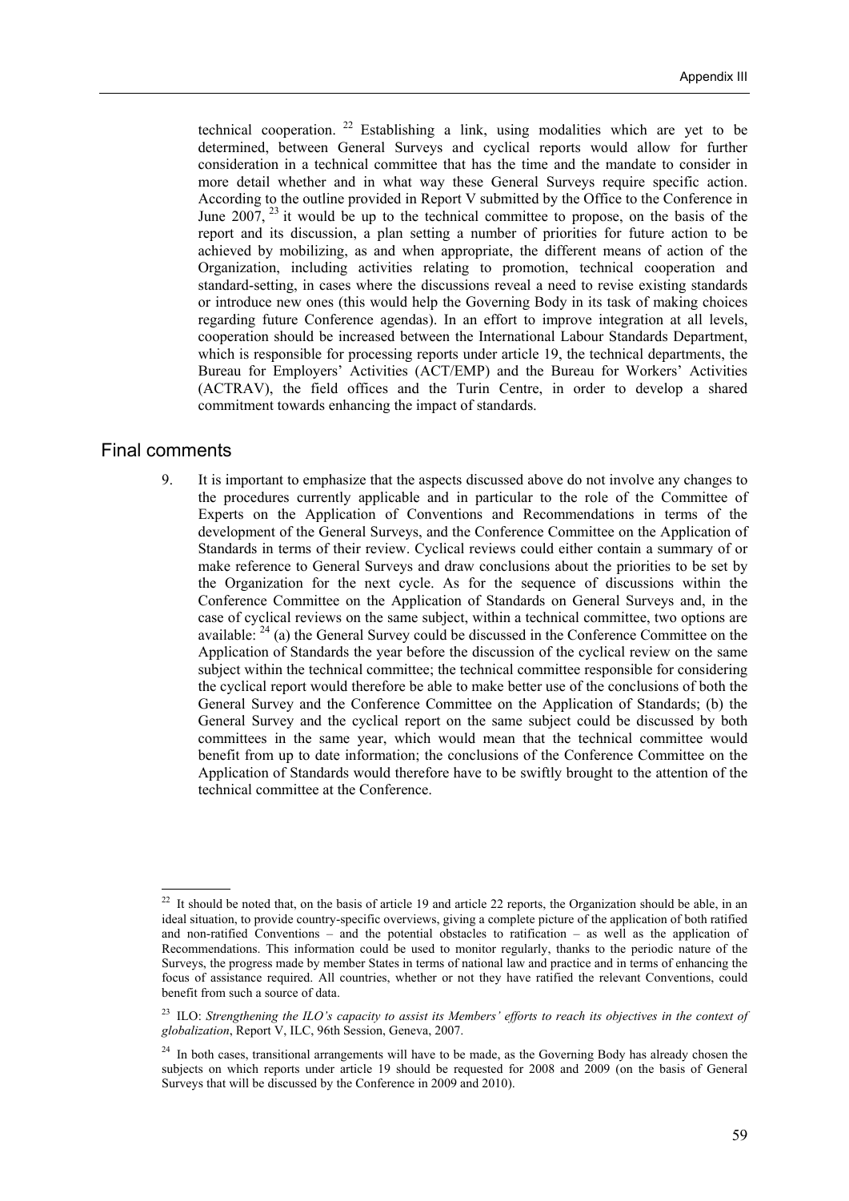technical cooperation. [22] Establishing a link, using modalities which are yet to be determined, between General Surveys and cyclical reports would allow for further consideration in a technical committee that has the time and the mandate to consider in more detail whether and in what way these General Surveys require specific action. According to the outline provided in Report V submitted by the Office to the Conference in June 2007, [23] it would be up to the technical committee to propose, on the basis of the report and its discussion, a plan setting a number of priorities for future action to be achieved by mobilizing, as and when appropriate, the different means of action of the Organization, including activities relating to promotion, technical cooperation and standard-setting, in cases where the discussions reveal a need to revise existing standards or introduce new ones (this would help the Governing Body in its task of making choices regarding future Conference agendas). In an effort to improve integration at all levels, cooperation should be increased between the International Labour Standards Department, which is responsible for processing reports under article 19, the technical departments, the Bureau for Employers' Activities (ACT/EMP) and the Bureau for Workers' Activities (ACTRAV), the field offices and the Turin Centre, in order to develop a shared commitment towards enhancing the impact of standards.

## Final comments

9. It is important to emphasize that the aspects discussed above do not involve any changes to the procedures currently applicable and in particular to the role of the Committee of Experts on the Application of Conventions and Recommendations in terms of the development of the General Surveys, and the Conference Committee on the Application of Standards in terms of their review. Cyclical reviews could either contain a summary of or make reference to General Surveys and draw conclusions about the priorities to be set by the Organization for the next cycle. As for the sequence of discussions within the Conference Committee on the Application of Standards on General Surveys and, in the case of cyclical reviews on the same subject, within a technical committee, two options are available: [24] (a) the General Survey could be discussed in the Conference Committee on the Application of Standards the year before the discussion of the cyclical review on the same subject within the technical committee; the technical committee responsible for considering the cyclical report would therefore be able to make better use of the conclusions of both the General Survey and the Conference Committee on the Application of Standards; (b) the General Survey and the cyclical report on the same subject could be discussed by both committees in the same year, which would mean that the technical committee would benefit from up to date information; the conclusions of the Conference Committee on the Application of Standards would therefore have to be swiftly brought to the attention of the technical committee at the Conference.

---

[22] It should be noted that, on the basis of article 19 and article 22 reports, the Organization should be able, in an ideal situation, to provide country-specific overviews, giving a complete picture of the application of both ratified and non-ratified Conventions – and the potential obstacles to ratification – as well as the application of Recommendations. This information could be used to monitor regularly, thanks to the periodic nature of the Surveys, the progress made by member States in terms of national law and practice and in terms of enhancing the focus of assistance required. All countries, whether or not they have ratified the relevant Conventions, could benefit from such a source of data.

[23] ILO: *Strengthening the ILO's capacity to assist its Members' efforts to reach its objectives in the context of globalization*, Report V, ILC, 96th Session, Geneva, 2007.

[24] In both cases, transitional arrangements will have to be made, as the Governing Body has already chosen the subjects on which reports under article 19 should be requested for 2008 and 2009 (on the basis of General Surveys that will be discussed by the Conference in 2009 and 2010).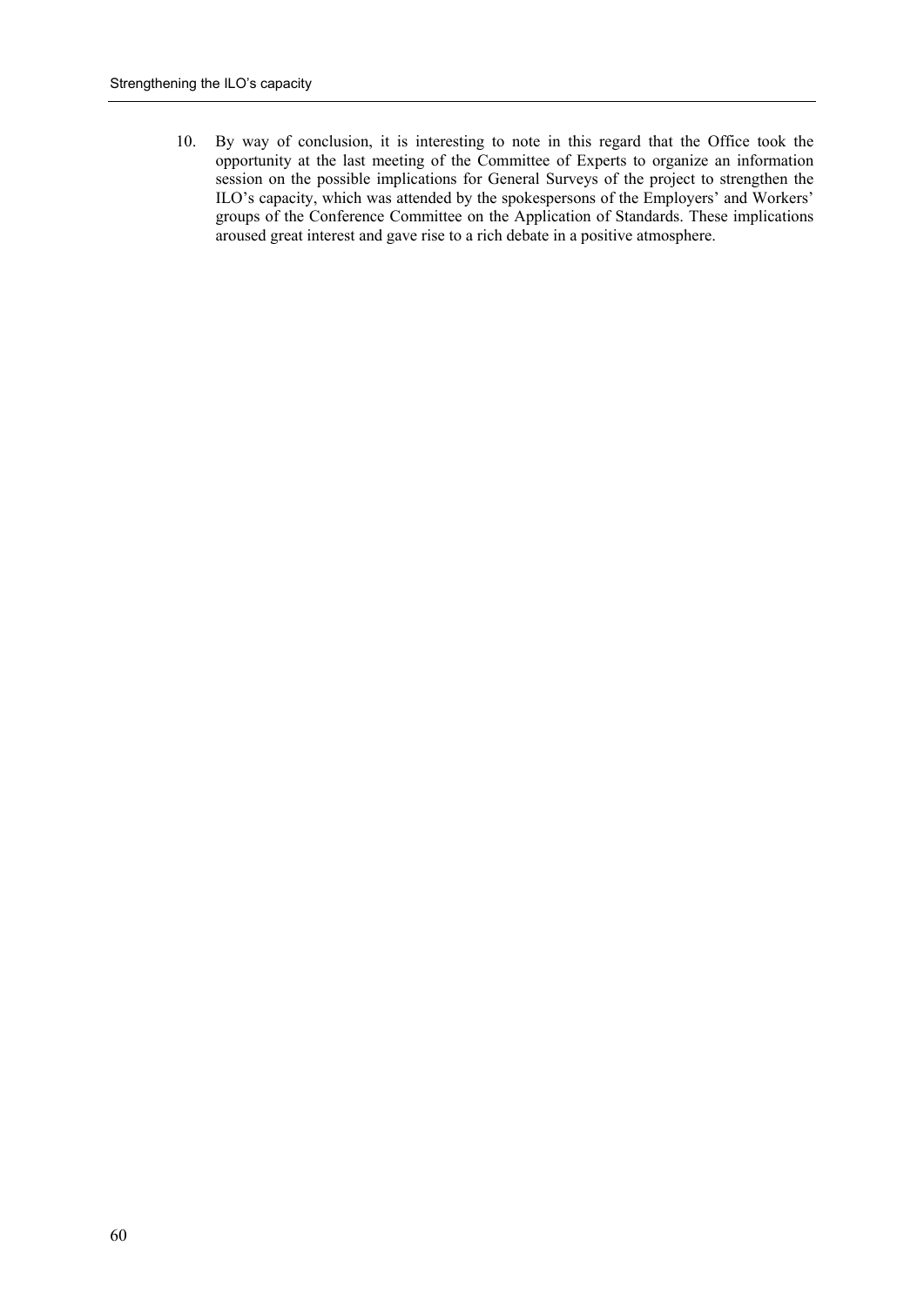10. By way of conclusion, it is interesting to note in this regard that the Office took the opportunity at the last meeting of the Committee of Experts to organize an information session on the possible implications for General Surveys of the project to strengthen the ILO's capacity, which was attended by the spokespersons of the Employers' and Workers' groups of the Conference Committee on the Application of Standards. These implications aroused great interest and gave rise to a rich debate in a positive atmosphere.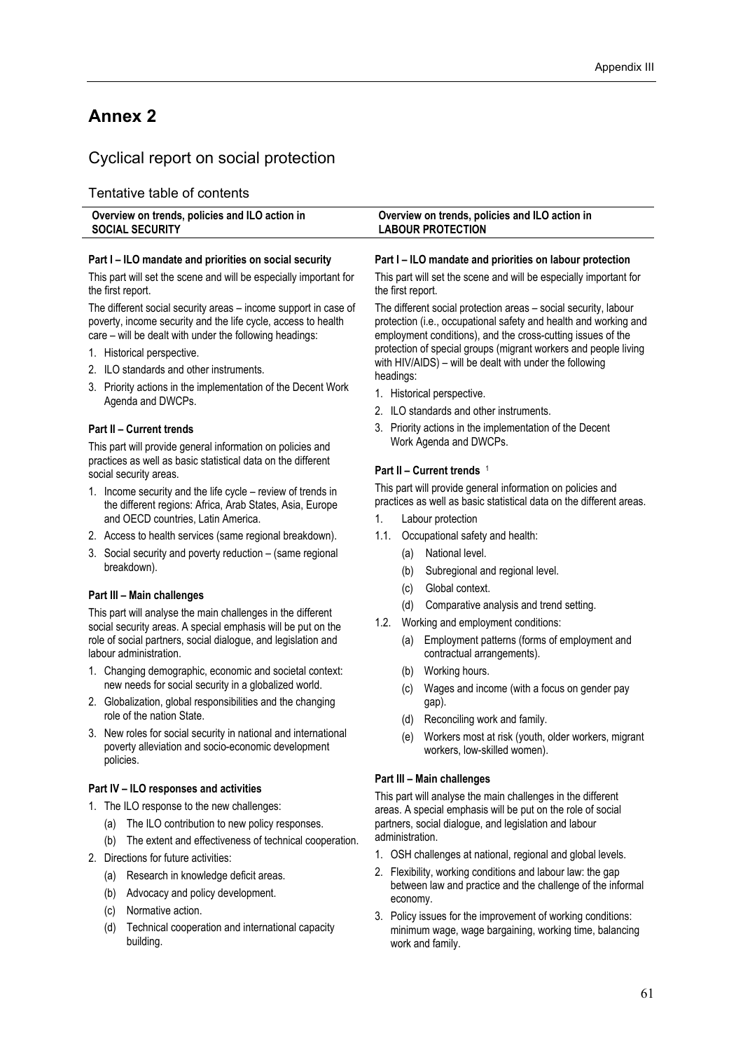# Annex 2

## Cyclical report on social protection

### Tentative table of contents

**Overview on trends, policies and ILO action in SOCIAL SECURITY**

**Part I – ILO mandate and priorities on social security**

This part will set the scene and will be especially important for the first report.

The different social security areas – income support in case of poverty, income security and the life cycle, access to health care – will be dealt with under the following headings:

1. Historical perspective.
2. ILO standards and other instruments.
3. Priority actions in the implementation of the Decent Work Agenda and DWCPs.

**Part II – Current trends**

This part will provide general information on policies and practices as well as basic statistical data on the different social security areas.

1. Income security and the life cycle – review of trends in the different regions: Africa, Arab States, Asia, Europe and OECD countries, Latin America.
2. Access to health services (same regional breakdown).
3. Social security and poverty reduction – (same regional breakdown).

**Part III – Main challenges**

This part will analyse the main challenges in the different social security areas. A special emphasis will be put on the role of social partners, social dialogue, and legislation and labour administration.

1. Changing demographic, economic and societal context: new needs for social security in a globalized world.
2. Globalization, global responsibilities and the changing role of the nation State.
3. New roles for social security in national and international poverty alleviation and socio-economic development policies.

**Part IV – ILO responses and activities**

1. The ILO response to the new challenges:
   - (a) The ILO contribution to new policy responses.
   - (b) The extent and effectiveness of technical cooperation.
2. Directions for future activities:
   - (a) Research in knowledge deficit areas.
   - (b) Advocacy and policy development.
   - (c) Normative action.
   - (d) Technical cooperation and international capacity building.

**Overview on trends, policies and ILO action in LABOUR PROTECTION**

**Part I – ILO mandate and priorities on labour protection**

This part will set the scene and will be especially important for the first report.

The different social protection areas – social security, labour protection (i.e., occupational safety and health and working and employment conditions), and the cross-cutting issues of the protection of special groups (migrant workers and people living with HIV/AIDS) – will be dealt with under the following headings:

1. Historical perspective.
2. ILO standards and other instruments.
3. Priority actions in the implementation of the Decent Work Agenda and DWCPs.

**Part II – Current trends** [1]

This part will provide general information on policies and practices as well as basic statistical data on the different areas.

1. Labour protection

1.1. Occupational safety and health:
   - (a) National level.
   - (b) Subregional and regional level.
   - (c) Global context.
   - (d) Comparative analysis and trend setting.

1.2. Working and employment conditions:
   - (a) Employment patterns (forms of employment and contractual arrangements).
   - (b) Working hours.
   - (c) Wages and income (with a focus on gender pay gap).
   - (d) Reconciling work and family.
   - (e) Workers most at risk (youth, older workers, migrant workers, low-skilled women).

**Part III – Main challenges**

This part will analyse the main challenges in the different areas. A special emphasis will be put on the role of social partners, social dialogue, and legislation and labour administration.

1. OSH challenges at national, regional and global levels.
2. Flexibility, working conditions and labour law: the gap between law and practice and the challenge of the informal economy.
3. Policy issues for the improvement of working conditions: minimum wage, wage bargaining, working time, balancing work and family.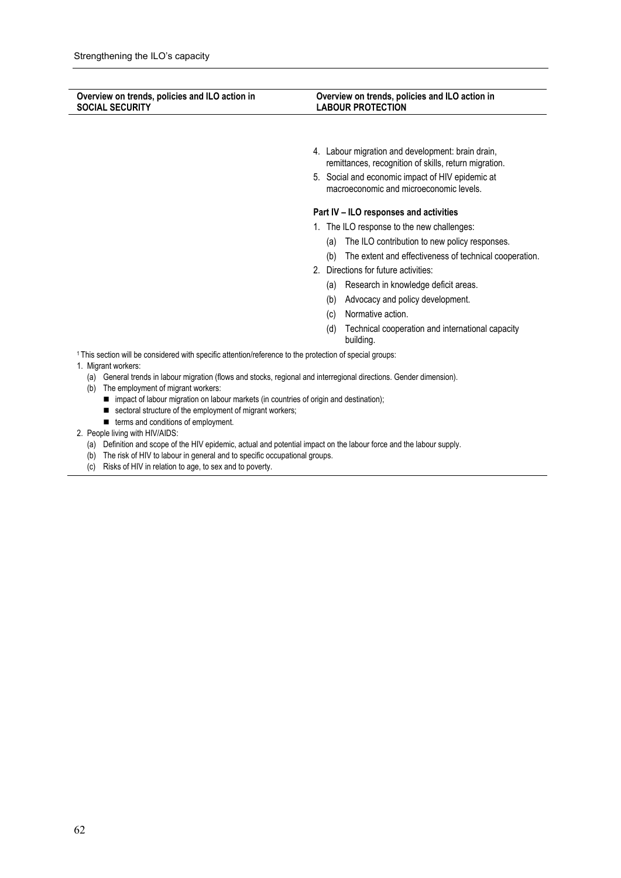| Overview on trends, policies and ILO action in SOCIAL SECURITY | Overview on trends, policies and ILO action in LABOUR PROTECTION |
|---|---|
| | 4. Labour migration and development: brain drain, remittances, recognition of skills, return migration.<br>5. Social and economic impact of HIV epidemic at macroeconomic and microeconomic levels.<br><br>**Part IV – ILO responses and activities**<br><br>1. The ILO response to the new challenges:<br>(a) The ILO contribution to new policy responses.<br>(b) The extent and effectiveness of technical cooperation.<br>2. Directions for future activities:<br>(a) Research in knowledge deficit areas.<br>(b) Advocacy and policy development.<br>(c) Normative action.<br>(d) Technical cooperation and international capacity building. |

[1] This section will be considered with specific attention/reference to the protection of special groups:

1. Migrant workers:
   - (a) General trends in labour migration (flows and stocks, regional and interregional directions. Gender dimension).
   - (b) The employment of migrant workers:
     - impact of labour migration on labour markets (in countries of origin and destination);
     - sectoral structure of the employment of migrant workers;
     - terms and conditions of employment.
2. People living with HIV/AIDS:
   - (a) Definition and scope of the HIV epidemic, actual and potential impact on the labour force and the labour supply.
   - (b) The risk of HIV to labour in general and to specific occupational groups.
   - (c) Risks of HIV in relation to age, to sex and to poverty.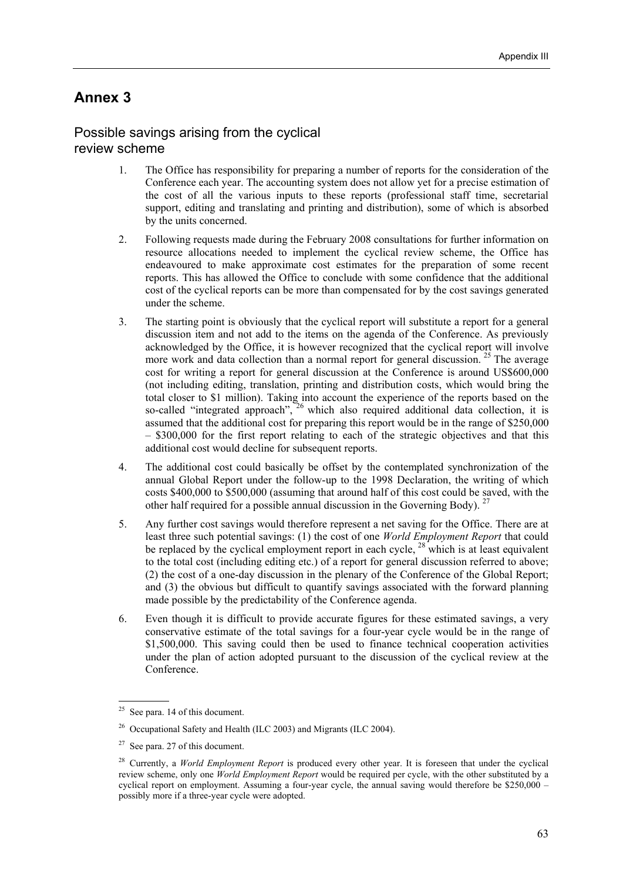# Annex 3

## Possible savings arising from the cyclical review scheme

1. The Office has responsibility for preparing a number of reports for the consideration of the Conference each year. The accounting system does not allow yet for a precise estimation of the cost of all the various inputs to these reports (professional staff time, secretarial support, editing and translating and printing and distribution), some of which is absorbed by the units concerned.

2. Following requests made during the February 2008 consultations for further information on resource allocations needed to implement the cyclical review scheme, the Office has endeavoured to make approximate cost estimates for the preparation of some recent reports. This has allowed the Office to conclude with some confidence that the additional cost of the cyclical reports can be more than compensated for by the cost savings generated under the scheme.

3. The starting point is obviously that the cyclical report will substitute a report for a general discussion item and not add to the items on the agenda of the Conference. As previously acknowledged by the Office, it is however recognized that the cyclical report will involve more work and data collection than a normal report for general discussion. [25] The average cost for writing a report for general discussion at the Conference is around US$600,000 (not including editing, translation, printing and distribution costs, which would bring the total closer to $1 million). Taking into account the experience of the reports based on the so-called "integrated approach", [26] which also required additional data collection, it is assumed that the additional cost for preparing this report would be in the range of $250,000 – $300,000 for the first report relating to each of the strategic objectives and that this additional cost would decline for subsequent reports.

4. The additional cost could basically be offset by the contemplated synchronization of the annual Global Report under the follow-up to the 1998 Declaration, the writing of which costs $400,000 to $500,000 (assuming that around half of this cost could be saved, with the other half required for a possible annual discussion in the Governing Body). [27]

5. Any further cost savings would therefore represent a net saving for the Office. There are at least three such potential savings: (1) the cost of one *World Employment Report* that could be replaced by the cyclical employment report in each cycle, [28] which is at least equivalent to the total cost (including editing etc.) of a report for general discussion referred to above; (2) the cost of a one-day discussion in the plenary of the Conference of the Global Report; and (3) the obvious but difficult to quantify savings associated with the forward planning made possible by the predictability of the Conference agenda.

6. Even though it is difficult to provide accurate figures for these estimated savings, a very conservative estimate of the total savings for a four-year cycle would be in the range of $1,500,000. This saving could then be used to finance technical cooperation activities under the plan of action adopted pursuant to the discussion of the cyclical review at the Conference.

---

[25] See para. 14 of this document.

[26] Occupational Safety and Health (ILC 2003) and Migrants (ILC 2004).

[27] See para. 27 of this document.

[28] Currently, a *World Employment Report* is produced every other year. It is foreseen that under the cyclical review scheme, only one *World Employment Report* would be required per cycle, with the other substituted by a cyclical report on employment. Assuming a four-year cycle, the annual saving would therefore be $250,000 – possibly more if a three-year cycle were adopted.